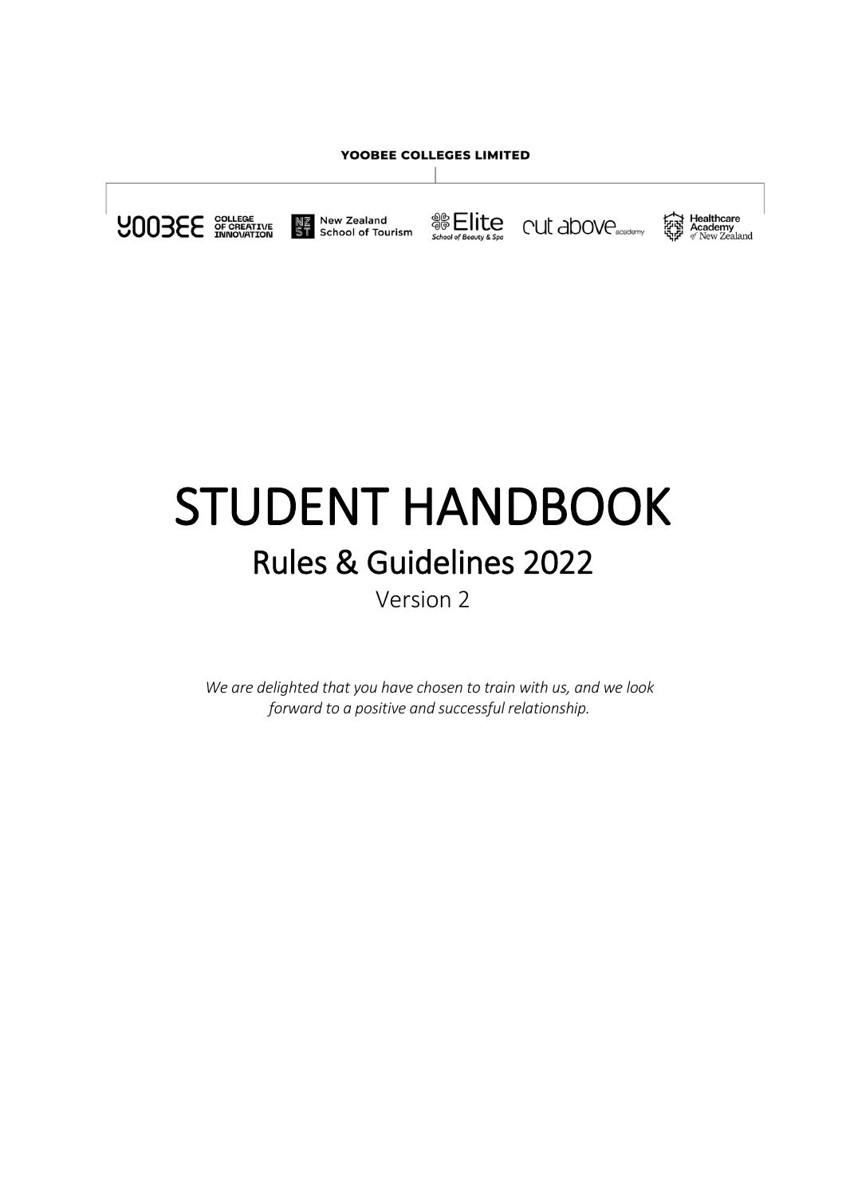YOOBEE COLLEGES LIMITED

YOOBEE COLLEGE OF CREATIVE INNOVATION | New Zealand School of Tourism | Elite School of Beauty & Spa | cut above academy | Healthcare Academy of New Zealand

# STUDENT HANDBOOK

## Rules & Guidelines 2022

Version 2

*We are delighted that you have chosen to train with us, and we look forward to a positive and successful relationship.*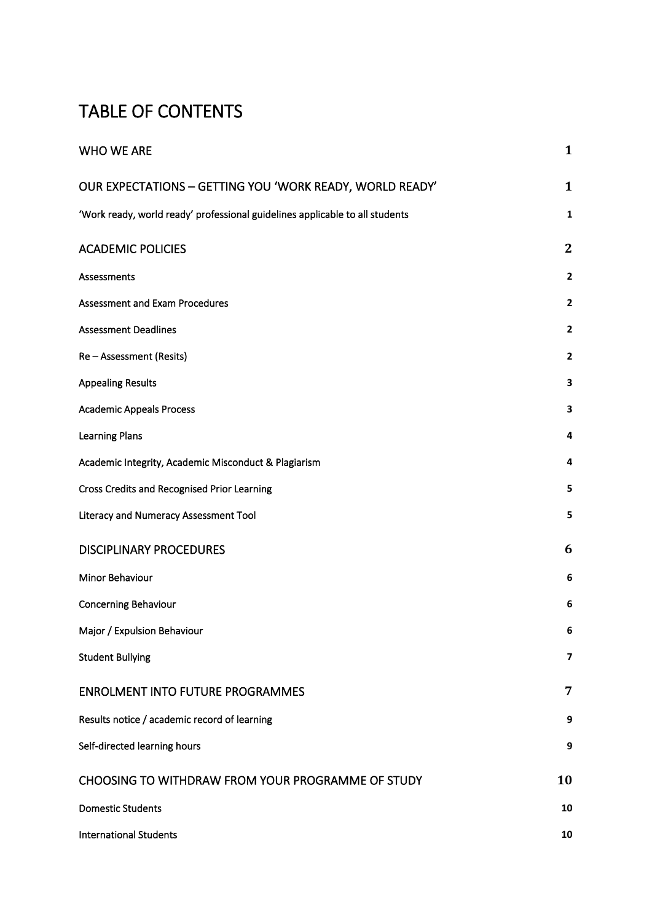# TABLE OF CONTENTS

| | |
|---|---|
| WHO WE ARE | 1 |
| OUR EXPECTATIONS – GETTING YOU 'WORK READY, WORLD READY' | 1 |
| 'Work ready, world ready' professional guidelines applicable to all students | 1 |
| ACADEMIC POLICIES | 2 |
| Assessments | 2 |
| Assessment and Exam Procedures | 2 |
| Assessment Deadlines | 2 |
| Re – Assessment (Resits) | 2 |
| Appealing Results | 3 |
| Academic Appeals Process | 3 |
| Learning Plans | 4 |
| Academic Integrity, Academic Misconduct & Plagiarism | 4 |
| Cross Credits and Recognised Prior Learning | 5 |
| Literacy and Numeracy Assessment Tool | 5 |
| DISCIPLINARY PROCEDURES | 6 |
| Minor Behaviour | 6 |
| Concerning Behaviour | 6 |
| Major / Expulsion Behaviour | 6 |
| Student Bullying | 7 |
| ENROLMENT INTO FUTURE PROGRAMMES | 7 |
| Results notice / academic record of learning | 9 |
| Self-directed learning hours | 9 |
| CHOOSING TO WITHDRAW FROM YOUR PROGRAMME OF STUDY | 10 |
| Domestic Students | 10 |
| International Students | 10 |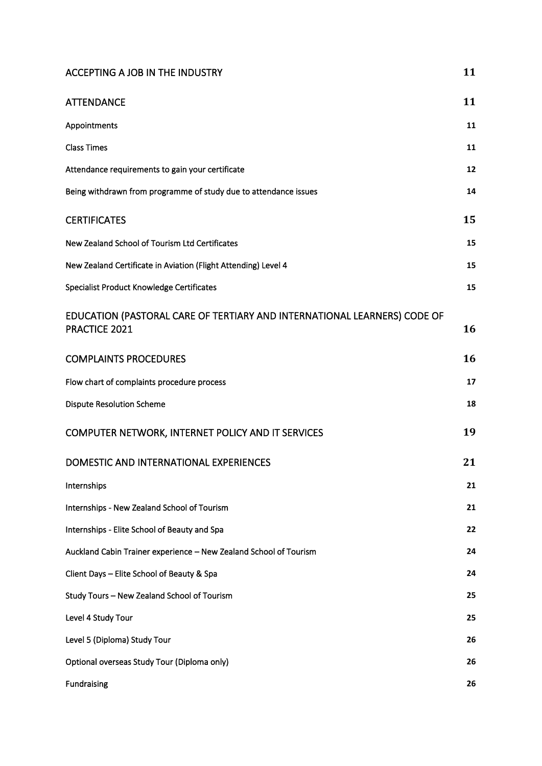| | |
|---|---|
| ACCEPTING A JOB IN THE INDUSTRY | 11 |
| ATTENDANCE | 11 |
| Appointments | 11 |
| Class Times | 11 |
| Attendance requirements to gain your certificate | 12 |
| Being withdrawn from programme of study due to attendance issues | 14 |
| CERTIFICATES | 15 |
| New Zealand School of Tourism Ltd Certificates | 15 |
| New Zealand Certificate in Aviation (Flight Attending) Level 4 | 15 |
| Specialist Product Knowledge Certificates | 15 |
| EDUCATION (PASTORAL CARE OF TERTIARY AND INTERNATIONAL LEARNERS) CODE OF PRACTICE 2021 | 16 |
| COMPLAINTS PROCEDURES | 16 |
| Flow chart of complaints procedure process | 17 |
| Dispute Resolution Scheme | 18 |
| COMPUTER NETWORK, INTERNET POLICY AND IT SERVICES | 19 |
| DOMESTIC AND INTERNATIONAL EXPERIENCES | 21 |
| Internships | 21 |
| Internships - New Zealand School of Tourism | 21 |
| Internships - Elite School of Beauty and Spa | 22 |
| Auckland Cabin Trainer experience – New Zealand School of Tourism | 24 |
| Client Days – Elite School of Beauty & Spa | 24 |
| Study Tours – New Zealand School of Tourism | 25 |
| Level 4 Study Tour | 25 |
| Level 5 (Diploma) Study Tour | 26 |
| Optional overseas Study Tour (Diploma only) | 26 |
| Fundraising | 26 |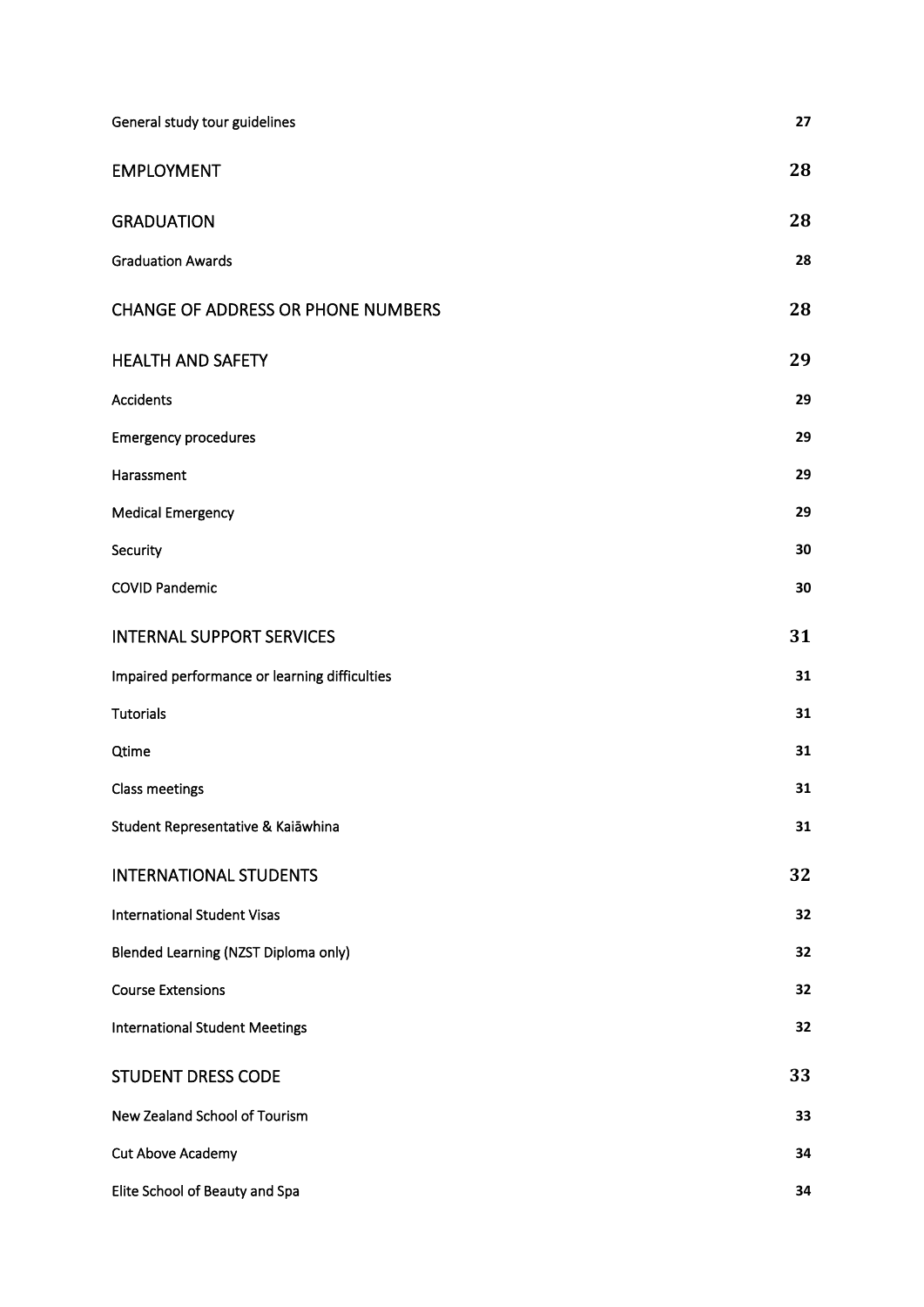| | |
|---|---|
| General study tour guidelines | 27 |
| EMPLOYMENT | 28 |
| GRADUATION | 28 |
| Graduation Awards | 28 |
| CHANGE OF ADDRESS OR PHONE NUMBERS | 28 |
| HEALTH AND SAFETY | 29 |
| Accidents | 29 |
| Emergency procedures | 29 |
| Harassment | 29 |
| Medical Emergency | 29 |
| Security | 30 |
| COVID Pandemic | 30 |
| INTERNAL SUPPORT SERVICES | 31 |
| Impaired performance or learning difficulties | 31 |
| Tutorials | 31 |
| Qtime | 31 |
| Class meetings | 31 |
| Student Representative & Kaiāwhina | 31 |
| INTERNATIONAL STUDENTS | 32 |
| International Student Visas | 32 |
| Blended Learning (NZST Diploma only) | 32 |
| Course Extensions | 32 |
| International Student Meetings | 32 |
| STUDENT DRESS CODE | 33 |
| New Zealand School of Tourism | 33 |
| Cut Above Academy | 34 |
| Elite School of Beauty and Spa | 34 |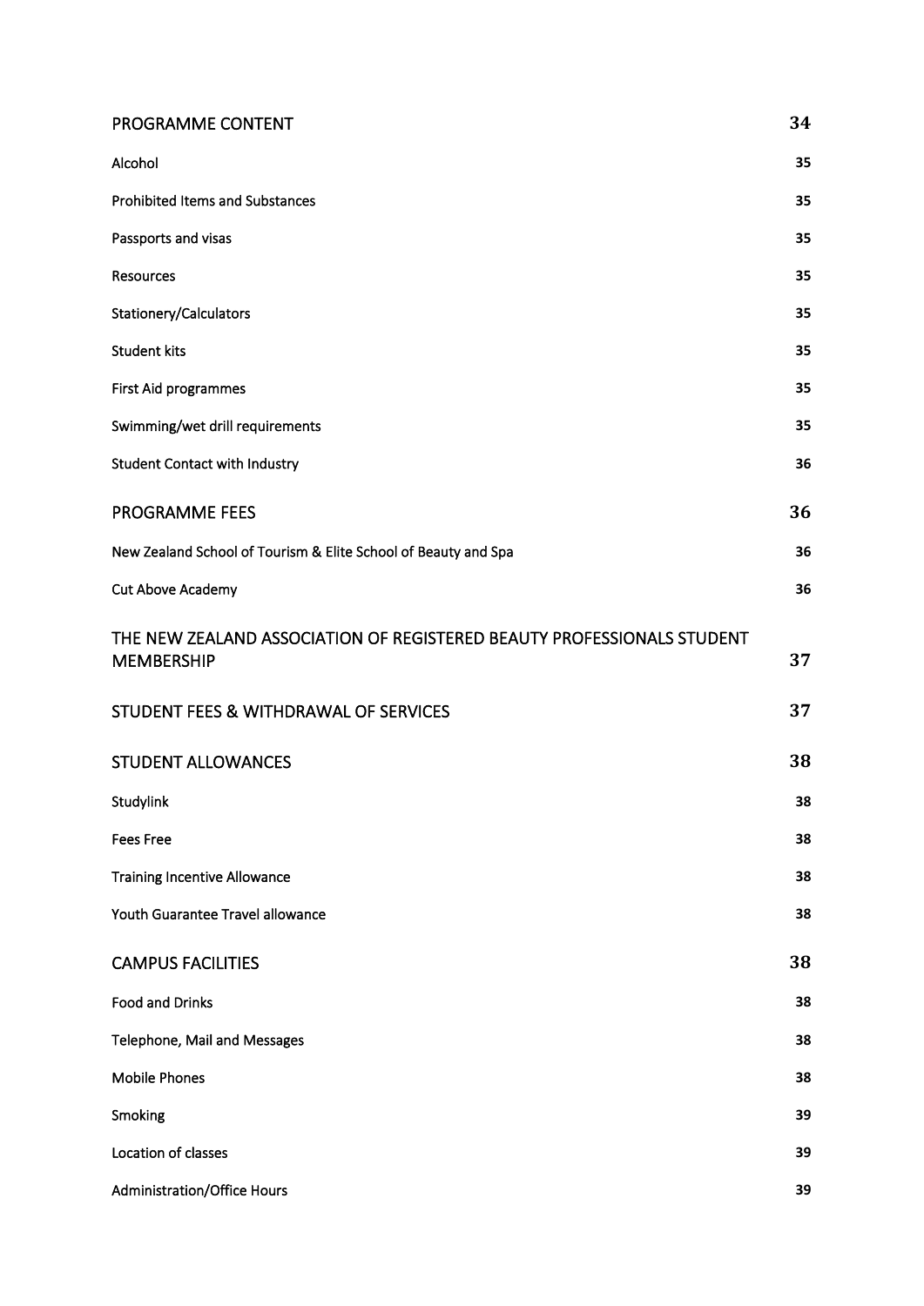| | |
|---|---|
| PROGRAMME CONTENT | 34 |
| Alcohol | 35 |
| Prohibited Items and Substances | 35 |
| Passports and visas | 35 |
| Resources | 35 |
| Stationery/Calculators | 35 |
| Student kits | 35 |
| First Aid programmes | 35 |
| Swimming/wet drill requirements | 35 |
| Student Contact with Industry | 36 |
| PROGRAMME FEES | 36 |
| New Zealand School of Tourism & Elite School of Beauty and Spa | 36 |
| Cut Above Academy | 36 |
| THE NEW ZEALAND ASSOCIATION OF REGISTERED BEAUTY PROFESSIONALS STUDENT MEMBERSHIP | 37 |
| STUDENT FEES & WITHDRAWAL OF SERVICES | 37 |
| STUDENT ALLOWANCES | 38 |
| Studylink | 38 |
| Fees Free | 38 |
| Training Incentive Allowance | 38 |
| Youth Guarantee Travel allowance | 38 |
| CAMPUS FACILITIES | 38 |
| Food and Drinks | 38 |
| Telephone, Mail and Messages | 38 |
| Mobile Phones | 38 |
| Smoking | 39 |
| Location of classes | 39 |
| Administration/Office Hours | 39 |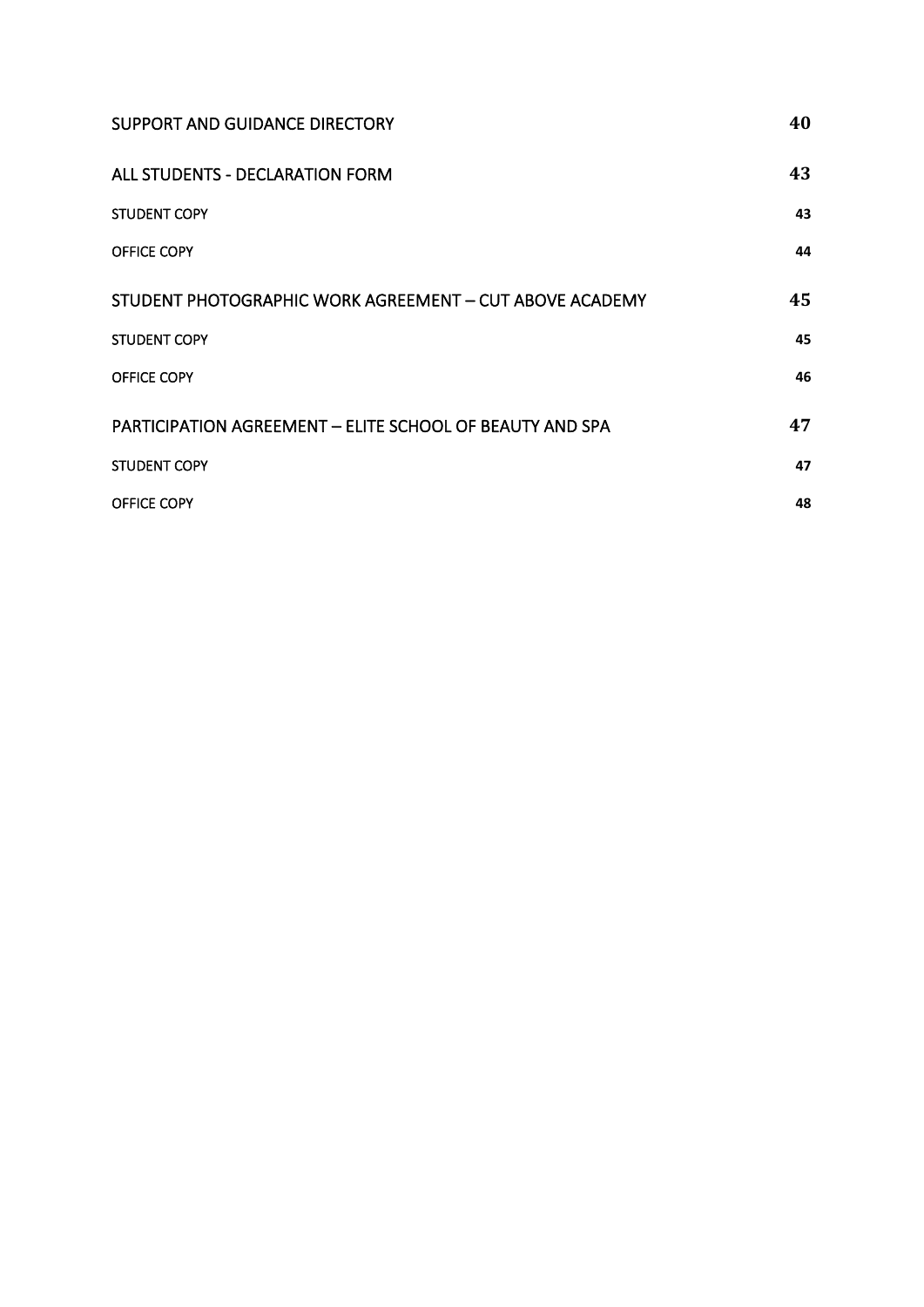SUPPORT AND GUIDANCE DIRECTORY 40

ALL STUDENTS - DECLARATION FORM 43

STUDENT COPY 43

OFFICE COPY 44

STUDENT PHOTOGRAPHIC WORK AGREEMENT – CUT ABOVE ACADEMY 45

STUDENT COPY 45

OFFICE COPY 46

PARTICIPATION AGREEMENT – ELITE SCHOOL OF BEAUTY AND SPA 47

STUDENT COPY 47

OFFICE COPY 48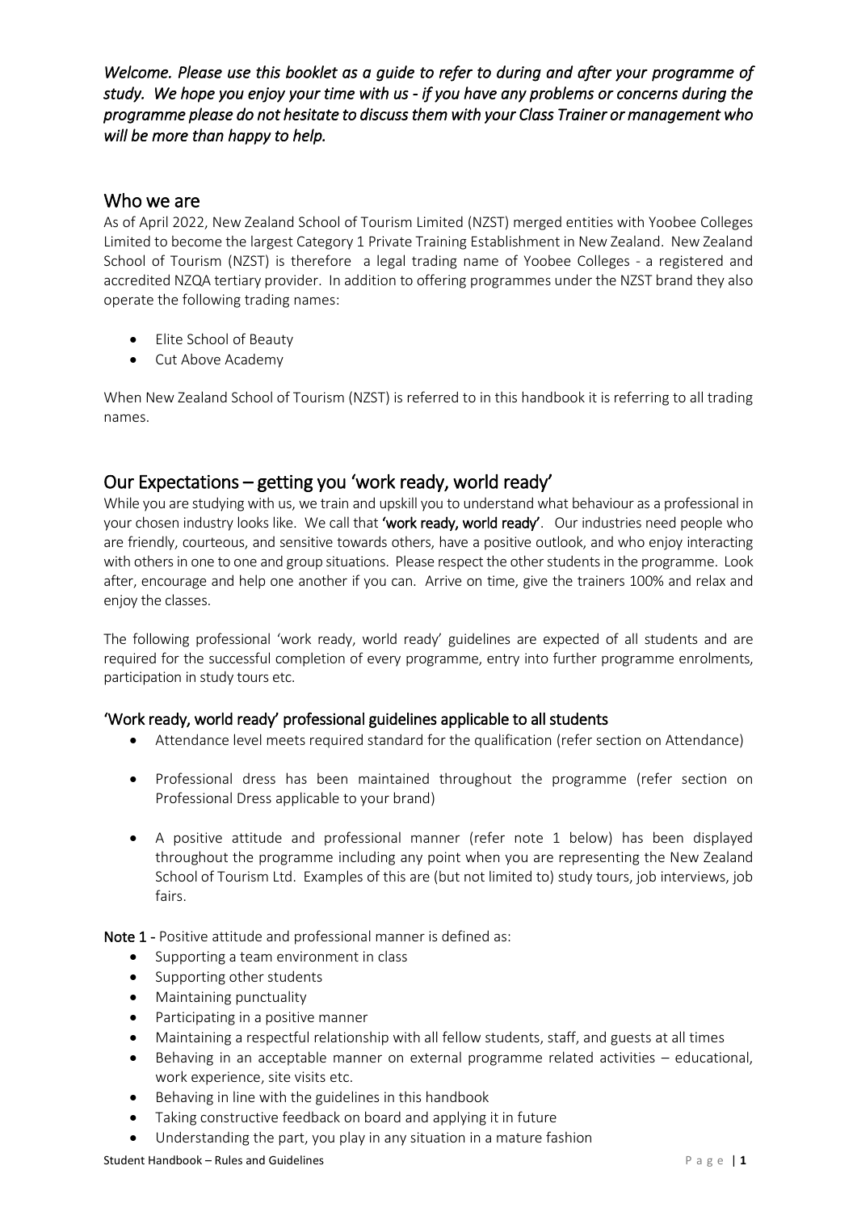*Welcome. Please use this booklet as a guide to refer to during and after your programme of study. We hope you enjoy your time with us - if you have any problems or concerns during the programme please do not hesitate to discuss them with your Class Trainer or management who will be more than happy to help.*

## Who we are

As of April 2022, New Zealand School of Tourism Limited (NZST) merged entities with Yoobee Colleges Limited to become the largest Category 1 Private Training Establishment in New Zealand. New Zealand School of Tourism (NZST) is therefore a legal trading name of Yoobee Colleges - a registered and accredited NZQA tertiary provider. In addition to offering programmes under the NZST brand they also operate the following trading names:

- Elite School of Beauty
- Cut Above Academy

When New Zealand School of Tourism (NZST) is referred to in this handbook it is referring to all trading names.

## Our Expectations – getting you 'work ready, world ready'

While you are studying with us, we train and upskill you to understand what behaviour as a professional in your chosen industry looks like. We call that **'work ready, world ready'**. Our industries need people who are friendly, courteous, and sensitive towards others, have a positive outlook, and who enjoy interacting with others in one to one and group situations. Please respect the other students in the programme. Look after, encourage and help one another if you can. Arrive on time, give the trainers 100% and relax and enjoy the classes.

The following professional 'work ready, world ready' guidelines are expected of all students and are required for the successful completion of every programme, entry into further programme enrolments, participation in study tours etc.

### 'Work ready, world ready' professional guidelines applicable to all students

- Attendance level meets required standard for the qualification (refer section on Attendance)
- Professional dress has been maintained throughout the programme (refer section on Professional Dress applicable to your brand)
- A positive attitude and professional manner (refer note 1 below) has been displayed throughout the programme including any point when you are representing the New Zealand School of Tourism Ltd. Examples of this are (but not limited to) study tours, job interviews, job fairs.

**Note 1 -** Positive attitude and professional manner is defined as:

- Supporting a team environment in class
- Supporting other students
- Maintaining punctuality
- Participating in a positive manner
- Maintaining a respectful relationship with all fellow students, staff, and guests at all times
- Behaving in an acceptable manner on external programme related activities – educational, work experience, site visits etc.
- Behaving in line with the guidelines in this handbook
- Taking constructive feedback on board and applying it in future
- Understanding the part, you play in any situation in a mature fashion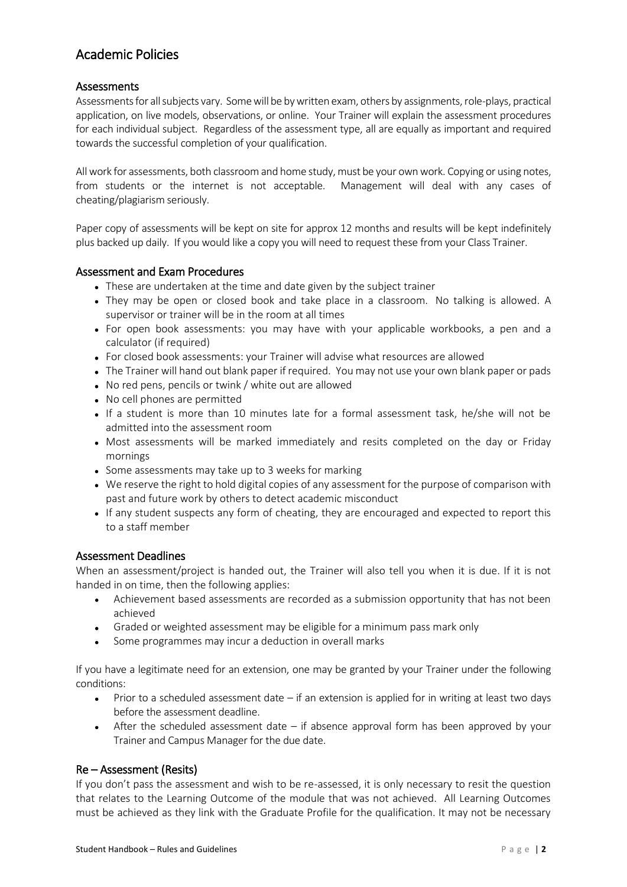# Academic Policies

## Assessments

Assessments for all subjects vary. Some will be by written exam, others by assignments, role-plays, practical application, on live models, observations, or online. Your Trainer will explain the assessment procedures for each individual subject. Regardless of the assessment type, all are equally as important and required towards the successful completion of your qualification.

All work for assessments, both classroom and home study, must be your own work. Copying or using notes, from students or the internet is not acceptable. Management will deal with any cases of cheating/plagiarism seriously.

Paper copy of assessments will be kept on site for approx 12 months and results will be kept indefinitely plus backed up daily. If you would like a copy you will need to request these from your Class Trainer.

## Assessment and Exam Procedures

- These are undertaken at the time and date given by the subject trainer
- They may be open or closed book and take place in a classroom. No talking is allowed. A supervisor or trainer will be in the room at all times
- For open book assessments: you may have with your applicable workbooks, a pen and a calculator (if required)
- For closed book assessments: your Trainer will advise what resources are allowed
- The Trainer will hand out blank paper if required. You may not use your own blank paper or pads
- No red pens, pencils or twink / white out are allowed
- No cell phones are permitted
- If a student is more than 10 minutes late for a formal assessment task, he/she will not be admitted into the assessment room
- Most assessments will be marked immediately and resits completed on the day or Friday mornings
- Some assessments may take up to 3 weeks for marking
- We reserve the right to hold digital copies of any assessment for the purpose of comparison with past and future work by others to detect academic misconduct
- If any student suspects any form of cheating, they are encouraged and expected to report this to a staff member

## Assessment Deadlines

When an assessment/project is handed out, the Trainer will also tell you when it is due. If it is not handed in on time, then the following applies:

- Achievement based assessments are recorded as a submission opportunity that has not been achieved
- Graded or weighted assessment may be eligible for a minimum pass mark only
- Some programmes may incur a deduction in overall marks

If you have a legitimate need for an extension, one may be granted by your Trainer under the following conditions:

- Prior to a scheduled assessment date – if an extension is applied for in writing at least two days before the assessment deadline.
- After the scheduled assessment date – if absence approval form has been approved by your Trainer and Campus Manager for the due date.

## Re – Assessment (Resits)

If you don't pass the assessment and wish to be re-assessed, it is only necessary to resit the question that relates to the Learning Outcome of the module that was not achieved. All Learning Outcomes must be achieved as they link with the Graduate Profile for the qualification. It may not be necessary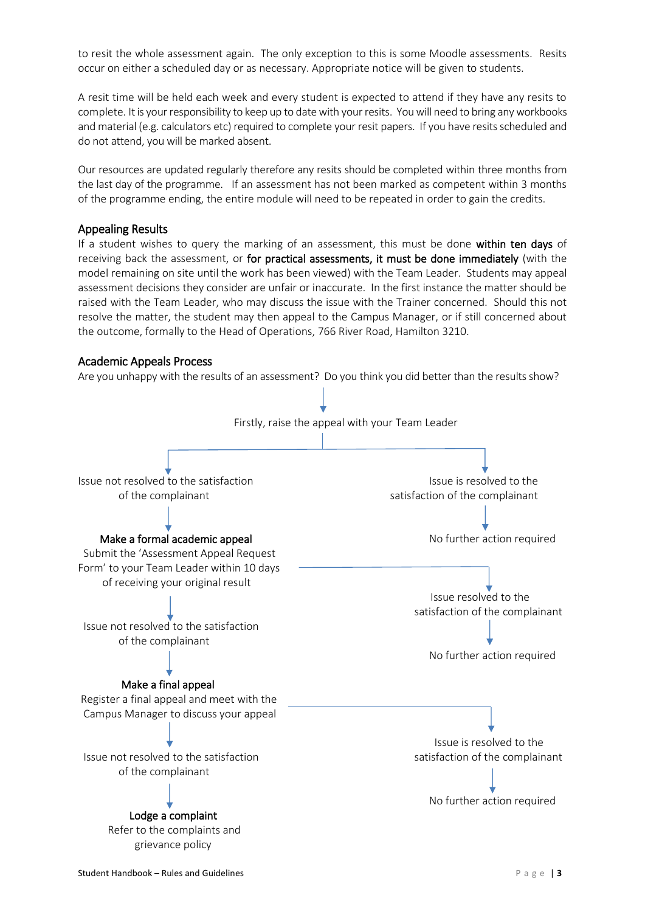to resit the whole assessment again. The only exception to this is some Moodle assessments. Resits occur on either a scheduled day or as necessary. Appropriate notice will be given to students.

A resit time will be held each week and every student is expected to attend if they have any resits to complete. It is your responsibility to keep up to date with your resits. You will need to bring any workbooks and material (e.g. calculators etc) required to complete your resit papers. If you have resits scheduled and do not attend, you will be marked absent.

Our resources are updated regularly therefore any resits should be completed within three months from the last day of the programme. If an assessment has not been marked as competent within 3 months of the programme ending, the entire module will need to be repeated in order to gain the credits.

### Appealing Results

If a student wishes to query the marking of an assessment, this must be done **within ten days** of receiving back the assessment, or **for practical assessments, it must be done immediately** (with the model remaining on site until the work has been viewed) with the Team Leader. Students may appeal assessment decisions they consider are unfair or inaccurate. In the first instance the matter should be raised with the Team Leader, who may discuss the issue with the Trainer concerned. Should this not resolve the matter, the student may then appeal to the Campus Manager, or if still concerned about the outcome, formally to the Head of Operations, 766 River Road, Hamilton 3210.

### Academic Appeals Process

Are you unhappy with the results of an assessment? Do you think you did better than the results show?

↓

Firstly, raise the appeal with your Team Leader

- Issue is resolved to the satisfaction of the complainant → No further action required
- Issue not resolved to the satisfaction of the complainant ↓

**Make a formal academic appeal**
Submit the 'Assessment Appeal Request Form' to your Team Leader within 10 days of receiving your original result

- Issue resolved to the satisfaction of the complainant → No further action required
- Issue not resolved to the satisfaction of the complainant ↓

**Make a final appeal**
Register a final appeal and meet with the Campus Manager to discuss your appeal

- Issue is resolved to the satisfaction of the complainant → No further action required
- Issue not resolved to the satisfaction of the complainant ↓

**Lodge a complaint**
Refer to the complaints and grievance policy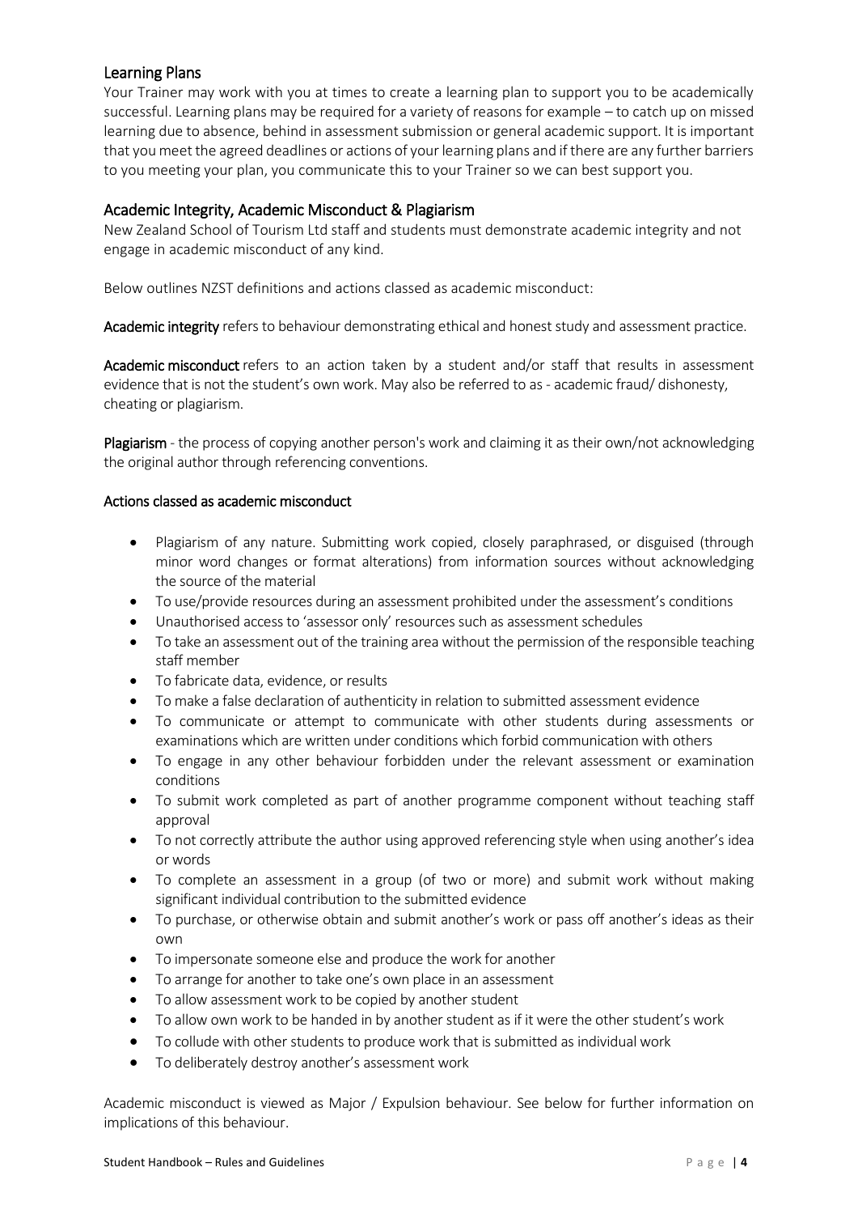## Learning Plans

Your Trainer may work with you at times to create a learning plan to support you to be academically successful. Learning plans may be required for a variety of reasons for example – to catch up on missed learning due to absence, behind in assessment submission or general academic support. It is important that you meet the agreed deadlines or actions of your learning plans and if there are any further barriers to you meeting your plan, you communicate this to your Trainer so we can best support you.

## Academic Integrity, Academic Misconduct & Plagiarism

New Zealand School of Tourism Ltd staff and students must demonstrate academic integrity and not engage in academic misconduct of any kind.

Below outlines NZST definitions and actions classed as academic misconduct:

**Academic integrity** refers to behaviour demonstrating ethical and honest study and assessment practice.

**Academic misconduct** refers to an action taken by a student and/or staff that results in assessment evidence that is not the student's own work. May also be referred to as - academic fraud/ dishonesty, cheating or plagiarism.

**Plagiarism** - the process of copying another person's work and claiming it as their own/not acknowledging the original author through referencing conventions.

**Actions classed as academic misconduct**

- Plagiarism of any nature. Submitting work copied, closely paraphrased, or disguised (through minor word changes or format alterations) from information sources without acknowledging the source of the material
- To use/provide resources during an assessment prohibited under the assessment's conditions
- Unauthorised access to 'assessor only' resources such as assessment schedules
- To take an assessment out of the training area without the permission of the responsible teaching staff member
- To fabricate data, evidence, or results
- To make a false declaration of authenticity in relation to submitted assessment evidence
- To communicate or attempt to communicate with other students during assessments or examinations which are written under conditions which forbid communication with others
- To engage in any other behaviour forbidden under the relevant assessment or examination conditions
- To submit work completed as part of another programme component without teaching staff approval
- To not correctly attribute the author using approved referencing style when using another's idea or words
- To complete an assessment in a group (of two or more) and submit work without making significant individual contribution to the submitted evidence
- To purchase, or otherwise obtain and submit another's work or pass off another's ideas as their own
- To impersonate someone else and produce the work for another
- To arrange for another to take one's own place in an assessment
- To allow assessment work to be copied by another student
- To allow own work to be handed in by another student as if it were the other student's work
- To collude with other students to produce work that is submitted as individual work
- To deliberately destroy another's assessment work

Academic misconduct is viewed as Major / Expulsion behaviour. See below for further information on implications of this behaviour.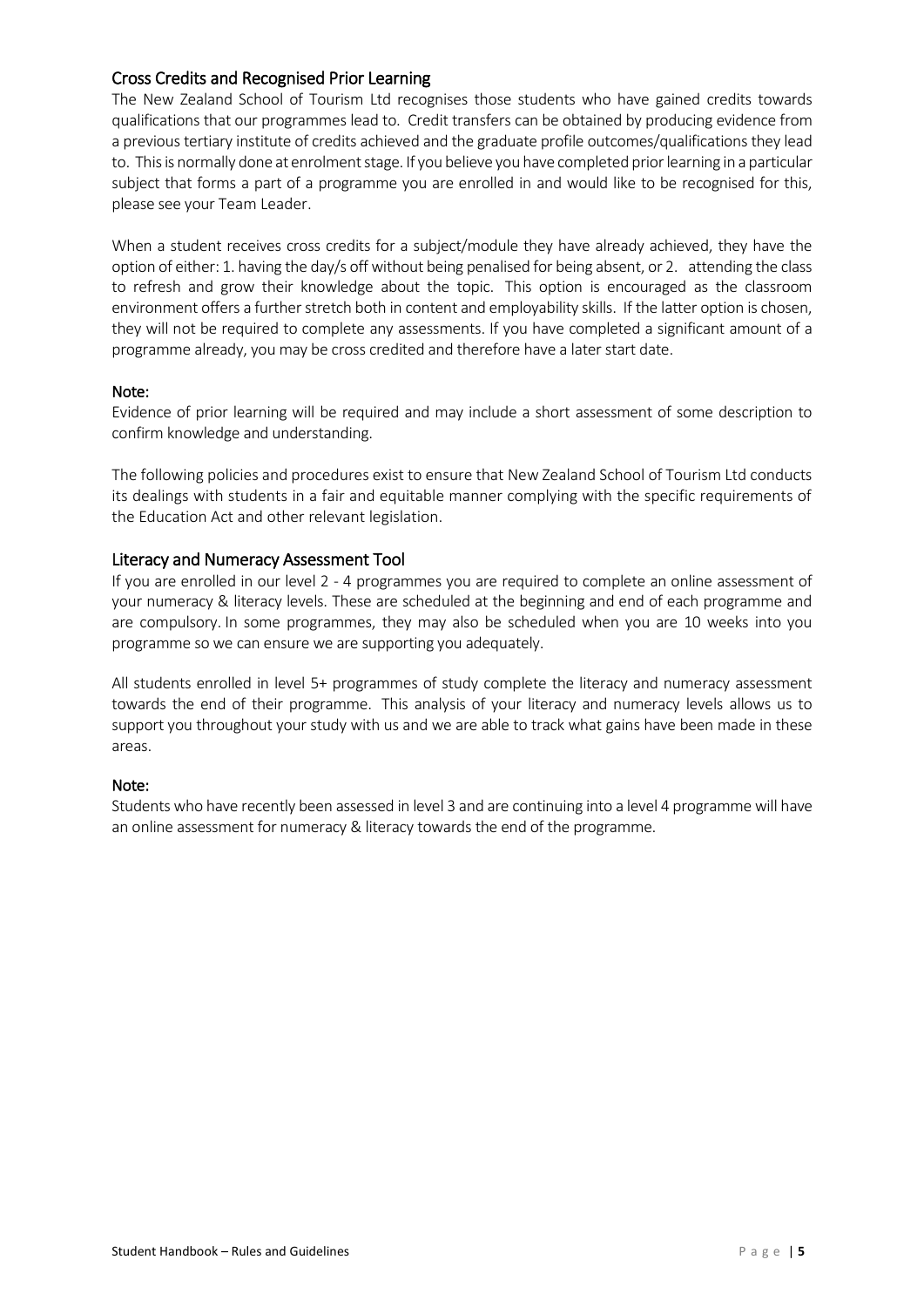## Cross Credits and Recognised Prior Learning

The New Zealand School of Tourism Ltd recognises those students who have gained credits towards qualifications that our programmes lead to. Credit transfers can be obtained by producing evidence from a previous tertiary institute of credits achieved and the graduate profile outcomes/qualifications they lead to. This is normally done at enrolment stage. If you believe you have completed prior learning in a particular subject that forms a part of a programme you are enrolled in and would like to be recognised for this, please see your Team Leader.

When a student receives cross credits for a subject/module they have already achieved, they have the option of either: 1. having the day/s off without being penalised for being absent, or 2. attending the class to refresh and grow their knowledge about the topic. This option is encouraged as the classroom environment offers a further stretch both in content and employability skills. If the latter option is chosen, they will not be required to complete any assessments. If you have completed a significant amount of a programme already, you may be cross credited and therefore have a later start date.

### Note:

Evidence of prior learning will be required and may include a short assessment of some description to confirm knowledge and understanding.

The following policies and procedures exist to ensure that New Zealand School of Tourism Ltd conducts its dealings with students in a fair and equitable manner complying with the specific requirements of the Education Act and other relevant legislation.

## Literacy and Numeracy Assessment Tool

If you are enrolled in our level 2 - 4 programmes you are required to complete an online assessment of your numeracy & literacy levels. These are scheduled at the beginning and end of each programme and are compulsory. In some programmes, they may also be scheduled when you are 10 weeks into you programme so we can ensure we are supporting you adequately.

All students enrolled in level 5+ programmes of study complete the literacy and numeracy assessment towards the end of their programme. This analysis of your literacy and numeracy levels allows us to support you throughout your study with us and we are able to track what gains have been made in these areas.

### Note:

Students who have recently been assessed in level 3 and are continuing into a level 4 programme will have an online assessment for numeracy & literacy towards the end of the programme.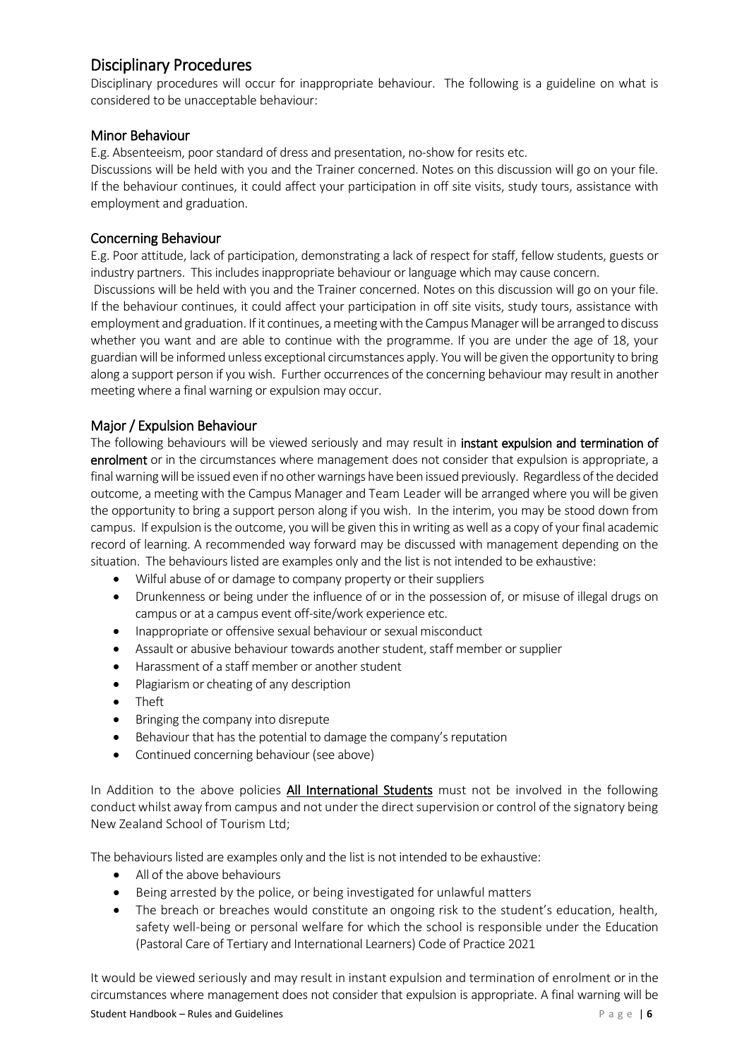## Disciplinary Procedures

Disciplinary procedures will occur for inappropriate behaviour. The following is a guideline on what is considered to be unacceptable behaviour:

### Minor Behaviour

E.g. Absenteeism, poor standard of dress and presentation, no-show for resits etc.

Discussions will be held with you and the Trainer concerned. Notes on this discussion will go on your file. If the behaviour continues, it could affect your participation in off site visits, study tours, assistance with employment and graduation.

### Concerning Behaviour

E.g. Poor attitude, lack of participation, demonstrating a lack of respect for staff, fellow students, guests or industry partners. This includes inappropriate behaviour or language which may cause concern.

Discussions will be held with you and the Trainer concerned. Notes on this discussion will go on your file. If the behaviour continues, it could affect your participation in off site visits, study tours, assistance with employment and graduation. If it continues, a meeting with the Campus Manager will be arranged to discuss whether you want and are able to continue with the programme. If you are under the age of 18, your guardian will be informed unless exceptional circumstances apply. You will be given the opportunity to bring along a support person if you wish. Further occurrences of the concerning behaviour may result in another meeting where a final warning or expulsion may occur.

### Major / Expulsion Behaviour

The following behaviours will be viewed seriously and may result in **instant expulsion and termination of enrolment** or in the circumstances where management does not consider that expulsion is appropriate, a final warning will be issued even if no other warnings have been issued previously. Regardless of the decided outcome, a meeting with the Campus Manager and Team Leader will be arranged where you will be given the opportunity to bring a support person along if you wish. In the interim, you may be stood down from campus. If expulsion is the outcome, you will be given this in writing as well as a copy of your final academic record of learning. A recommended way forward may be discussed with management depending on the situation. The behaviours listed are examples only and the list is not intended to be exhaustive:

- Wilful abuse of or damage to company property or their suppliers
- Drunkenness or being under the influence of or in the possession of, or misuse of illegal drugs on campus or at a campus event off-site/work experience etc.
- Inappropriate or offensive sexual behaviour or sexual misconduct
- Assault or abusive behaviour towards another student, staff member or supplier
- Harassment of a staff member or another student
- Plagiarism or cheating of any description
- Theft
- Bringing the company into disrepute
- Behaviour that has the potential to damage the company's reputation
- Continued concerning behaviour (see above)

In Addition to the above policies **All International Students** must not be involved in the following conduct whilst away from campus and not under the direct supervision or control of the signatory being New Zealand School of Tourism Ltd;

The behaviours listed are examples only and the list is not intended to be exhaustive:

- All of the above behaviours
- Being arrested by the police, or being investigated for unlawful matters
- The breach or breaches would constitute an ongoing risk to the student's education, health, safety well-being or personal welfare for which the school is responsible under the Education (Pastoral Care of Tertiary and International Learners) Code of Practice 2021

It would be viewed seriously and may result in instant expulsion and termination of enrolment or in the circumstances where management does not consider that expulsion is appropriate. A final warning will be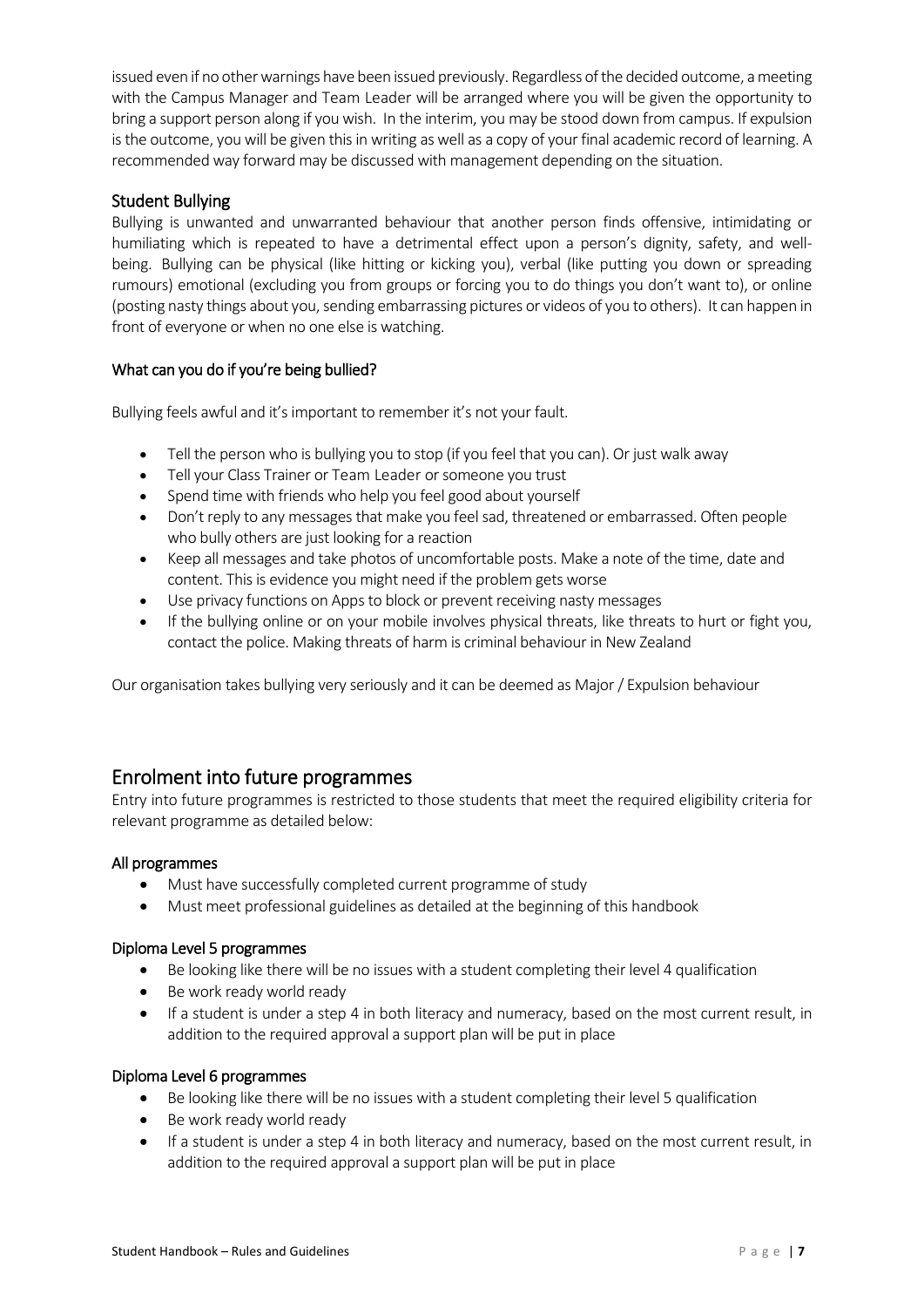issued even if no other warnings have been issued previously. Regardless of the decided outcome, a meeting with the Campus Manager and Team Leader will be arranged where you will be given the opportunity to bring a support person along if you wish. In the interim, you may be stood down from campus. If expulsion is the outcome, you will be given this in writing as well as a copy of your final academic record of learning. A recommended way forward may be discussed with management depending on the situation.

### Student Bullying

Bullying is unwanted and unwarranted behaviour that another person finds offensive, intimidating or humiliating which is repeated to have a detrimental effect upon a person's dignity, safety, and well-being. Bullying can be physical (like hitting or kicking you), verbal (like putting you down or spreading rumours) emotional (excluding you from groups or forcing you to do things you don't want to), or online (posting nasty things about you, sending embarrassing pictures or videos of you to others). It can happen in front of everyone or when no one else is watching.

#### What can you do if you're being bullied?

Bullying feels awful and it's important to remember it's not your fault.

- Tell the person who is bullying you to stop (if you feel that you can). Or just walk away
- Tell your Class Trainer or Team Leader or someone you trust
- Spend time with friends who help you feel good about yourself
- Don't reply to any messages that make you feel sad, threatened or embarrassed. Often people who bully others are just looking for a reaction
- Keep all messages and take photos of uncomfortable posts. Make a note of the time, date and content. This is evidence you might need if the problem gets worse
- Use privacy functions on Apps to block or prevent receiving nasty messages
- If the bullying online or on your mobile involves physical threats, like threats to hurt or fight you, contact the police. Making threats of harm is criminal behaviour in New Zealand

Our organisation takes bullying very seriously and it can be deemed as Major / Expulsion behaviour

## Enrolment into future programmes

Entry into future programmes is restricted to those students that meet the required eligibility criteria for relevant programme as detailed below:

#### All programmes

- Must have successfully completed current programme of study
- Must meet professional guidelines as detailed at the beginning of this handbook

#### Diploma Level 5 programmes

- Be looking like there will be no issues with a student completing their level 4 qualification
- Be work ready world ready
- If a student is under a step 4 in both literacy and numeracy, based on the most current result, in addition to the required approval a support plan will be put in place

#### Diploma Level 6 programmes

- Be looking like there will be no issues with a student completing their level 5 qualification
- Be work ready world ready
- If a student is under a step 4 in both literacy and numeracy, based on the most current result, in addition to the required approval a support plan will be put in place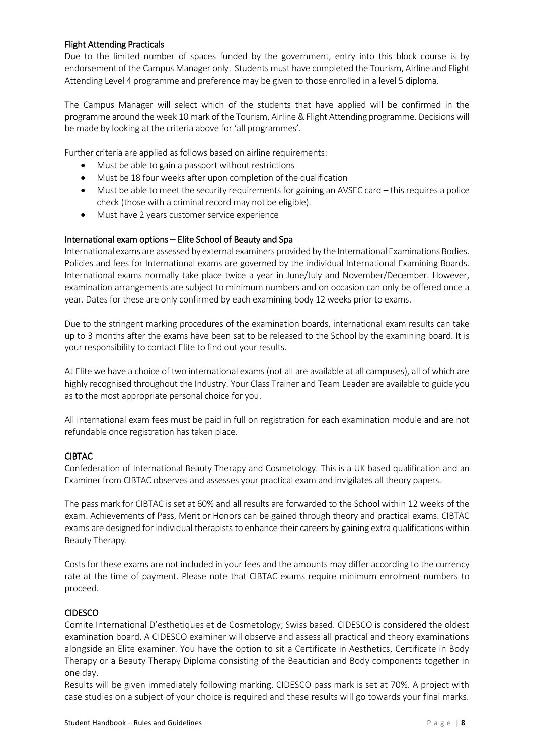### Flight Attending Practicals

Due to the limited number of spaces funded by the government, entry into this block course is by endorsement of the Campus Manager only. Students must have completed the Tourism, Airline and Flight Attending Level 4 programme and preference may be given to those enrolled in a level 5 diploma.

The Campus Manager will select which of the students that have applied will be confirmed in the programme around the week 10 mark of the Tourism, Airline & Flight Attending programme. Decisions will be made by looking at the criteria above for 'all programmes'.

Further criteria are applied as follows based on airline requirements:

- Must be able to gain a passport without restrictions
- Must be 18 four weeks after upon completion of the qualification
- Must be able to meet the security requirements for gaining an AVSEC card – this requires a police check (those with a criminal record may not be eligible).
- Must have 2 years customer service experience

### International exam options – Elite School of Beauty and Spa

International exams are assessed by external examiners provided by the International Examinations Bodies. Policies and fees for International exams are governed by the individual International Examining Boards. International exams normally take place twice a year in June/July and November/December. However, examination arrangements are subject to minimum numbers and on occasion can only be offered once a year. Dates for these are only confirmed by each examining body 12 weeks prior to exams.

Due to the stringent marking procedures of the examination boards, international exam results can take up to 3 months after the exams have been sat to be released to the School by the examining board. It is your responsibility to contact Elite to find out your results.

At Elite we have a choice of two international exams (not all are available at all campuses), all of which are highly recognised throughout the Industry. Your Class Trainer and Team Leader are available to guide you as to the most appropriate personal choice for you.

All international exam fees must be paid in full on registration for each examination module and are not refundable once registration has taken place.

### CIBTAC

Confederation of International Beauty Therapy and Cosmetology. This is a UK based qualification and an Examiner from CIBTAC observes and assesses your practical exam and invigilates all theory papers.

The pass mark for CIBTAC is set at 60% and all results are forwarded to the School within 12 weeks of the exam. Achievements of Pass, Merit or Honors can be gained through theory and practical exams. CIBTAC exams are designed for individual therapists to enhance their careers by gaining extra qualifications within Beauty Therapy.

Costs for these exams are not included in your fees and the amounts may differ according to the currency rate at the time of payment. Please note that CIBTAC exams require minimum enrolment numbers to proceed.

### CIDESCO

Comite International D'esthetiques et de Cosmetology; Swiss based. CIDESCO is considered the oldest examination board. A CIDESCO examiner will observe and assess all practical and theory examinations alongside an Elite examiner. You have the option to sit a Certificate in Aesthetics, Certificate in Body Therapy or a Beauty Therapy Diploma consisting of the Beautician and Body components together in one day.

Results will be given immediately following marking. CIDESCO pass mark is set at 70%. A project with case studies on a subject of your choice is required and these results will go towards your final marks.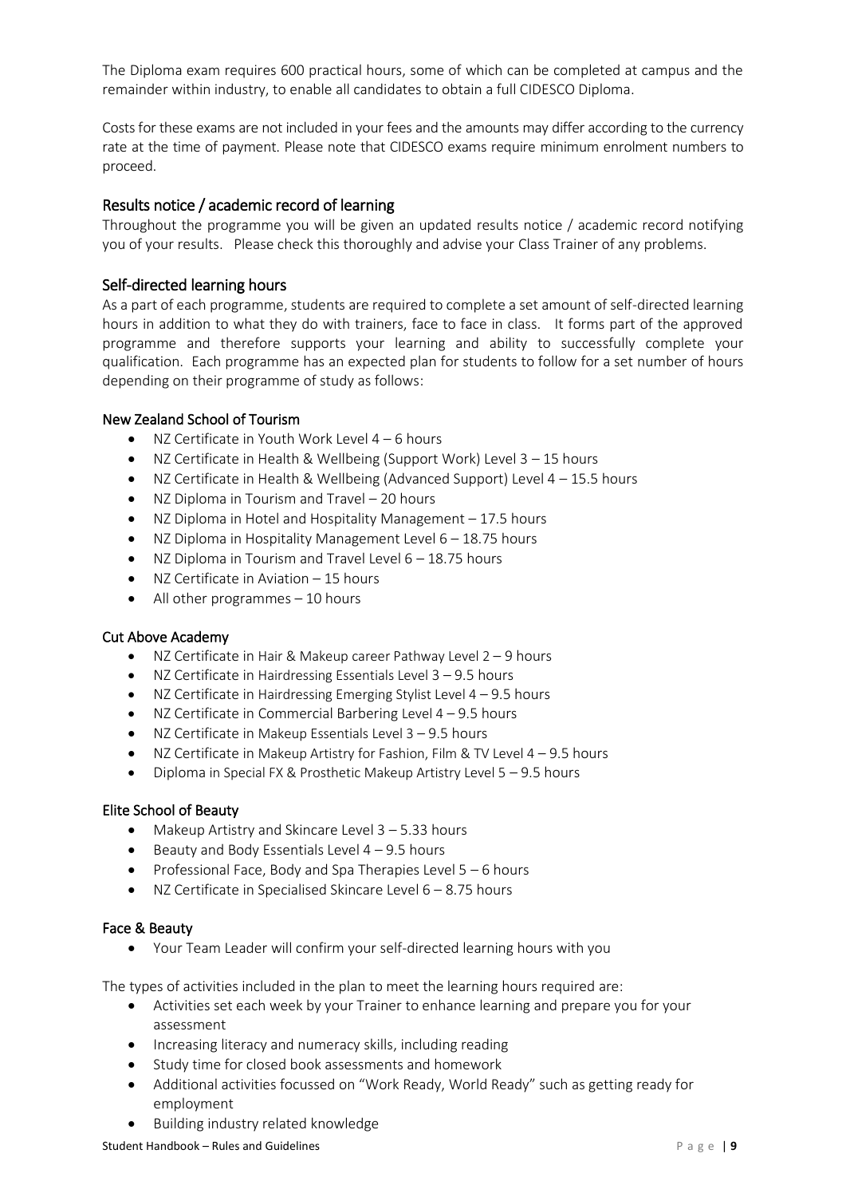The Diploma exam requires 600 practical hours, some of which can be completed at campus and the remainder within industry, to enable all candidates to obtain a full CIDESCO Diploma.

Costs for these exams are not included in your fees and the amounts may differ according to the currency rate at the time of payment. Please note that CIDESCO exams require minimum enrolment numbers to proceed.

## Results notice / academic record of learning

Throughout the programme you will be given an updated results notice / academic record notifying you of your results. Please check this thoroughly and advise your Class Trainer of any problems.

## Self-directed learning hours

As a part of each programme, students are required to complete a set amount of self-directed learning hours in addition to what they do with trainers, face to face in class. It forms part of the approved programme and therefore supports your learning and ability to successfully complete your qualification. Each programme has an expected plan for students to follow for a set number of hours depending on their programme of study as follows:

### New Zealand School of Tourism

- NZ Certificate in Youth Work Level 4 – 6 hours
- NZ Certificate in Health & Wellbeing (Support Work) Level 3 – 15 hours
- NZ Certificate in Health & Wellbeing (Advanced Support) Level 4 – 15.5 hours
- NZ Diploma in Tourism and Travel – 20 hours
- NZ Diploma in Hotel and Hospitality Management – 17.5 hours
- NZ Diploma in Hospitality Management Level 6 – 18.75 hours
- NZ Diploma in Tourism and Travel Level 6 – 18.75 hours
- NZ Certificate in Aviation – 15 hours
- All other programmes – 10 hours

### Cut Above Academy

- NZ Certificate in Hair & Makeup career Pathway Level 2 – 9 hours
- NZ Certificate in Hairdressing Essentials Level 3 – 9.5 hours
- NZ Certificate in Hairdressing Emerging Stylist Level 4 – 9.5 hours
- NZ Certificate in Commercial Barbering Level 4 – 9.5 hours
- NZ Certificate in Makeup Essentials Level 3 – 9.5 hours
- NZ Certificate in Makeup Artistry for Fashion, Film & TV Level 4 – 9.5 hours
- Diploma in Special FX & Prosthetic Makeup Artistry Level 5 – 9.5 hours

### Elite School of Beauty

- Makeup Artistry and Skincare Level 3 – 5.33 hours
- Beauty and Body Essentials Level 4 – 9.5 hours
- Professional Face, Body and Spa Therapies Level 5 – 6 hours
- NZ Certificate in Specialised Skincare Level 6 – 8.75 hours

### Face & Beauty

- Your Team Leader will confirm your self-directed learning hours with you

The types of activities included in the plan to meet the learning hours required are:

- Activities set each week by your Trainer to enhance learning and prepare you for your assessment
- Increasing literacy and numeracy skills, including reading
- Study time for closed book assessments and homework
- Additional activities focussed on "Work Ready, World Ready" such as getting ready for employment
- Building industry related knowledge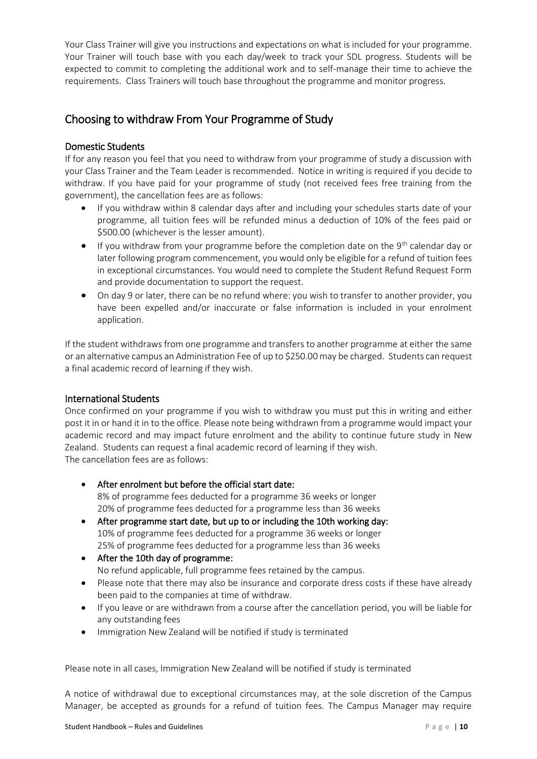Your Class Trainer will give you instructions and expectations on what is included for your programme. Your Trainer will touch base with you each day/week to track your SDL progress. Students will be expected to commit to completing the additional work and to self-manage their time to achieve the requirements. Class Trainers will touch base throughout the programme and monitor progress.

## Choosing to withdraw From Your Programme of Study

### Domestic Students

If for any reason you feel that you need to withdraw from your programme of study a discussion with your Class Trainer and the Team Leader is recommended. Notice in writing is required if you decide to withdraw. If you have paid for your programme of study (not received fees free training from the government), the cancellation fees are as follows:

- If you withdraw within 8 calendar days after and including your schedules starts date of your programme, all tuition fees will be refunded minus a deduction of 10% of the fees paid or $500.00 (whichever is the lesser amount).
- If you withdraw from your programme before the completion date on the 9th calendar day or later following program commencement, you would only be eligible for a refund of tuition fees in exceptional circumstances. You would need to complete the Student Refund Request Form and provide documentation to support the request.
- On day 9 or later, there can be no refund where: you wish to transfer to another provider, you have been expelled and/or inaccurate or false information is included in your enrolment application.

If the student withdraws from one programme and transfers to another programme at either the same or an alternative campus an Administration Fee of up to $250.00 may be charged. Students can request a final academic record of learning if they wish.

### International Students

Once confirmed on your programme if you wish to withdraw you must put this in writing and either post it in or hand it in to the office. Please note being withdrawn from a programme would impact your academic record and may impact future enrolment and the ability to continue future study in New Zealand. Students can request a final academic record of learning if they wish.
The cancellation fees are as follows:

- **After enrolment but before the official start date:**
  8% of programme fees deducted for a programme 36 weeks or longer
  20% of programme fees deducted for a programme less than 36 weeks
- **After programme start date, but up to or including the 10th working day:**
  10% of programme fees deducted for a programme 36 weeks or longer
  25% of programme fees deducted for a programme less than 36 weeks
- **After the 10th day of programme:**
  No refund applicable, full programme fees retained by the campus.
- Please note that there may also be insurance and corporate dress costs if these have already been paid to the companies at time of withdraw.
- If you leave or are withdrawn from a course after the cancellation period, you will be liable for any outstanding fees
- Immigration New Zealand will be notified if study is terminated

Please note in all cases, Immigration New Zealand will be notified if study is terminated

A notice of withdrawal due to exceptional circumstances may, at the sole discretion of the Campus Manager, be accepted as grounds for a refund of tuition fees. The Campus Manager may require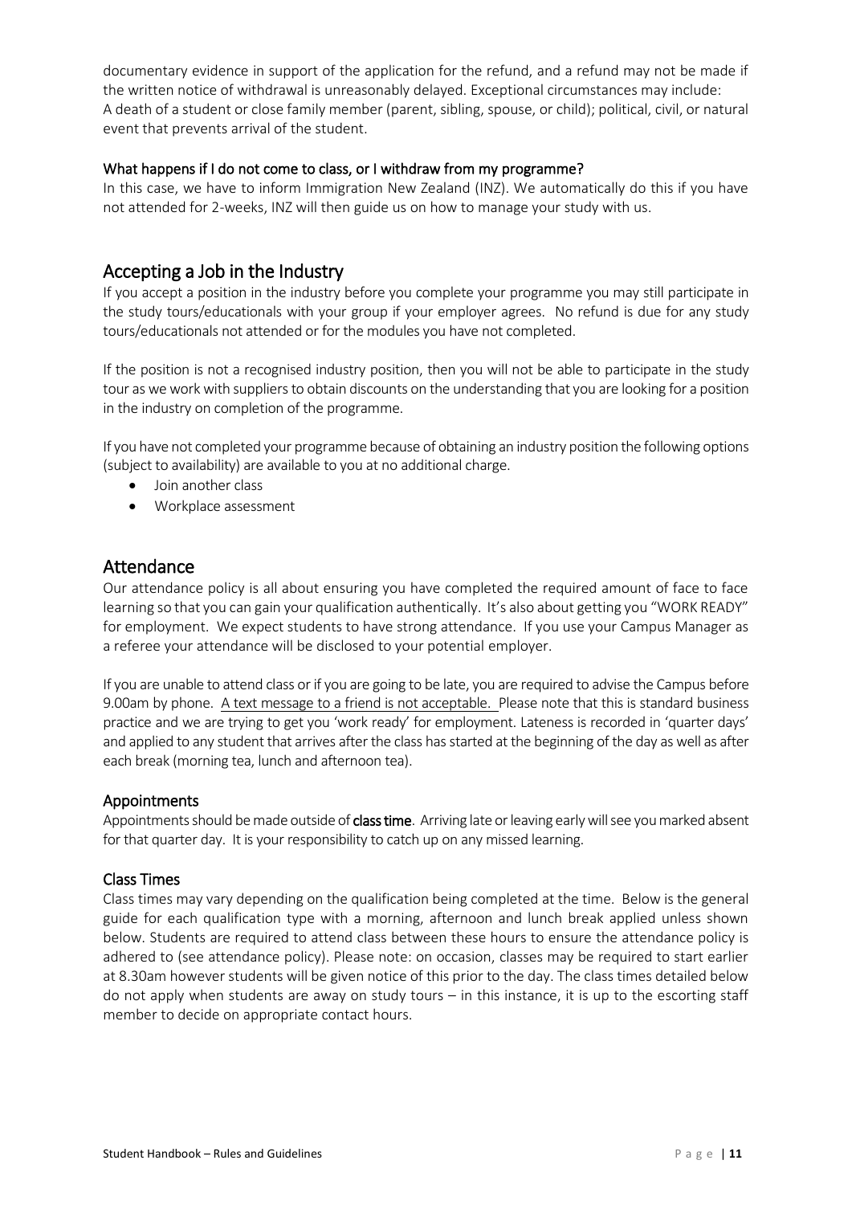documentary evidence in support of the application for the refund, and a refund may not be made if the written notice of withdrawal is unreasonably delayed. Exceptional circumstances may include: A death of a student or close family member (parent, sibling, spouse, or child); political, civil, or natural event that prevents arrival of the student.

### What happens if I do not come to class, or I withdraw from my programme?

In this case, we have to inform Immigration New Zealand (INZ). We automatically do this if you have not attended for 2-weeks, INZ will then guide us on how to manage your study with us.

## Accepting a Job in the Industry

If you accept a position in the industry before you complete your programme you may still participate in the study tours/educationals with your group if your employer agrees. No refund is due for any study tours/educationals not attended or for the modules you have not completed.

If the position is not a recognised industry position, then you will not be able to participate in the study tour as we work with suppliers to obtain discounts on the understanding that you are looking for a position in the industry on completion of the programme.

If you have not completed your programme because of obtaining an industry position the following options (subject to availability) are available to you at no additional charge.

- Join another class
- Workplace assessment

## Attendance

Our attendance policy is all about ensuring you have completed the required amount of face to face learning so that you can gain your qualification authentically. It's also about getting you "WORK READY" for employment. We expect students to have strong attendance. If you use your Campus Manager as a referee your attendance will be disclosed to your potential employer.

If you are unable to attend class or if you are going to be late, you are required to advise the Campus before 9.00am by phone. <u>A text message to a friend is not acceptable.</u> Please note that this is standard business practice and we are trying to get you 'work ready' for employment. Lateness is recorded in 'quarter days' and applied to any student that arrives after the class has started at the beginning of the day as well as after each break (morning tea, lunch and afternoon tea).

### Appointments

Appointments should be made outside of **class time**. Arriving late or leaving early will see you marked absent for that quarter day. It is your responsibility to catch up on any missed learning.

### Class Times

Class times may vary depending on the qualification being completed at the time. Below is the general guide for each qualification type with a morning, afternoon and lunch break applied unless shown below. Students are required to attend class between these hours to ensure the attendance policy is adhered to (see attendance policy). Please note: on occasion, classes may be required to start earlier at 8.30am however students will be given notice of this prior to the day. The class times detailed below do not apply when students are away on study tours – in this instance, it is up to the escorting staff member to decide on appropriate contact hours.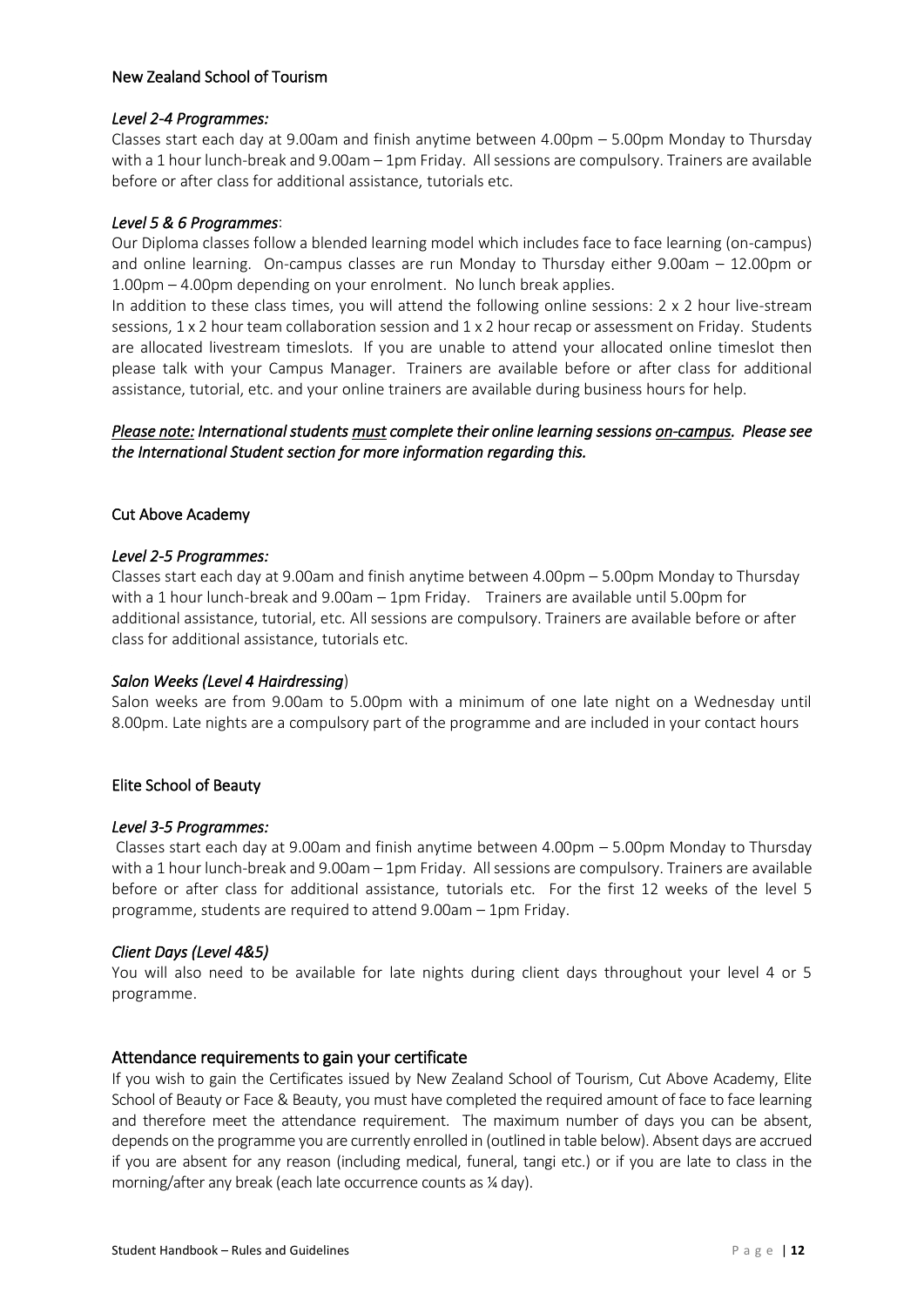## New Zealand School of Tourism

### *Level 2-4 Programmes:*

Classes start each day at 9.00am and finish anytime between 4.00pm – 5.00pm Monday to Thursday with a 1 hour lunch-break and 9.00am – 1pm Friday. All sessions are compulsory. Trainers are available before or after class for additional assistance, tutorials etc.

### *Level 5 & 6 Programmes*:

Our Diploma classes follow a blended learning model which includes face to face learning (on-campus) and online learning. On-campus classes are run Monday to Thursday either 9.00am – 12.00pm or 1.00pm – 4.00pm depending on your enrolment. No lunch break applies.

In addition to these class times, you will attend the following online sessions: 2 x 2 hour live-stream sessions, 1 x 2 hour team collaboration session and 1 x 2 hour recap or assessment on Friday. Students are allocated livestream timeslots. If you are unable to attend your allocated online timeslot then please talk with your Campus Manager. Trainers are available before or after class for additional assistance, tutorial, etc. and your online trainers are available during business hours for help.

***Please note:* International students *must* complete their online learning sessions *on-campus*. Please see the International Student section for more information regarding this.**

## Cut Above Academy

### *Level 2-5 Programmes:*

Classes start each day at 9.00am and finish anytime between 4.00pm – 5.00pm Monday to Thursday with a 1 hour lunch-break and 9.00am – 1pm Friday. Trainers are available until 5.00pm for additional assistance, tutorial, etc. All sessions are compulsory. Trainers are available before or after class for additional assistance, tutorials etc.

### *Salon Weeks (Level 4 Hairdressing*)

Salon weeks are from 9.00am to 5.00pm with a minimum of one late night on a Wednesday until 8.00pm. Late nights are a compulsory part of the programme and are included in your contact hours

## Elite School of Beauty

### *Level 3-5 Programmes:*

Classes start each day at 9.00am and finish anytime between 4.00pm – 5.00pm Monday to Thursday with a 1 hour lunch-break and 9.00am – 1pm Friday. All sessions are compulsory. Trainers are available before or after class for additional assistance, tutorials etc. For the first 12 weeks of the level 5 programme, students are required to attend 9.00am – 1pm Friday.

### *Client Days (Level 4&5)*

You will also need to be available for late nights during client days throughout your level 4 or 5 programme.

## Attendance requirements to gain your certificate

If you wish to gain the Certificates issued by New Zealand School of Tourism, Cut Above Academy, Elite School of Beauty or Face & Beauty, you must have completed the required amount of face to face learning and therefore meet the attendance requirement. The maximum number of days you can be absent, depends on the programme you are currently enrolled in (outlined in table below). Absent days are accrued if you are absent for any reason (including medical, funeral, tangi etc.) or if you are late to class in the morning/after any break (each late occurrence counts as ¼ day).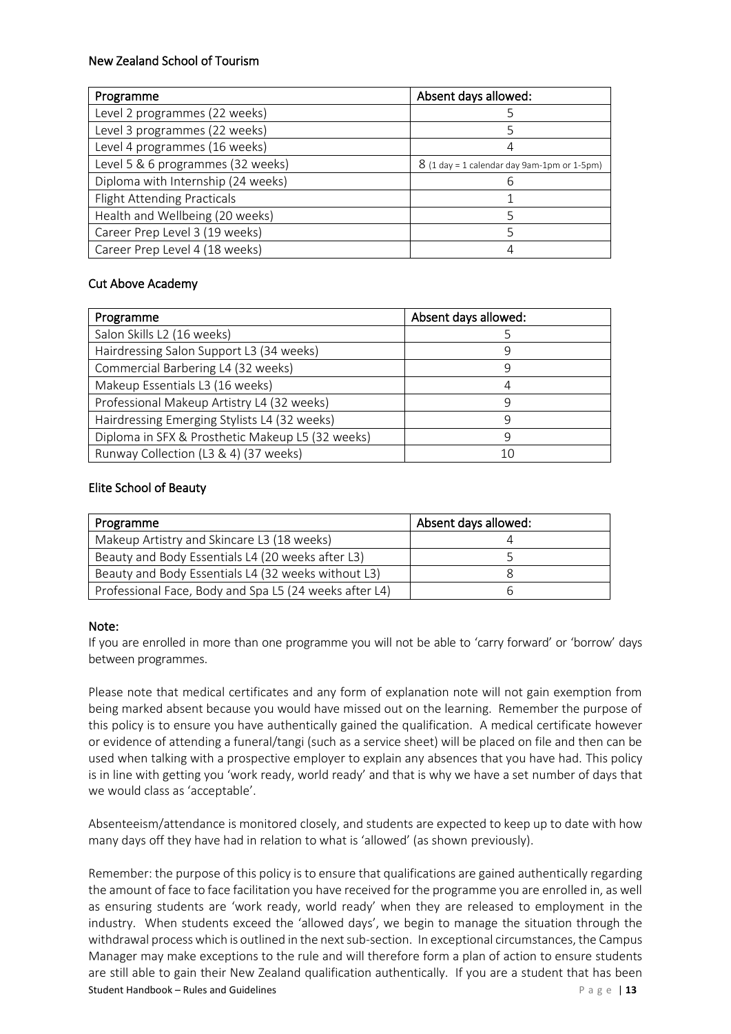### New Zealand School of Tourism

| Programme | Absent days allowed: |
|---|---|
| Level 2 programmes (22 weeks) | 5 |
| Level 3 programmes (22 weeks) | 5 |
| Level 4 programmes (16 weeks) | 4 |
| Level 5 & 6 programmes (32 weeks) | 8 (1 day = 1 calendar day 9am-1pm or 1-5pm) |
| Diploma with Internship (24 weeks) | 6 |
| Flight Attending Practicals | 1 |
| Health and Wellbeing (20 weeks) | 5 |
| Career Prep Level 3 (19 weeks) | 5 |
| Career Prep Level 4 (18 weeks) | 4 |

### Cut Above Academy

| Programme | Absent days allowed: |
|---|---|
| Salon Skills L2 (16 weeks) | 5 |
| Hairdressing Salon Support L3 (34 weeks) | 9 |
| Commercial Barbering L4 (32 weeks) | 9 |
| Makeup Essentials L3 (16 weeks) | 4 |
| Professional Makeup Artistry L4 (32 weeks) | 9 |
| Hairdressing Emerging Stylists L4 (32 weeks) | 9 |
| Diploma in SFX & Prosthetic Makeup L5 (32 weeks) | 9 |
| Runway Collection (L3 & 4) (37 weeks) | 10 |

### Elite School of Beauty

| Programme | Absent days allowed: |
|---|---|
| Makeup Artistry and Skincare L3 (18 weeks) | 4 |
| Beauty and Body Essentials L4 (20 weeks after L3) | 5 |
| Beauty and Body Essentials L4 (32 weeks without L3) | 8 |
| Professional Face, Body and Spa L5 (24 weeks after L4) | 6 |

### Note:

If you are enrolled in more than one programme you will not be able to 'carry forward' or 'borrow' days between programmes.

Please note that medical certificates and any form of explanation note will not gain exemption from being marked absent because you would have missed out on the learning. Remember the purpose of this policy is to ensure you have authentically gained the qualification. A medical certificate however or evidence of attending a funeral/tangi (such as a service sheet) will be placed on file and then can be used when talking with a prospective employer to explain any absences that you have had. This policy is in line with getting you 'work ready, world ready' and that is why we have a set number of days that we would class as 'acceptable'.

Absenteeism/attendance is monitored closely, and students are expected to keep up to date with how many days off they have had in relation to what is 'allowed' (as shown previously).

Remember: the purpose of this policy is to ensure that qualifications are gained authentically regarding the amount of face to face facilitation you have received for the programme you are enrolled in, as well as ensuring students are 'work ready, world ready' when they are released to employment in the industry. When students exceed the 'allowed days', we begin to manage the situation through the withdrawal process which is outlined in the next sub-section. In exceptional circumstances, the Campus Manager may make exceptions to the rule and will therefore form a plan of action to ensure students are still able to gain their New Zealand qualification authentically. If you are a student that has been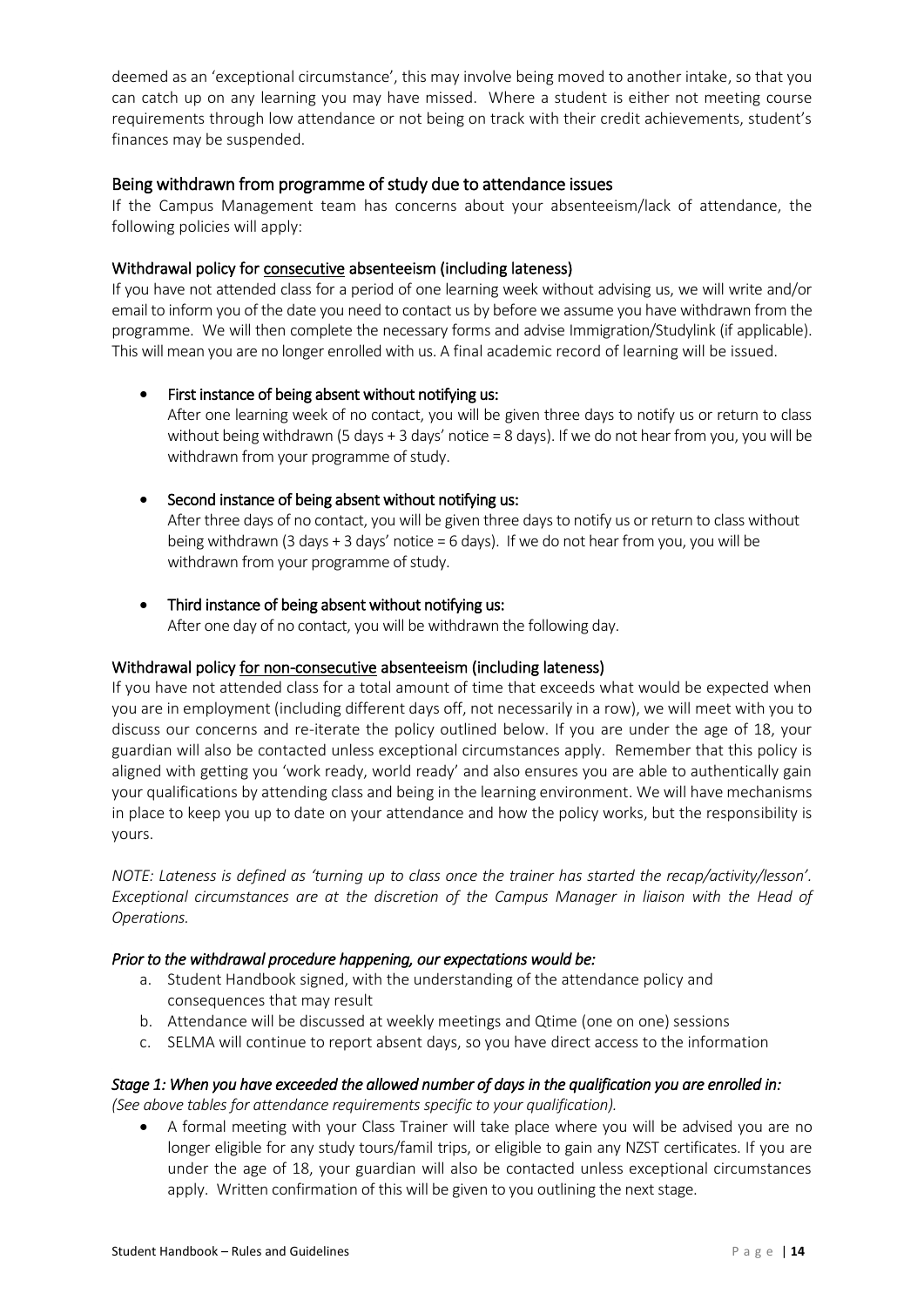deemed as an 'exceptional circumstance', this may involve being moved to another intake, so that you can catch up on any learning you may have missed. Where a student is either not meeting course requirements through low attendance or not being on track with their credit achievements, student's finances may be suspended.

### Being withdrawn from programme of study due to attendance issues

If the Campus Management team has concerns about your absenteeism/lack of attendance, the following policies will apply:

#### Withdrawal policy for consecutive absenteeism (including lateness)

If you have not attended class for a period of one learning week without advising us, we will write and/or email to inform you of the date you need to contact us by before we assume you have withdrawn from the programme. We will then complete the necessary forms and advise Immigration/Studylink (if applicable). This will mean you are no longer enrolled with us. A final academic record of learning will be issued.

- **First instance of being absent without notifying us:**
  After one learning week of no contact, you will be given three days to notify us or return to class without being withdrawn (5 days + 3 days' notice = 8 days). If we do not hear from you, you will be withdrawn from your programme of study.

- **Second instance of being absent without notifying us:**
  After three days of no contact, you will be given three days to notify us or return to class without being withdrawn (3 days + 3 days' notice = 6 days). If we do not hear from you, you will be withdrawn from your programme of study.

- **Third instance of being absent without notifying us:**
  After one day of no contact, you will be withdrawn the following day.

#### Withdrawal policy for non-consecutive absenteeism (including lateness)

If you have not attended class for a total amount of time that exceeds what would be expected when you are in employment (including different days off, not necessarily in a row), we will meet with you to discuss our concerns and re-iterate the policy outlined below. If you are under the age of 18, your guardian will also be contacted unless exceptional circumstances apply. Remember that this policy is aligned with getting you 'work ready, world ready' and also ensures you are able to authentically gain your qualifications by attending class and being in the learning environment. We will have mechanisms in place to keep you up to date on your attendance and how the policy works, but the responsibility is yours.

*NOTE: Lateness is defined as 'turning up to class once the trainer has started the recap/activity/lesson'. Exceptional circumstances are at the discretion of the Campus Manager in liaison with the Head of Operations.*

***Prior to the withdrawal procedure happening, our expectations would be:***

a. Student Handbook signed, with the understanding of the attendance policy and consequences that may result
b. Attendance will be discussed at weekly meetings and Qtime (one on one) sessions
c. SELMA will continue to report absent days, so you have direct access to the information

***Stage 1: When you have exceeded the allowed number of days in the qualification you are enrolled in:***

*(See above tables for attendance requirements specific to your qualification).*

- A formal meeting with your Class Trainer will take place where you will be advised you are no longer eligible for any study tours/famil trips, or eligible to gain any NZST certificates. If you are under the age of 18, your guardian will also be contacted unless exceptional circumstances apply. Written confirmation of this will be given to you outlining the next stage.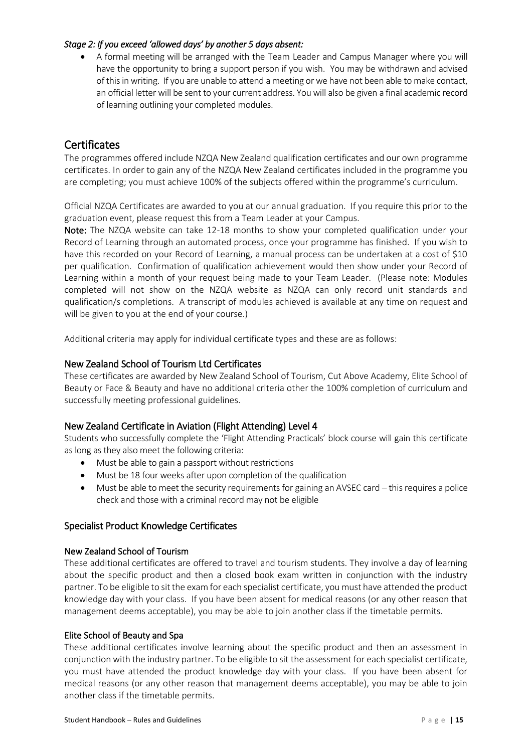*Stage 2: If you exceed 'allowed days' by another 5 days absent:*

- A formal meeting will be arranged with the Team Leader and Campus Manager where you will have the opportunity to bring a support person if you wish. You may be withdrawn and advised of this in writing. If you are unable to attend a meeting or we have not been able to make contact, an official letter will be sent to your current address. You will also be given a final academic record of learning outlining your completed modules.

## Certificates

The programmes offered include NZQA New Zealand qualification certificates and our own programme certificates. In order to gain any of the NZQA New Zealand certificates included in the programme you are completing; you must achieve 100% of the subjects offered within the programme's curriculum.

Official NZQA Certificates are awarded to you at our annual graduation. If you require this prior to the graduation event, please request this from a Team Leader at your Campus.

**Note:** The NZQA website can take 12-18 months to show your completed qualification under your Record of Learning through an automated process, once your programme has finished. If you wish to have this recorded on your Record of Learning, a manual process can be undertaken at a cost of $10 per qualification. Confirmation of qualification achievement would then show under your Record of Learning within a month of your request being made to your Team Leader. (Please note: Modules completed will not show on the NZQA website as NZQA can only record unit standards and qualification/s completions. A transcript of modules achieved is available at any time on request and will be given to you at the end of your course.)

Additional criteria may apply for individual certificate types and these are as follows:

### New Zealand School of Tourism Ltd Certificates

These certificates are awarded by New Zealand School of Tourism, Cut Above Academy, Elite School of Beauty or Face & Beauty and have no additional criteria other the 100% completion of curriculum and successfully meeting professional guidelines.

### New Zealand Certificate in Aviation (Flight Attending) Level 4

Students who successfully complete the 'Flight Attending Practicals' block course will gain this certificate as long as they also meet the following criteria:

- Must be able to gain a passport without restrictions
- Must be 18 four weeks after upon completion of the qualification
- Must be able to meet the security requirements for gaining an AVSEC card – this requires a police check and those with a criminal record may not be eligible

### Specialist Product Knowledge Certificates

#### New Zealand School of Tourism

These additional certificates are offered to travel and tourism students. They involve a day of learning about the specific product and then a closed book exam written in conjunction with the industry partner. To be eligible to sit the exam for each specialist certificate, you must have attended the product knowledge day with your class. If you have been absent for medical reasons (or any other reason that management deems acceptable), you may be able to join another class if the timetable permits.

#### Elite School of Beauty and Spa

These additional certificates involve learning about the specific product and then an assessment in conjunction with the industry partner. To be eligible to sit the assessment for each specialist certificate, you must have attended the product knowledge day with your class. If you have been absent for medical reasons (or any other reason that management deems acceptable), you may be able to join another class if the timetable permits.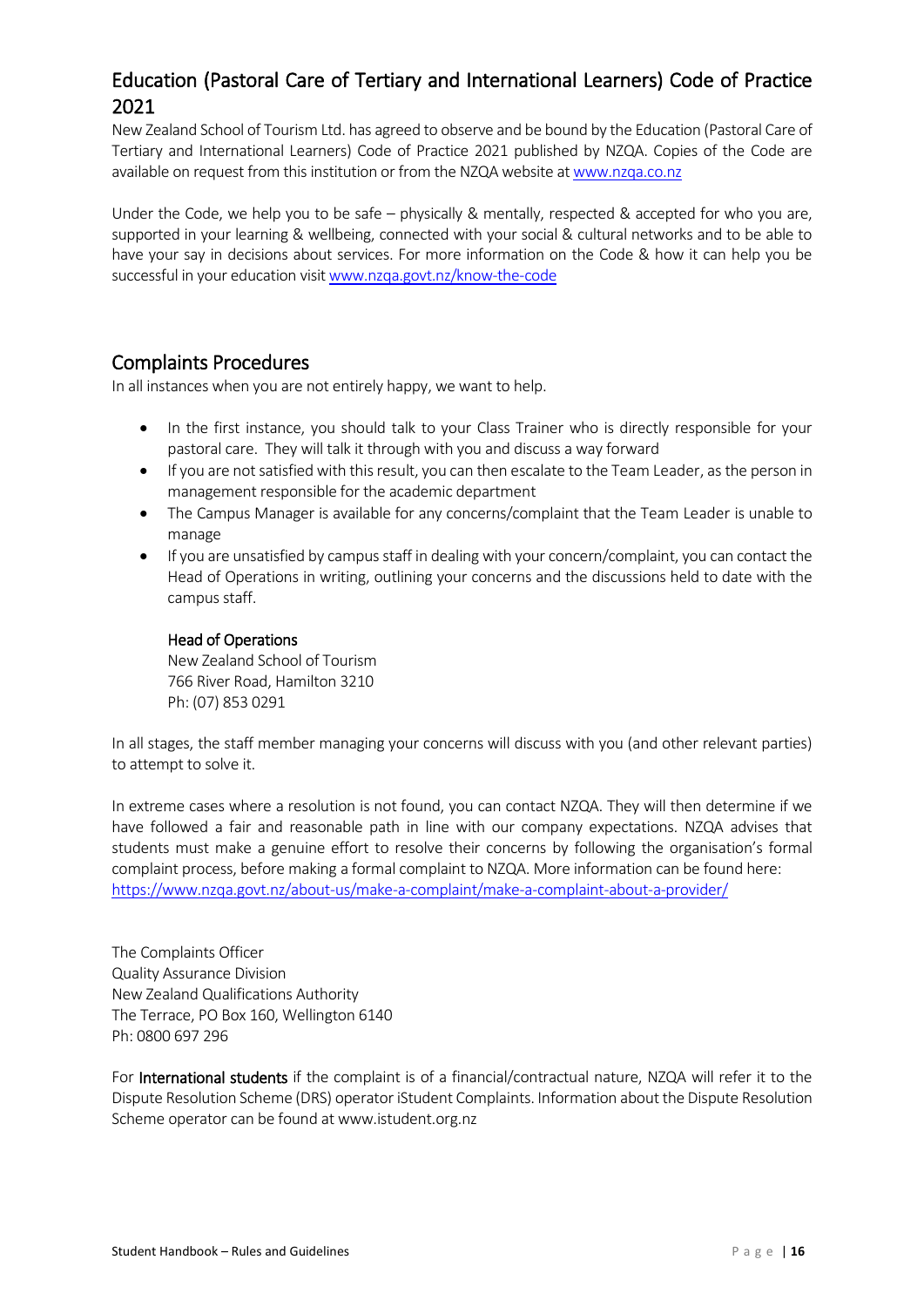## Education (Pastoral Care of Tertiary and International Learners) Code of Practice 2021

New Zealand School of Tourism Ltd. has agreed to observe and be bound by the Education (Pastoral Care of Tertiary and International Learners) Code of Practice 2021 published by NZQA. Copies of the Code are available on request from this institution or from the NZQA website at [www.nzqa.co.nz](http://www.nzqa.co.nz)

Under the Code, we help you to be safe – physically & mentally, respected & accepted for who you are, supported in your learning & wellbeing, connected with your social & cultural networks and to be able to have your say in decisions about services. For more information on the Code & how it can help you be successful in your education visit [www.nzqa.govt.nz/know-the-code](http://www.nzqa.govt.nz/know-the-code)

## Complaints Procedures

In all instances when you are not entirely happy, we want to help.

- In the first instance, you should talk to your Class Trainer who is directly responsible for your pastoral care. They will talk it through with you and discuss a way forward
- If you are not satisfied with this result, you can then escalate to the Team Leader, as the person in management responsible for the academic department
- The Campus Manager is available for any concerns/complaint that the Team Leader is unable to manage
- If you are unsatisfied by campus staff in dealing with your concern/complaint, you can contact the Head of Operations in writing, outlining your concerns and the discussions held to date with the campus staff.

  **Head of Operations**
  New Zealand School of Tourism
  766 River Road, Hamilton 3210
  Ph: (07) 853 0291

In all stages, the staff member managing your concerns will discuss with you (and other relevant parties) to attempt to solve it.

In extreme cases where a resolution is not found, you can contact NZQA. They will then determine if we have followed a fair and reasonable path in line with our company expectations. NZQA advises that students must make a genuine effort to resolve their concerns by following the organisation's formal complaint process, before making a formal complaint to NZQA. More information can be found here: [https://www.nzqa.govt.nz/about-us/make-a-complaint/make-a-complaint-about-a-provider/](https://www.nzqa.govt.nz/about-us/make-a-complaint/make-a-complaint-about-a-provider/)

The Complaints Officer
Quality Assurance Division
New Zealand Qualifications Authority
The Terrace, PO Box 160, Wellington 6140
Ph: 0800 697 296

For **International students** if the complaint is of a financial/contractual nature, NZQA will refer it to the Dispute Resolution Scheme (DRS) operator iStudent Complaints. Information about the Dispute Resolution Scheme operator can be found at www.istudent.org.nz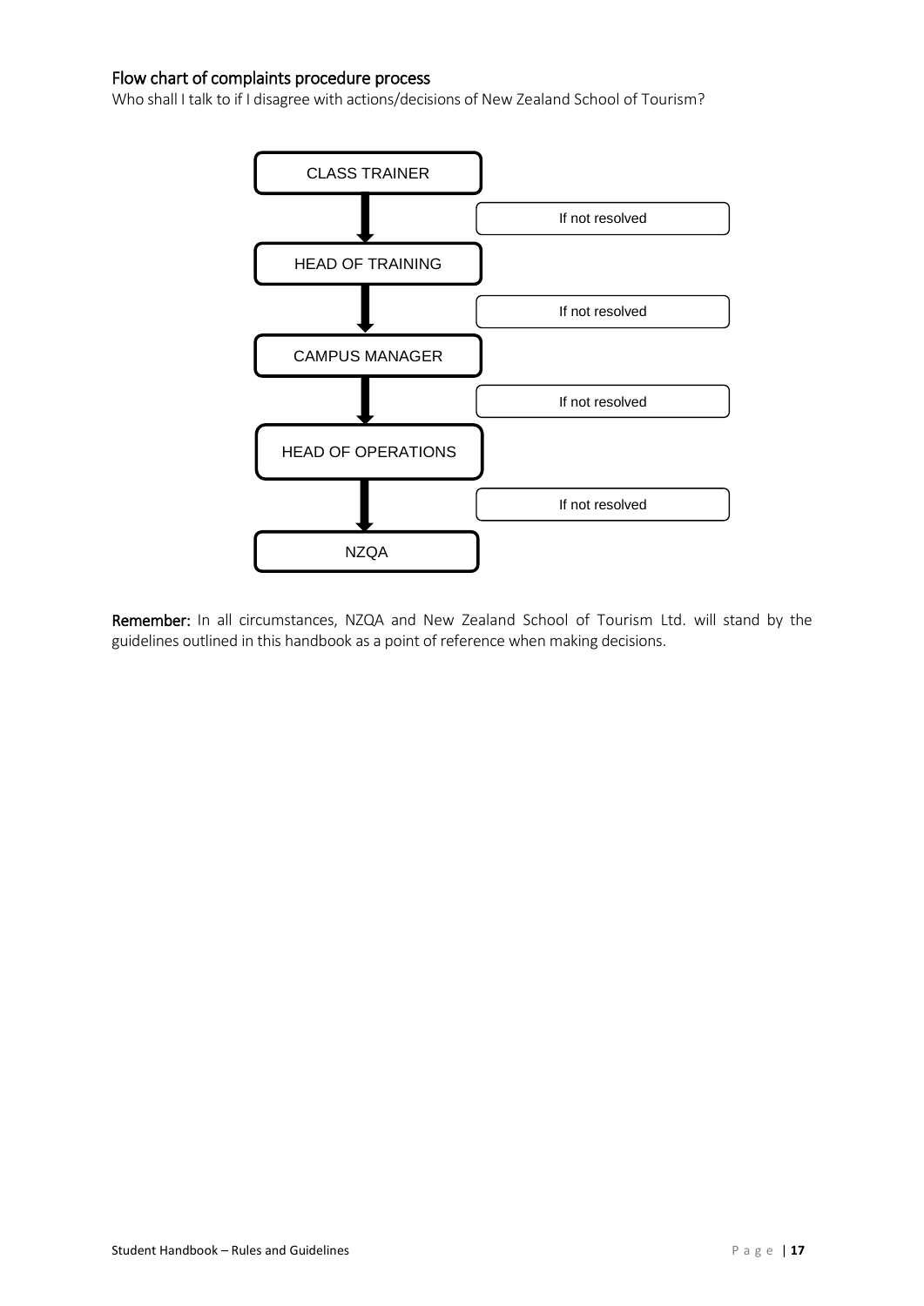## Flow chart of complaints procedure process

Who shall I talk to if I disagree with actions/decisions of New Zealand School of Tourism?

CLASS TRAINER

↓ If not resolved

HEAD OF TRAINING

↓ If not resolved

CAMPUS MANAGER

↓ If not resolved

HEAD OF OPERATIONS

↓ If not resolved

NZQA

**Remember:** In all circumstances, NZQA and New Zealand School of Tourism Ltd. will stand by the guidelines outlined in this handbook as a point of reference when making decisions.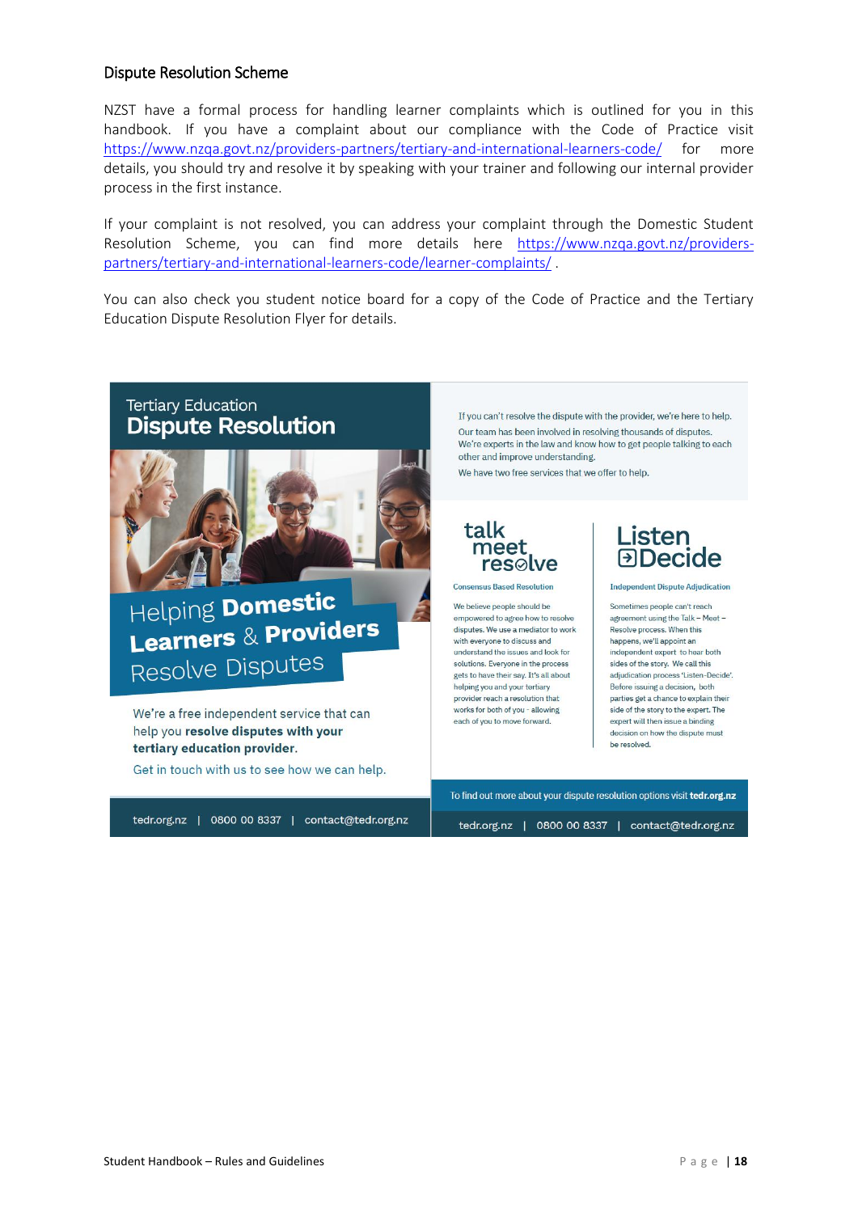## Dispute Resolution Scheme

NZST have a formal process for handling learner complaints which is outlined for you in this handbook. If you have a complaint about our compliance with the Code of Practice visit https://www.nzqa.govt.nz/providers-partners/tertiary-and-international-learners-code/ for more details, you should try and resolve it by speaking with your trainer and following our internal provider process in the first instance.

If your complaint is not resolved, you can address your complaint through the Domestic Student Resolution Scheme, you can find more details here https://www.nzqa.govt.nz/providers-partners/tertiary-and-international-learners-code/learner-complaints/ .

You can also check you student notice board for a copy of the Code of Practice and the Tertiary Education Dispute Resolution Flyer for details.

Tertiary Education
**Dispute Resolution**

Helping **Domestic Learners** & **Providers** Resolve Disputes

We're a free independent service that can help you **resolve disputes with your tertiary education provider.**

Get in touch with us to see how we can help.

tedr.org.nz | 0800 00 8337 | contact@tedr.org.nz

If you can't resolve the dispute with the provider, we're here to help.

Our team has been involved in resolving thousands of disputes. We're experts in the law and know how to get people talking to each other and improve understanding.

We have two free services that we offer to help.

**talk meet resolve**

Consensus Based Resolution

We believe people should be empowered to agree how to resolve disputes. We use a mediator to work with everyone to discuss and understand the issues and look for solutions. Everyone in the process gets to have their say. It's all about helping you and your tertiary provider reach a resolution that works for both of you - allowing each of you to move forward.

**Listen Decide**

Independent Dispute Adjudication

Sometimes people can't reach agreement using the Talk – Meet – Resolve process. When this happens, we'll appoint an independent expert to hear both sides of the story. We call this adjudication process 'Listen-Decide'. Before issuing a decision, both parties get a chance to explain their side of the story to the expert. The expert will then issue a binding decision on how the dispute must be resolved.

To find out more about your dispute resolution options visit **tedr.org.nz**

tedr.org.nz | 0800 00 8337 | contact@tedr.org.nz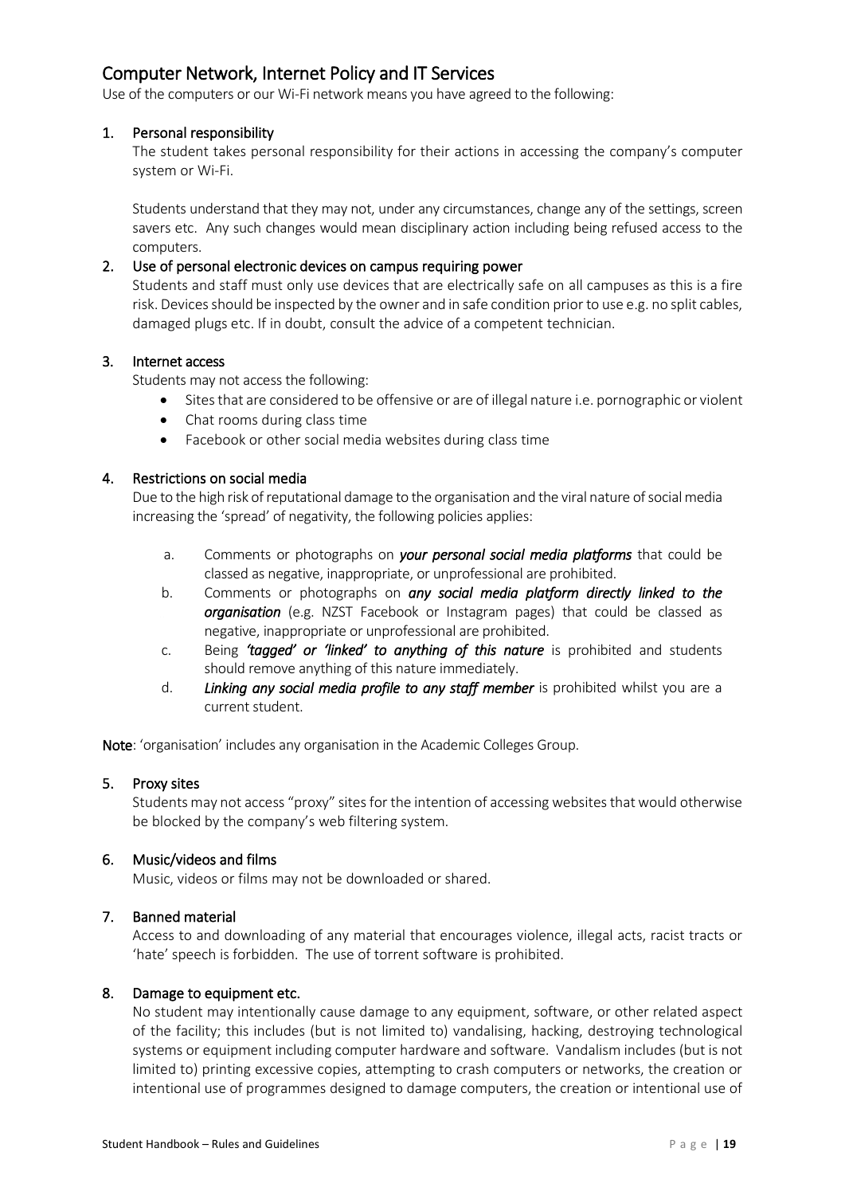## Computer Network, Internet Policy and IT Services

Use of the computers or our Wi-Fi network means you have agreed to the following:

1. **Personal responsibility**

   The student takes personal responsibility for their actions in accessing the company's computer system or Wi-Fi.

   Students understand that they may not, under any circumstances, change any of the settings, screen savers etc. Any such changes would mean disciplinary action including being refused access to the computers.

2. **Use of personal electronic devices on campus requiring power**

   Students and staff must only use devices that are electrically safe on all campuses as this is a fire risk. Devices should be inspected by the owner and in safe condition prior to use e.g. no split cables, damaged plugs etc. If in doubt, consult the advice of a competent technician.

3. **Internet access**

   Students may not access the following:

   - Sites that are considered to be offensive or are of illegal nature i.e. pornographic or violent
   - Chat rooms during class time
   - Facebook or other social media websites during class time

4. **Restrictions on social media**

   Due to the high risk of reputational damage to the organisation and the viral nature of social media increasing the 'spread' of negativity, the following policies applies:

   a. Comments or photographs on ***your personal social media platforms*** that could be classed as negative, inappropriate, or unprofessional are prohibited.

   b. Comments or photographs on ***any social media platform directly linked to the organisation*** (e.g. NZST Facebook or Instagram pages) that could be classed as negative, inappropriate or unprofessional are prohibited.

   c. Being ***'tagged' or 'linked' to anything of this nature*** is prohibited and students should remove anything of this nature immediately.

   d. ***Linking any social media profile to any staff member*** is prohibited whilst you are a current student.

**Note**: 'organisation' includes any organisation in the Academic Colleges Group.

5. **Proxy sites**

   Students may not access "proxy" sites for the intention of accessing websites that would otherwise be blocked by the company's web filtering system.

6. **Music/videos and films**

   Music, videos or films may not be downloaded or shared.

7. **Banned material**

   Access to and downloading of any material that encourages violence, illegal acts, racist tracts or 'hate' speech is forbidden. The use of torrent software is prohibited.

8. **Damage to equipment etc.**

   No student may intentionally cause damage to any equipment, software, or other related aspect of the facility; this includes (but is not limited to) vandalising, hacking, destroying technological systems or equipment including computer hardware and software. Vandalism includes (but is not limited to) printing excessive copies, attempting to crash computers or networks, the creation or intentional use of programmes designed to damage computers, the creation or intentional use of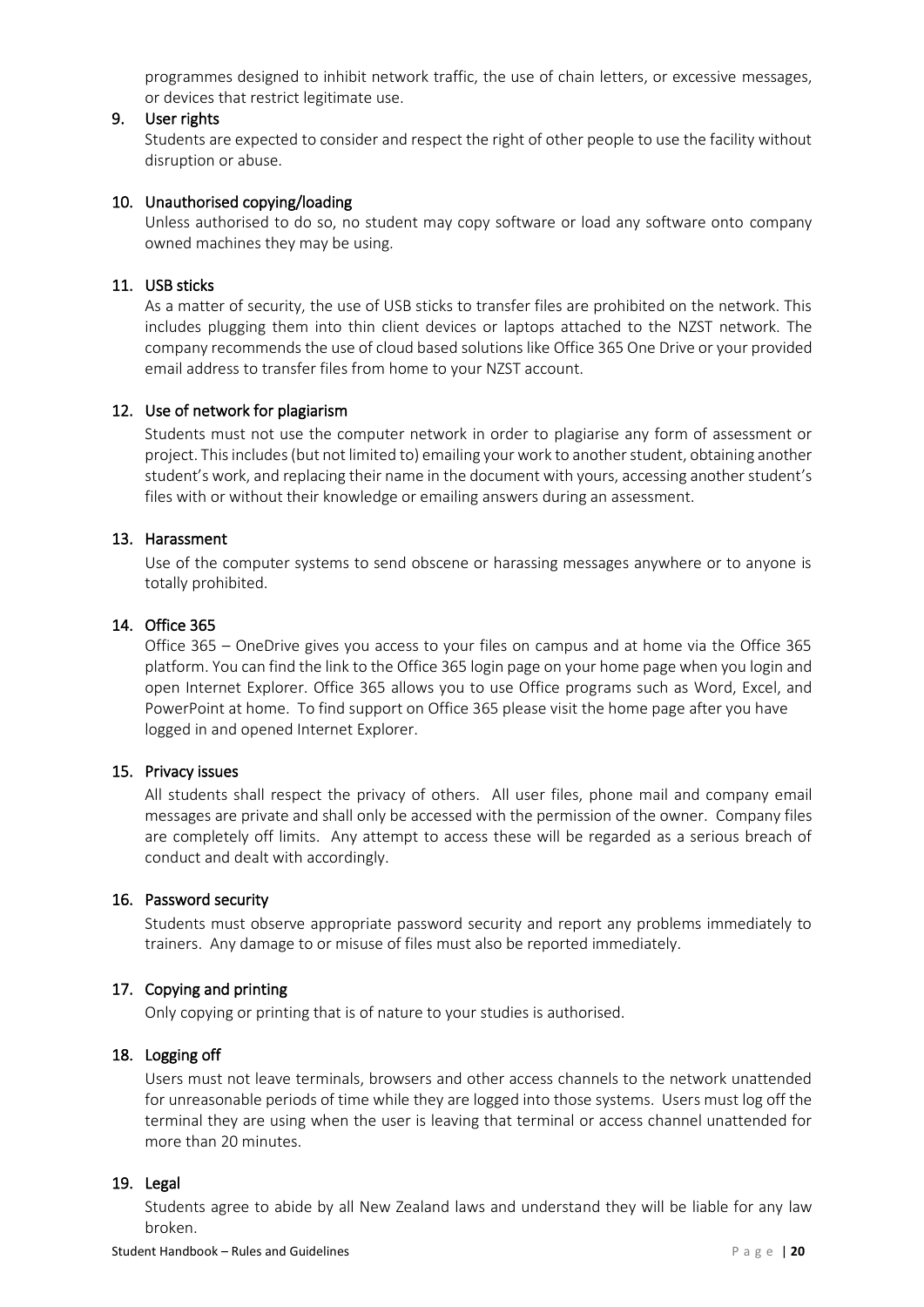programmes designed to inhibit network traffic, the use of chain letters, or excessive messages, or devices that restrict legitimate use.

9. User rights

   Students are expected to consider and respect the right of other people to use the facility without disruption or abuse.

10. Unauthorised copying/loading

    Unless authorised to do so, no student may copy software or load any software onto company owned machines they may be using.

11. USB sticks

    As a matter of security, the use of USB sticks to transfer files are prohibited on the network. This includes plugging them into thin client devices or laptops attached to the NZST network. The company recommends the use of cloud based solutions like Office 365 One Drive or your provided email address to transfer files from home to your NZST account.

12. Use of network for plagiarism

    Students must not use the computer network in order to plagiarise any form of assessment or project. This includes (but not limited to) emailing your work to another student, obtaining another student's work, and replacing their name in the document with yours, accessing another student's files with or without their knowledge or emailing answers during an assessment.

13. Harassment

    Use of the computer systems to send obscene or harassing messages anywhere or to anyone is totally prohibited.

14. Office 365

    Office 365 – OneDrive gives you access to your files on campus and at home via the Office 365 platform. You can find the link to the Office 365 login page on your home page when you login and open Internet Explorer. Office 365 allows you to use Office programs such as Word, Excel, and PowerPoint at home. To find support on Office 365 please visit the home page after you have logged in and opened Internet Explorer.

15. Privacy issues

    All students shall respect the privacy of others. All user files, phone mail and company email messages are private and shall only be accessed with the permission of the owner. Company files are completely off limits. Any attempt to access these will be regarded as a serious breach of conduct and dealt with accordingly.

16. Password security

    Students must observe appropriate password security and report any problems immediately to trainers. Any damage to or misuse of files must also be reported immediately.

17. Copying and printing

    Only copying or printing that is of nature to your studies is authorised.

18. Logging off

    Users must not leave terminals, browsers and other access channels to the network unattended for unreasonable periods of time while they are logged into those systems. Users must log off the terminal they are using when the user is leaving that terminal or access channel unattended for more than 20 minutes.

19. Legal

    Students agree to abide by all New Zealand laws and understand they will be liable for any law broken.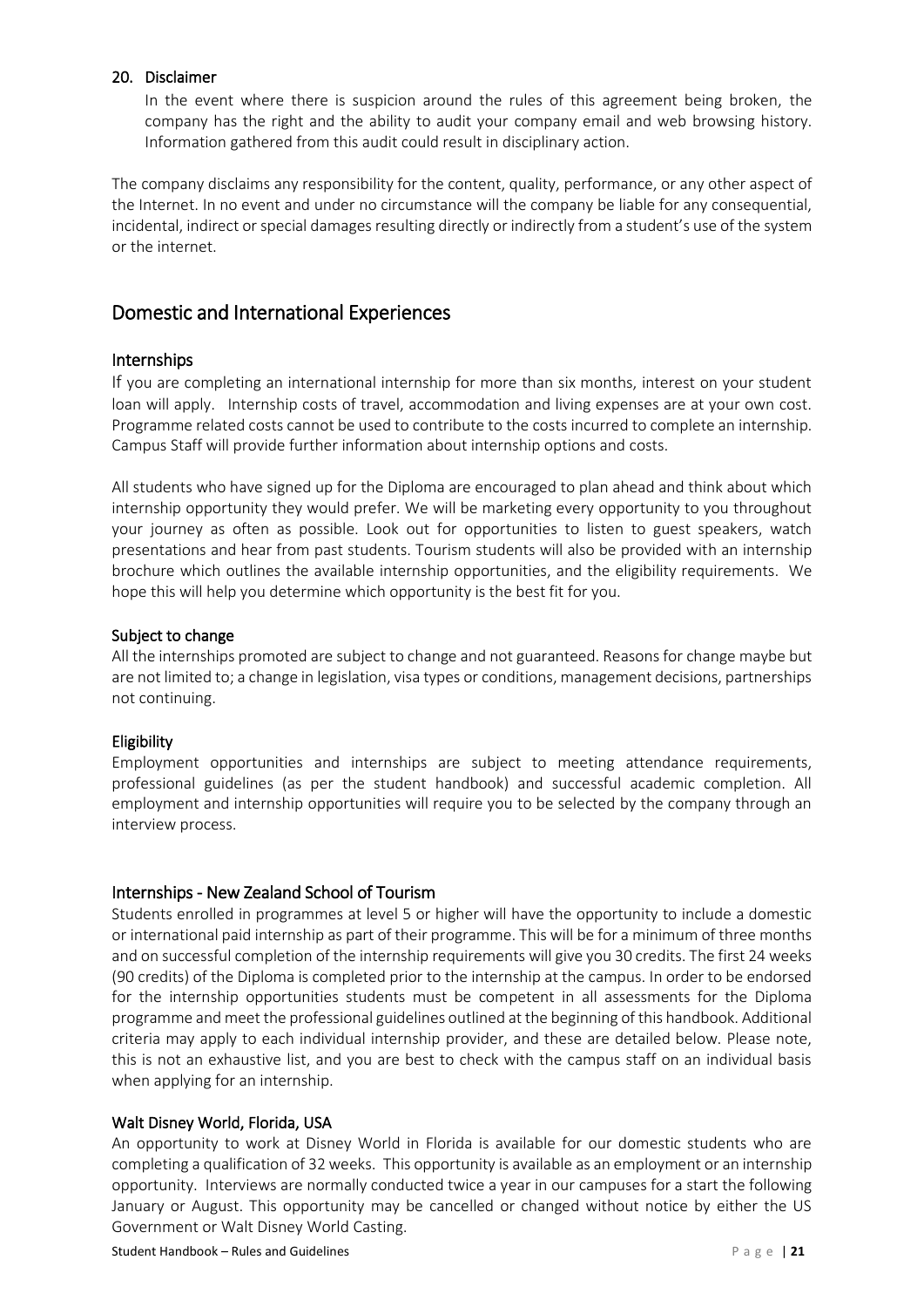### 20. Disclaimer

In the event where there is suspicion around the rules of this agreement being broken, the company has the right and the ability to audit your company email and web browsing history. Information gathered from this audit could result in disciplinary action.

The company disclaims any responsibility for the content, quality, performance, or any other aspect of the Internet. In no event and under no circumstance will the company be liable for any consequential, incidental, indirect or special damages resulting directly or indirectly from a student's use of the system or the internet.

## Domestic and International Experiences

### Internships

If you are completing an international internship for more than six months, interest on your student loan will apply. Internship costs of travel, accommodation and living expenses are at your own cost. Programme related costs cannot be used to contribute to the costs incurred to complete an internship. Campus Staff will provide further information about internship options and costs.

All students who have signed up for the Diploma are encouraged to plan ahead and think about which internship opportunity they would prefer. We will be marketing every opportunity to you throughout your journey as often as possible. Look out for opportunities to listen to guest speakers, watch presentations and hear from past students. Tourism students will also be provided with an internship brochure which outlines the available internship opportunities, and the eligibility requirements. We hope this will help you determine which opportunity is the best fit for you.

### Subject to change

All the internships promoted are subject to change and not guaranteed. Reasons for change maybe but are not limited to; a change in legislation, visa types or conditions, management decisions, partnerships not continuing.

### Eligibility

Employment opportunities and internships are subject to meeting attendance requirements, professional guidelines (as per the student handbook) and successful academic completion. All employment and internship opportunities will require you to be selected by the company through an interview process.

### Internships - New Zealand School of Tourism

Students enrolled in programmes at level 5 or higher will have the opportunity to include a domestic or international paid internship as part of their programme. This will be for a minimum of three months and on successful completion of the internship requirements will give you 30 credits. The first 24 weeks (90 credits) of the Diploma is completed prior to the internship at the campus. In order to be endorsed for the internship opportunities students must be competent in all assessments for the Diploma programme and meet the professional guidelines outlined at the beginning of this handbook. Additional criteria may apply to each individual internship provider, and these are detailed below. Please note, this is not an exhaustive list, and you are best to check with the campus staff on an individual basis when applying for an internship.

### Walt Disney World, Florida, USA

An opportunity to work at Disney World in Florida is available for our domestic students who are completing a qualification of 32 weeks. This opportunity is available as an employment or an internship opportunity. Interviews are normally conducted twice a year in our campuses for a start the following January or August. This opportunity may be cancelled or changed without notice by either the US Government or Walt Disney World Casting.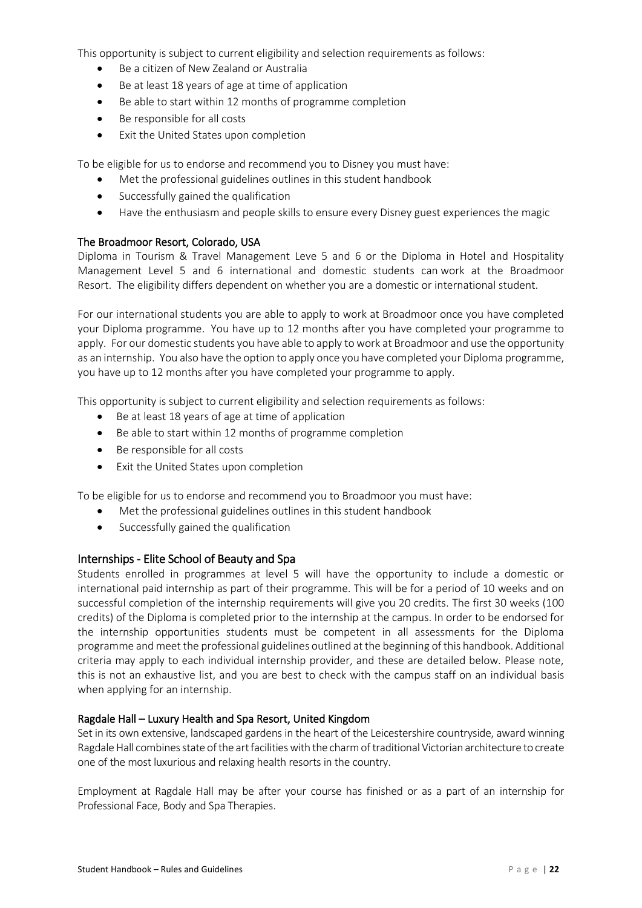This opportunity is subject to current eligibility and selection requirements as follows:

- Be a citizen of New Zealand or Australia
- Be at least 18 years of age at time of application
- Be able to start within 12 months of programme completion
- Be responsible for all costs
- Exit the United States upon completion

To be eligible for us to endorse and recommend you to Disney you must have:

- Met the professional guidelines outlines in this student handbook
- Successfully gained the qualification
- Have the enthusiasm and people skills to ensure every Disney guest experiences the magic

### The Broadmoor Resort, Colorado, USA

Diploma in Tourism & Travel Management Leve 5 and 6 or the Diploma in Hotel and Hospitality Management Level 5 and 6 international and domestic students can work at the Broadmoor Resort. The eligibility differs dependent on whether you are a domestic or international student.

For our international students you are able to apply to work at Broadmoor once you have completed your Diploma programme. You have up to 12 months after you have completed your programme to apply. For our domestic students you have able to apply to work at Broadmoor and use the opportunity as an internship. You also have the option to apply once you have completed your Diploma programme, you have up to 12 months after you have completed your programme to apply.

This opportunity is subject to current eligibility and selection requirements as follows:

- Be at least 18 years of age at time of application
- Be able to start within 12 months of programme completion
- Be responsible for all costs
- Exit the United States upon completion

To be eligible for us to endorse and recommend you to Broadmoor you must have:

- Met the professional guidelines outlines in this student handbook
- Successfully gained the qualification

## Internships - Elite School of Beauty and Spa

Students enrolled in programmes at level 5 will have the opportunity to include a domestic or international paid internship as part of their programme. This will be for a period of 10 weeks and on successful completion of the internship requirements will give you 20 credits. The first 30 weeks (100 credits) of the Diploma is completed prior to the internship at the campus. In order to be endorsed for the internship opportunities students must be competent in all assessments for the Diploma programme and meet the professional guidelines outlined at the beginning of this handbook. Additional criteria may apply to each individual internship provider, and these are detailed below. Please note, this is not an exhaustive list, and you are best to check with the campus staff on an individual basis when applying for an internship.

### Ragdale Hall – Luxury Health and Spa Resort, United Kingdom

Set in its own extensive, landscaped gardens in the heart of the Leicestershire countryside, award winning Ragdale Hall combines state of the art facilities with the charm of traditional Victorian architecture to create one of the most luxurious and relaxing health resorts in the country.

Employment at Ragdale Hall may be after your course has finished or as a part of an internship for Professional Face, Body and Spa Therapies.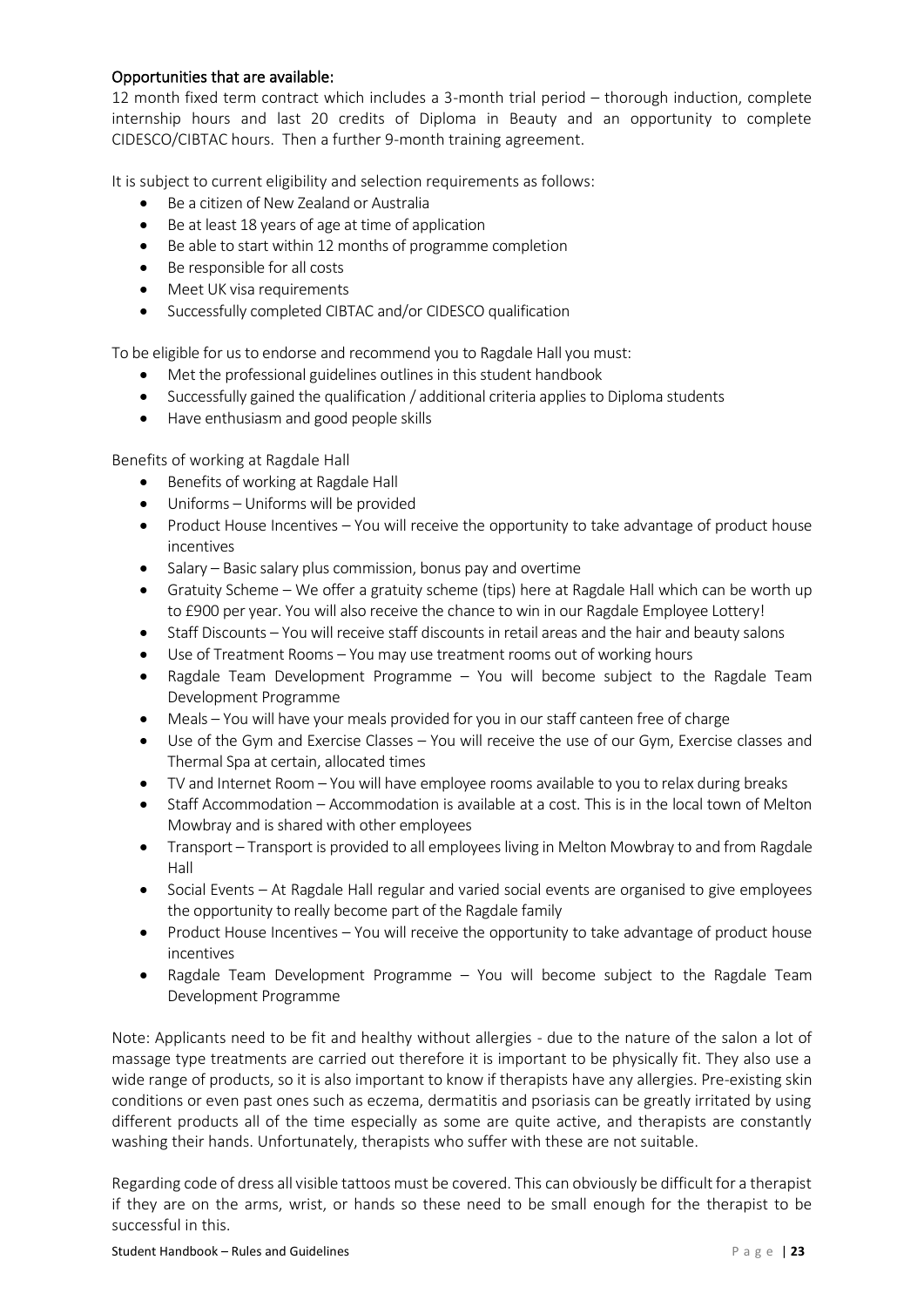## Opportunities that are available:

12 month fixed term contract which includes a 3-month trial period – thorough induction, complete internship hours and last 20 credits of Diploma in Beauty and an opportunity to complete CIDESCO/CIBTAC hours. Then a further 9-month training agreement.

It is subject to current eligibility and selection requirements as follows:

- Be a citizen of New Zealand or Australia
- Be at least 18 years of age at time of application
- Be able to start within 12 months of programme completion
- Be responsible for all costs
- Meet UK visa requirements
- Successfully completed CIBTAC and/or CIDESCO qualification

To be eligible for us to endorse and recommend you to Ragdale Hall you must:

- Met the professional guidelines outlines in this student handbook
- Successfully gained the qualification / additional criteria applies to Diploma students
- Have enthusiasm and good people skills

Benefits of working at Ragdale Hall

- Benefits of working at Ragdale Hall
- Uniforms – Uniforms will be provided
- Product House Incentives – You will receive the opportunity to take advantage of product house incentives
- Salary – Basic salary plus commission, bonus pay and overtime
- Gratuity Scheme – We offer a gratuity scheme (tips) here at Ragdale Hall which can be worth up to £900 per year. You will also receive the chance to win in our Ragdale Employee Lottery!
- Staff Discounts – You will receive staff discounts in retail areas and the hair and beauty salons
- Use of Treatment Rooms – You may use treatment rooms out of working hours
- Ragdale Team Development Programme – You will become subject to the Ragdale Team Development Programme
- Meals – You will have your meals provided for you in our staff canteen free of charge
- Use of the Gym and Exercise Classes – You will receive the use of our Gym, Exercise classes and Thermal Spa at certain, allocated times
- TV and Internet Room – You will have employee rooms available to you to relax during breaks
- Staff Accommodation – Accommodation is available at a cost. This is in the local town of Melton Mowbray and is shared with other employees
- Transport – Transport is provided to all employees living in Melton Mowbray to and from Ragdale Hall
- Social Events – At Ragdale Hall regular and varied social events are organised to give employees the opportunity to really become part of the Ragdale family
- Product House Incentives – You will receive the opportunity to take advantage of product house incentives
- Ragdale Team Development Programme – You will become subject to the Ragdale Team Development Programme

Note: Applicants need to be fit and healthy without allergies - due to the nature of the salon a lot of massage type treatments are carried out therefore it is important to be physically fit. They also use a wide range of products, so it is also important to know if therapists have any allergies. Pre-existing skin conditions or even past ones such as eczema, dermatitis and psoriasis can be greatly irritated by using different products all of the time especially as some are quite active, and therapists are constantly washing their hands. Unfortunately, therapists who suffer with these are not suitable.

Regarding code of dress all visible tattoos must be covered. This can obviously be difficult for a therapist if they are on the arms, wrist, or hands so these need to be small enough for the therapist to be successful in this.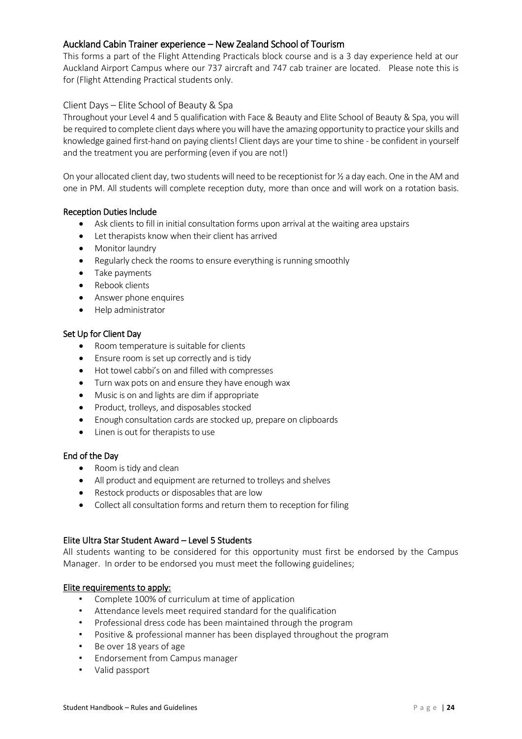### Auckland Cabin Trainer experience – New Zealand School of Tourism

This forms a part of the Flight Attending Practicals block course and is a 3 day experience held at our Auckland Airport Campus where our 737 aircraft and 747 cab trainer are located. Please note this is for (Flight Attending Practical students only.

### Client Days – Elite School of Beauty & Spa

Throughout your Level 4 and 5 qualification with Face & Beauty and Elite School of Beauty & Spa, you will be required to complete client days where you will have the amazing opportunity to practice your skills and knowledge gained first-hand on paying clients! Client days are your time to shine - be confident in yourself and the treatment you are performing (even if you are not!)

On your allocated client day, two students will need to be receptionist for ½ a day each. One in the AM and one in PM. All students will complete reception duty, more than once and will work on a rotation basis.

#### Reception Duties Include

- Ask clients to fill in initial consultation forms upon arrival at the waiting area upstairs
- Let therapists know when their client has arrived
- Monitor laundry
- Regularly check the rooms to ensure everything is running smoothly
- Take payments
- Rebook clients
- Answer phone enquires
- Help administrator

#### Set Up for Client Day

- Room temperature is suitable for clients
- Ensure room is set up correctly and is tidy
- Hot towel cabbi's on and filled with compresses
- Turn wax pots on and ensure they have enough wax
- Music is on and lights are dim if appropriate
- Product, trolleys, and disposables stocked
- Enough consultation cards are stocked up, prepare on clipboards
- Linen is out for therapists to use

#### End of the Day

- Room is tidy and clean
- All product and equipment are returned to trolleys and shelves
- Restock products or disposables that are low
- Collect all consultation forms and return them to reception for filing

### Elite Ultra Star Student Award – Level 5 Students

All students wanting to be considered for this opportunity must first be endorsed by the Campus Manager. In order to be endorsed you must meet the following guidelines;

#### Elite requirements to apply:

- Complete 100% of curriculum at time of application
- Attendance levels meet required standard for the qualification
- Professional dress code has been maintained through the program
- Positive & professional manner has been displayed throughout the program
- Be over 18 years of age
- Endorsement from Campus manager
- Valid passport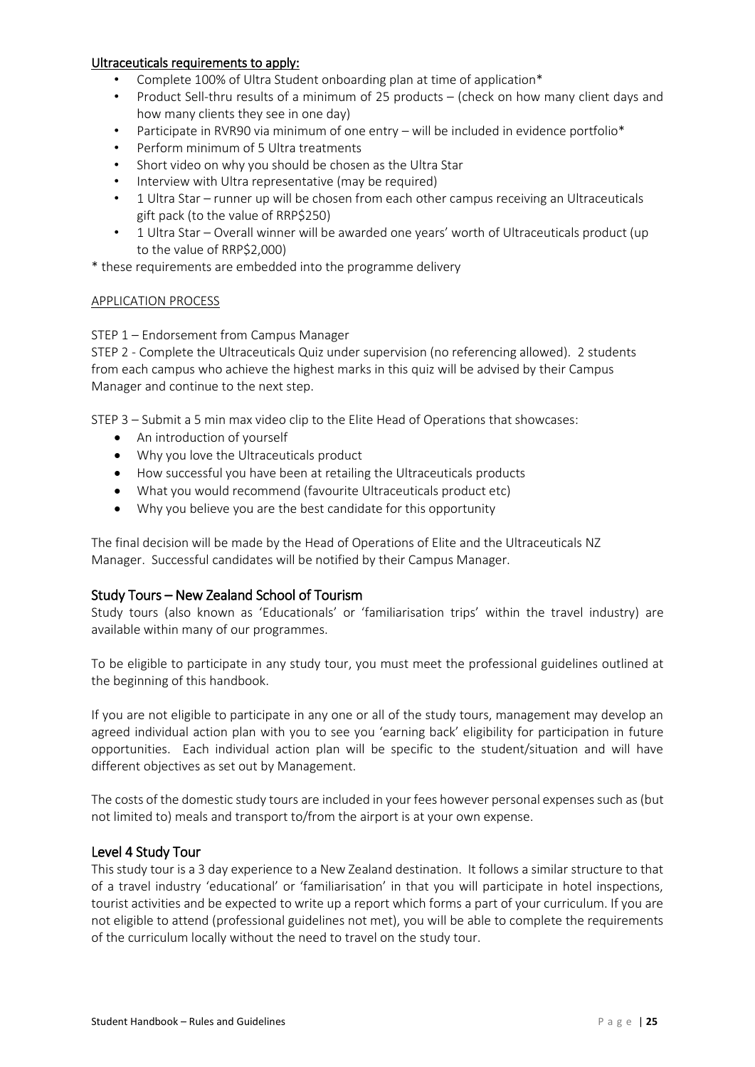**Ultraceuticals requirements to apply:**

- Complete 100% of Ultra Student onboarding plan at time of application*
- Product Sell-thru results of a minimum of 25 products – (check on how many client days and how many clients they see in one day)
- Participate in RVR90 via minimum of one entry – will be included in evidence portfolio*
- Perform minimum of 5 Ultra treatments
- Short video on why you should be chosen as the Ultra Star
- Interview with Ultra representative (may be required)
- 1 Ultra Star – runner up will be chosen from each other campus receiving an Ultraceuticals gift pack (to the value of RRP$250)
- 1 Ultra Star – Overall winner will be awarded one years' worth of Ultraceuticals product (up to the value of RRP$2,000)

* these requirements are embedded into the programme delivery

APPLICATION PROCESS

STEP 1 – Endorsement from Campus Manager

STEP 2 - Complete the Ultraceuticals Quiz under supervision (no referencing allowed). 2 students from each campus who achieve the highest marks in this quiz will be advised by their Campus Manager and continue to the next step.

STEP 3 – Submit a 5 min max video clip to the Elite Head of Operations that showcases:

- An introduction of yourself
- Why you love the Ultraceuticals product
- How successful you have been at retailing the Ultraceuticals products
- What you would recommend (favourite Ultraceuticals product etc)
- Why you believe you are the best candidate for this opportunity

The final decision will be made by the Head of Operations of Elite and the Ultraceuticals NZ Manager. Successful candidates will be notified by their Campus Manager.

## Study Tours – New Zealand School of Tourism

Study tours (also known as 'Educationals' or 'familiarisation trips' within the travel industry) are available within many of our programmes.

To be eligible to participate in any study tour, you must meet the professional guidelines outlined at the beginning of this handbook.

If you are not eligible to participate in any one or all of the study tours, management may develop an agreed individual action plan with you to see you 'earning back' eligibility for participation in future opportunities. Each individual action plan will be specific to the student/situation and will have different objectives as set out by Management.

The costs of the domestic study tours are included in your fees however personal expenses such as (but not limited to) meals and transport to/from the airport is at your own expense.

## Level 4 Study Tour

This study tour is a 3 day experience to a New Zealand destination. It follows a similar structure to that of a travel industry 'educational' or 'familiarisation' in that you will participate in hotel inspections, tourist activities and be expected to write up a report which forms a part of your curriculum. If you are not eligible to attend (professional guidelines not met), you will be able to complete the requirements of the curriculum locally without the need to travel on the study tour.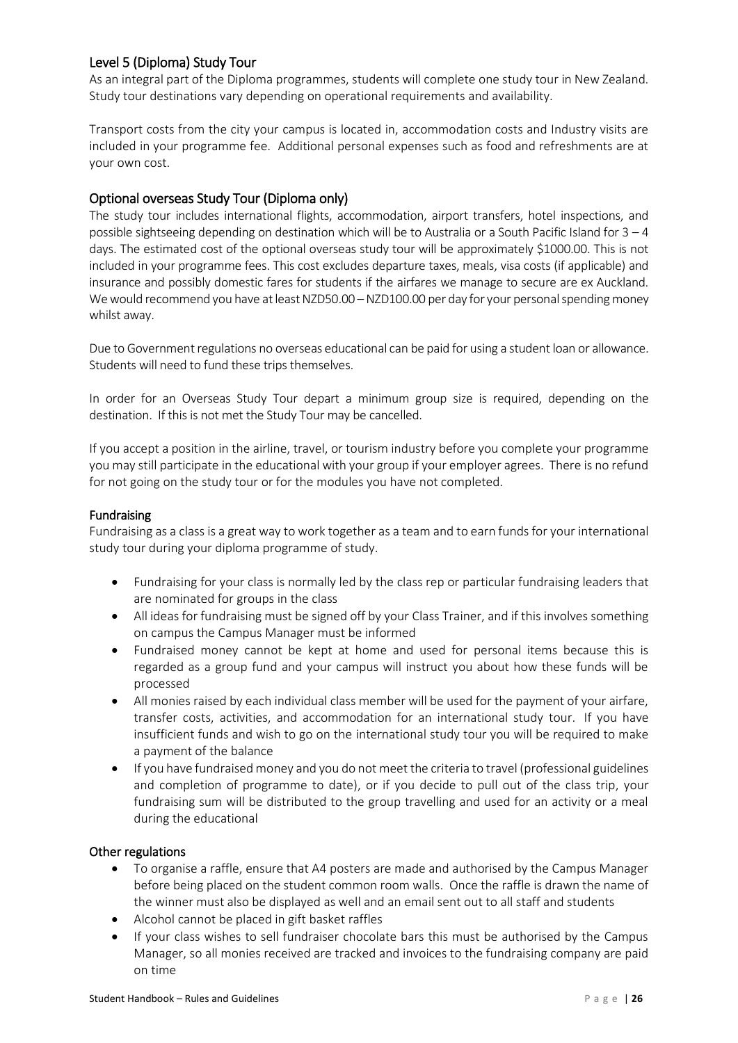## Level 5 (Diploma) Study Tour

As an integral part of the Diploma programmes, students will complete one study tour in New Zealand. Study tour destinations vary depending on operational requirements and availability.

Transport costs from the city your campus is located in, accommodation costs and Industry visits are included in your programme fee. Additional personal expenses such as food and refreshments are at your own cost.

## Optional overseas Study Tour (Diploma only)

The study tour includes international flights, accommodation, airport transfers, hotel inspections, and possible sightseeing depending on destination which will be to Australia or a South Pacific Island for 3 – 4 days. The estimated cost of the optional overseas study tour will be approximately $1000.00. This is not included in your programme fees. This cost excludes departure taxes, meals, visa costs (if applicable) and insurance and possibly domestic fares for students if the airfares we manage to secure are ex Auckland. We would recommend you have at least NZD50.00 – NZD100.00 per day for your personal spending money whilst away.

Due to Government regulations no overseas educational can be paid for using a student loan or allowance. Students will need to fund these trips themselves.

In order for an Overseas Study Tour depart a minimum group size is required, depending on the destination. If this is not met the Study Tour may be cancelled.

If you accept a position in the airline, travel, or tourism industry before you complete your programme you may still participate in the educational with your group if your employer agrees. There is no refund for not going on the study tour or for the modules you have not completed.

### Fundraising

Fundraising as a class is a great way to work together as a team and to earn funds for your international study tour during your diploma programme of study.

- Fundraising for your class is normally led by the class rep or particular fundraising leaders that are nominated for groups in the class
- All ideas for fundraising must be signed off by your Class Trainer, and if this involves something on campus the Campus Manager must be informed
- Fundraised money cannot be kept at home and used for personal items because this is regarded as a group fund and your campus will instruct you about how these funds will be processed
- All monies raised by each individual class member will be used for the payment of your airfare, transfer costs, activities, and accommodation for an international study tour. If you have insufficient funds and wish to go on the international study tour you will be required to make a payment of the balance
- If you have fundraised money and you do not meet the criteria to travel (professional guidelines and completion of programme to date), or if you decide to pull out of the class trip, your fundraising sum will be distributed to the group travelling and used for an activity or a meal during the educational

### Other regulations

- To organise a raffle, ensure that A4 posters are made and authorised by the Campus Manager before being placed on the student common room walls. Once the raffle is drawn the name of the winner must also be displayed as well and an email sent out to all staff and students
- Alcohol cannot be placed in gift basket raffles
- If your class wishes to sell fundraiser chocolate bars this must be authorised by the Campus Manager, so all monies received are tracked and invoices to the fundraising company are paid on time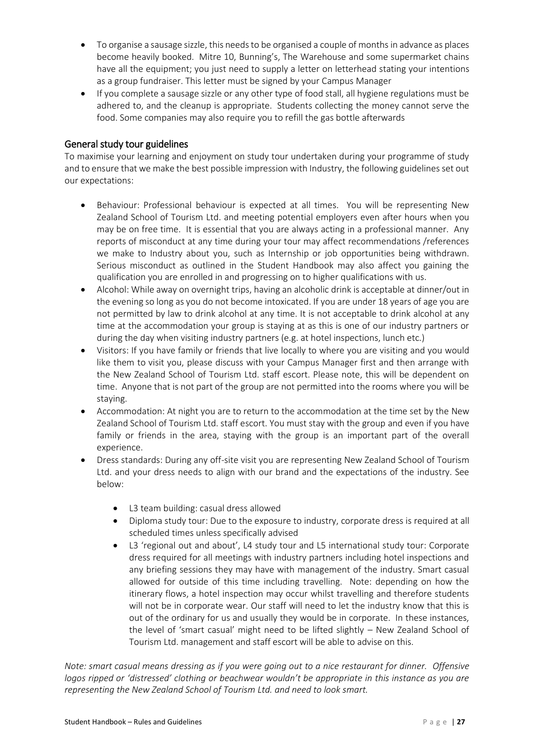- To organise a sausage sizzle, this needs to be organised a couple of months in advance as places become heavily booked. Mitre 10, Bunning's, The Warehouse and some supermarket chains have all the equipment; you just need to supply a letter on letterhead stating your intentions as a group fundraiser. This letter must be signed by your Campus Manager
- If you complete a sausage sizzle or any other type of food stall, all hygiene regulations must be adhered to, and the cleanup is appropriate. Students collecting the money cannot serve the food. Some companies may also require you to refill the gas bottle afterwards

## General study tour guidelines

To maximise your learning and enjoyment on study tour undertaken during your programme of study and to ensure that we make the best possible impression with Industry, the following guidelines set out our expectations:

- Behaviour: Professional behaviour is expected at all times. You will be representing New Zealand School of Tourism Ltd. and meeting potential employers even after hours when you may be on free time. It is essential that you are always acting in a professional manner. Any reports of misconduct at any time during your tour may affect recommendations /references we make to Industry about you, such as Internship or job opportunities being withdrawn. Serious misconduct as outlined in the Student Handbook may also affect you gaining the qualification you are enrolled in and progressing on to higher qualifications with us.
- Alcohol: While away on overnight trips, having an alcoholic drink is acceptable at dinner/out in the evening so long as you do not become intoxicated. If you are under 18 years of age you are not permitted by law to drink alcohol at any time. It is not acceptable to drink alcohol at any time at the accommodation your group is staying at as this is one of our industry partners or during the day when visiting industry partners (e.g. at hotel inspections, lunch etc.)
- Visitors: If you have family or friends that live locally to where you are visiting and you would like them to visit you, please discuss with your Campus Manager first and then arrange with the New Zealand School of Tourism Ltd. staff escort. Please note, this will be dependent on time. Anyone that is not part of the group are not permitted into the rooms where you will be staying.
- Accommodation: At night you are to return to the accommodation at the time set by the New Zealand School of Tourism Ltd. staff escort. You must stay with the group and even if you have family or friends in the area, staying with the group is an important part of the overall experience.
- Dress standards: During any off-site visit you are representing New Zealand School of Tourism Ltd. and your dress needs to align with our brand and the expectations of the industry. See below:
    - L3 team building: casual dress allowed
    - Diploma study tour: Due to the exposure to industry, corporate dress is required at all scheduled times unless specifically advised
    - L3 'regional out and about', L4 study tour and L5 international study tour: Corporate dress required for all meetings with industry partners including hotel inspections and any briefing sessions they may have with management of the industry. Smart casual allowed for outside of this time including travelling. Note: depending on how the itinerary flows, a hotel inspection may occur whilst travelling and therefore students will not be in corporate wear. Our staff will need to let the industry know that this is out of the ordinary for us and usually they would be in corporate. In these instances, the level of 'smart casual' might need to be lifted slightly – New Zealand School of Tourism Ltd. management and staff escort will be able to advise on this.

*Note: smart casual means dressing as if you were going out to a nice restaurant for dinner. Offensive logos ripped or 'distressed' clothing or beachwear wouldn't be appropriate in this instance as you are representing the New Zealand School of Tourism Ltd. and need to look smart.*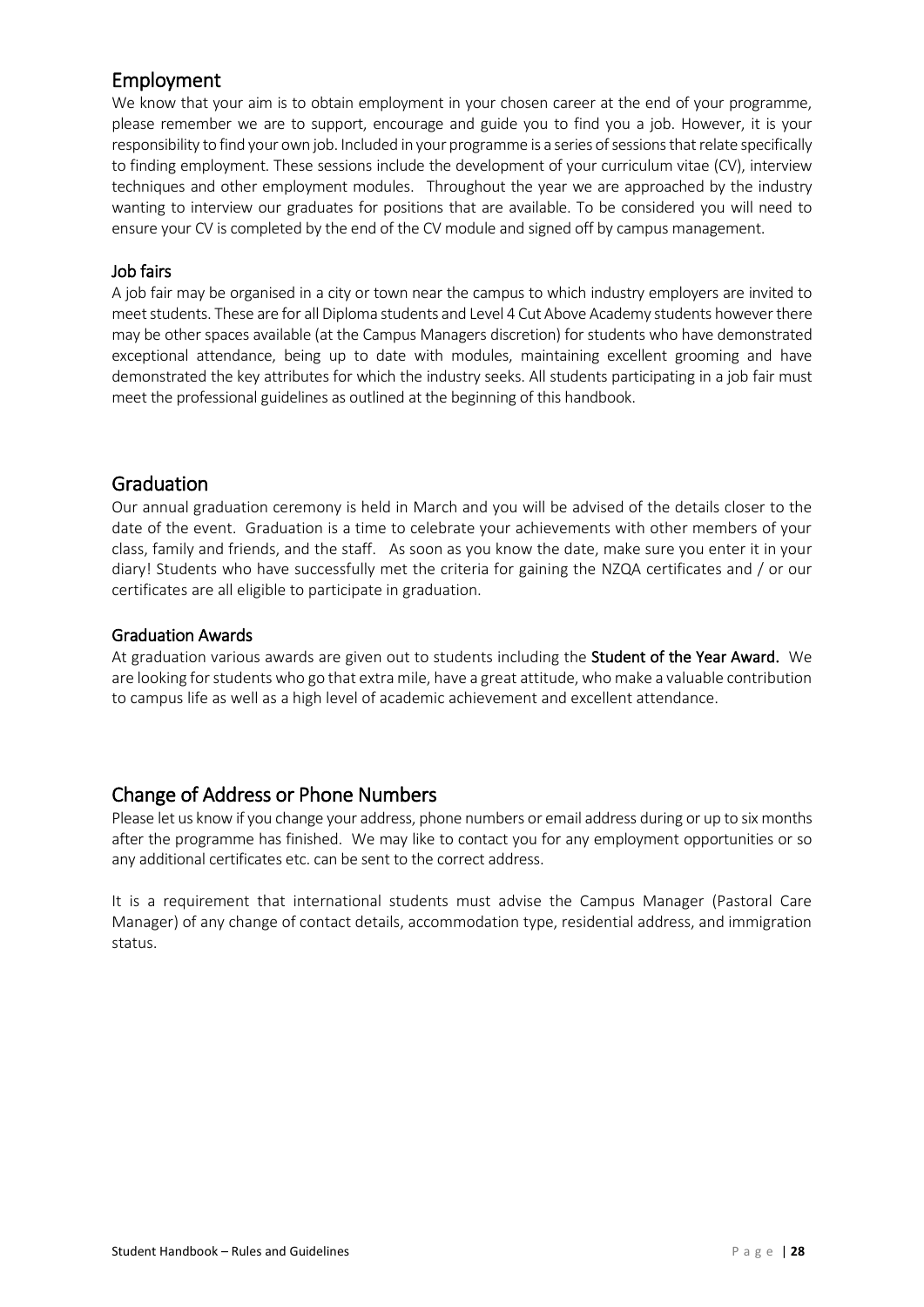## Employment

We know that your aim is to obtain employment in your chosen career at the end of your programme, please remember we are to support, encourage and guide you to find you a job. However, it is your responsibility to find your own job. Included in your programme is a series of sessions that relate specifically to finding employment. These sessions include the development of your curriculum vitae (CV), interview techniques and other employment modules. Throughout the year we are approached by the industry wanting to interview our graduates for positions that are available. To be considered you will need to ensure your CV is completed by the end of the CV module and signed off by campus management.

### Job fairs

A job fair may be organised in a city or town near the campus to which industry employers are invited to meet students. These are for all Diploma students and Level 4 Cut Above Academy students however there may be other spaces available (at the Campus Managers discretion) for students who have demonstrated exceptional attendance, being up to date with modules, maintaining excellent grooming and have demonstrated the key attributes for which the industry seeks. All students participating in a job fair must meet the professional guidelines as outlined at the beginning of this handbook.

## Graduation

Our annual graduation ceremony is held in March and you will be advised of the details closer to the date of the event. Graduation is a time to celebrate your achievements with other members of your class, family and friends, and the staff. As soon as you know the date, make sure you enter it in your diary! Students who have successfully met the criteria for gaining the NZQA certificates and / or our certificates are all eligible to participate in graduation.

### Graduation Awards

At graduation various awards are given out to students including the **Student of the Year Award.** We are looking for students who go that extra mile, have a great attitude, who make a valuable contribution to campus life as well as a high level of academic achievement and excellent attendance.

## Change of Address or Phone Numbers

Please let us know if you change your address, phone numbers or email address during or up to six months after the programme has finished. We may like to contact you for any employment opportunities or so any additional certificates etc. can be sent to the correct address.

It is a requirement that international students must advise the Campus Manager (Pastoral Care Manager) of any change of contact details, accommodation type, residential address, and immigration status.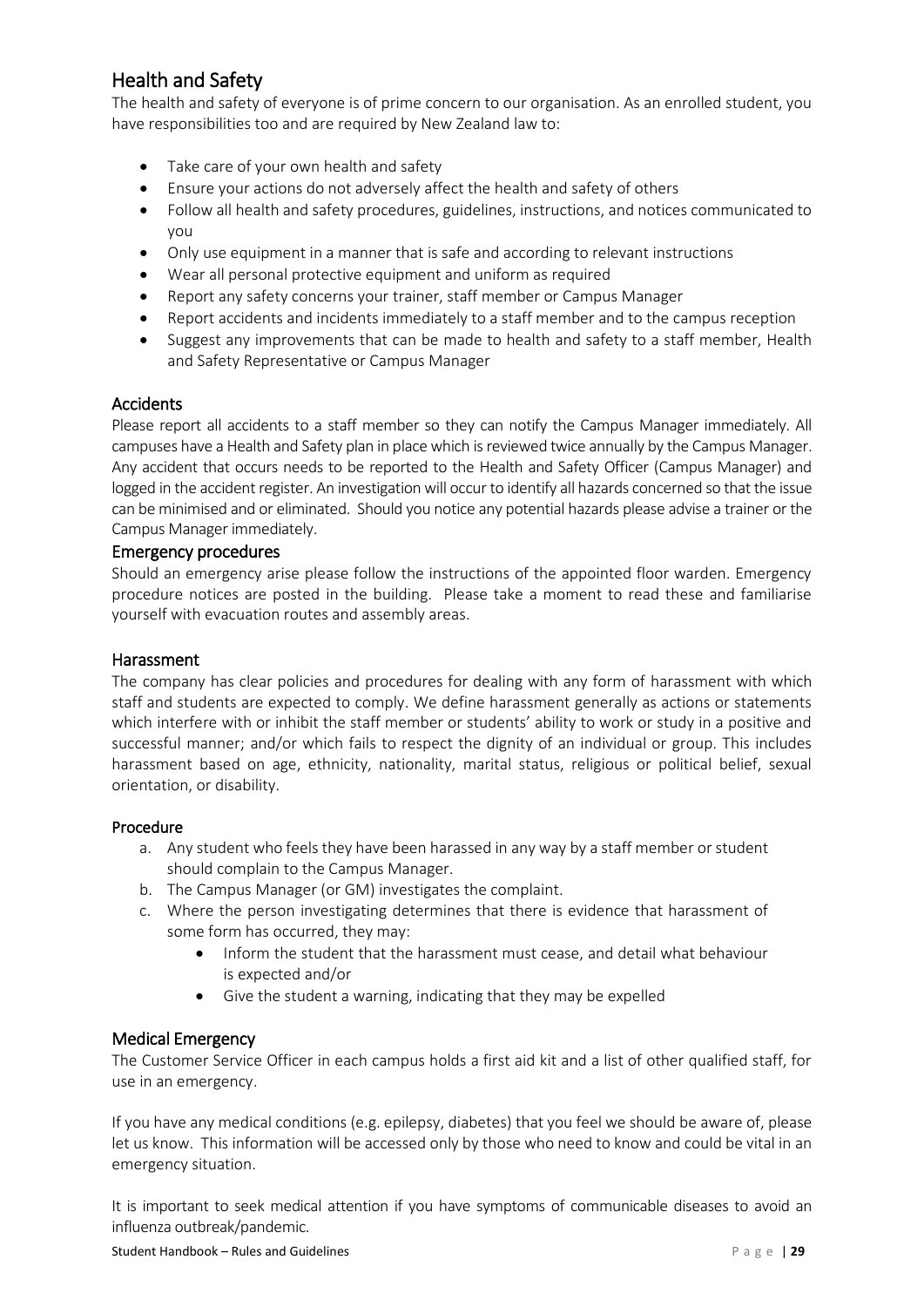## Health and Safety

The health and safety of everyone is of prime concern to our organisation. As an enrolled student, you have responsibilities too and are required by New Zealand law to:

- Take care of your own health and safety
- Ensure your actions do not adversely affect the health and safety of others
- Follow all health and safety procedures, guidelines, instructions, and notices communicated to you
- Only use equipment in a manner that is safe and according to relevant instructions
- Wear all personal protective equipment and uniform as required
- Report any safety concerns your trainer, staff member or Campus Manager
- Report accidents and incidents immediately to a staff member and to the campus reception
- Suggest any improvements that can be made to health and safety to a staff member, Health and Safety Representative or Campus Manager

### Accidents

Please report all accidents to a staff member so they can notify the Campus Manager immediately. All campuses have a Health and Safety plan in place which is reviewed twice annually by the Campus Manager. Any accident that occurs needs to be reported to the Health and Safety Officer (Campus Manager) and logged in the accident register. An investigation will occur to identify all hazards concerned so that the issue can be minimised and or eliminated. Should you notice any potential hazards please advise a trainer or the Campus Manager immediately.

### Emergency procedures

Should an emergency arise please follow the instructions of the appointed floor warden. Emergency procedure notices are posted in the building. Please take a moment to read these and familiarise yourself with evacuation routes and assembly areas.

### Harassment

The company has clear policies and procedures for dealing with any form of harassment with which staff and students are expected to comply. We define harassment generally as actions or statements which interfere with or inhibit the staff member or students' ability to work or study in a positive and successful manner; and/or which fails to respect the dignity of an individual or group. This includes harassment based on age, ethnicity, nationality, marital status, religious or political belief, sexual orientation, or disability.

#### Procedure

a. Any student who feels they have been harassed in any way by a staff member or student should complain to the Campus Manager.
b. The Campus Manager (or GM) investigates the complaint.
c. Where the person investigating determines that there is evidence that harassment of some form has occurred, they may:
   - Inform the student that the harassment must cease, and detail what behaviour is expected and/or
   - Give the student a warning, indicating that they may be expelled

### Medical Emergency

The Customer Service Officer in each campus holds a first aid kit and a list of other qualified staff, for use in an emergency.

If you have any medical conditions (e.g. epilepsy, diabetes) that you feel we should be aware of, please let us know. This information will be accessed only by those who need to know and could be vital in an emergency situation.

It is important to seek medical attention if you have symptoms of communicable diseases to avoid an influenza outbreak/pandemic.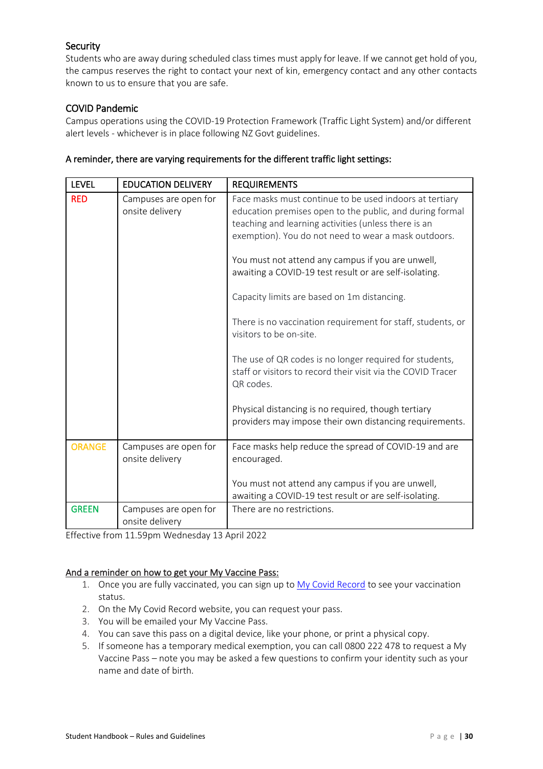## Security

Students who are away during scheduled class times must apply for leave. If we cannot get hold of you, the campus reserves the right to contact your next of kin, emergency contact and any other contacts known to us to ensure that you are safe.

## COVID Pandemic

Campus operations using the COVID-19 Protection Framework (Traffic Light System) and/or different alert levels - whichever is in place following NZ Govt guidelines.

A reminder, there are varying requirements for the different traffic light settings:

| LEVEL | EDUCATION DELIVERY | REQUIREMENTS |
|---|---|---|
| RED | Campuses are open for onsite delivery | Face masks must continue to be used indoors at tertiary education premises open to the public, and during formal teaching and learning activities (unless there is an exemption). You do not need to wear a mask outdoors.<br><br>You must not attend any campus if you are unwell, awaiting a COVID-19 test result or are self-isolating.<br><br>Capacity limits are based on 1m distancing.<br><br>There is no vaccination requirement for staff, students, or visitors to be on-site.<br><br>The use of QR codes is no longer required for students, staff or visitors to record their visit via the COVID Tracer QR codes.<br><br>Physical distancing is no required, though tertiary providers may impose their own distancing requirements. |
| ORANGE | Campuses are open for onsite delivery | Face masks help reduce the spread of COVID-19 and are encouraged.<br><br>You must not attend any campus if you are unwell, awaiting a COVID-19 test result or are self-isolating. |
| GREEN | Campuses are open for onsite delivery | There are no restrictions. |

Effective from 11.59pm Wednesday 13 April 2022

And a reminder on how to get your My Vaccine Pass:

1. Once you are fully vaccinated, you can sign up to My Covid Record to see your vaccination status.
2. On the My Covid Record website, you can request your pass.
3. You will be emailed your My Vaccine Pass.
4. You can save this pass on a digital device, like your phone, or print a physical copy.
5. If someone has a temporary medical exemption, you can call 0800 222 478 to request a My Vaccine Pass – note you may be asked a few questions to confirm your identity such as your name and date of birth.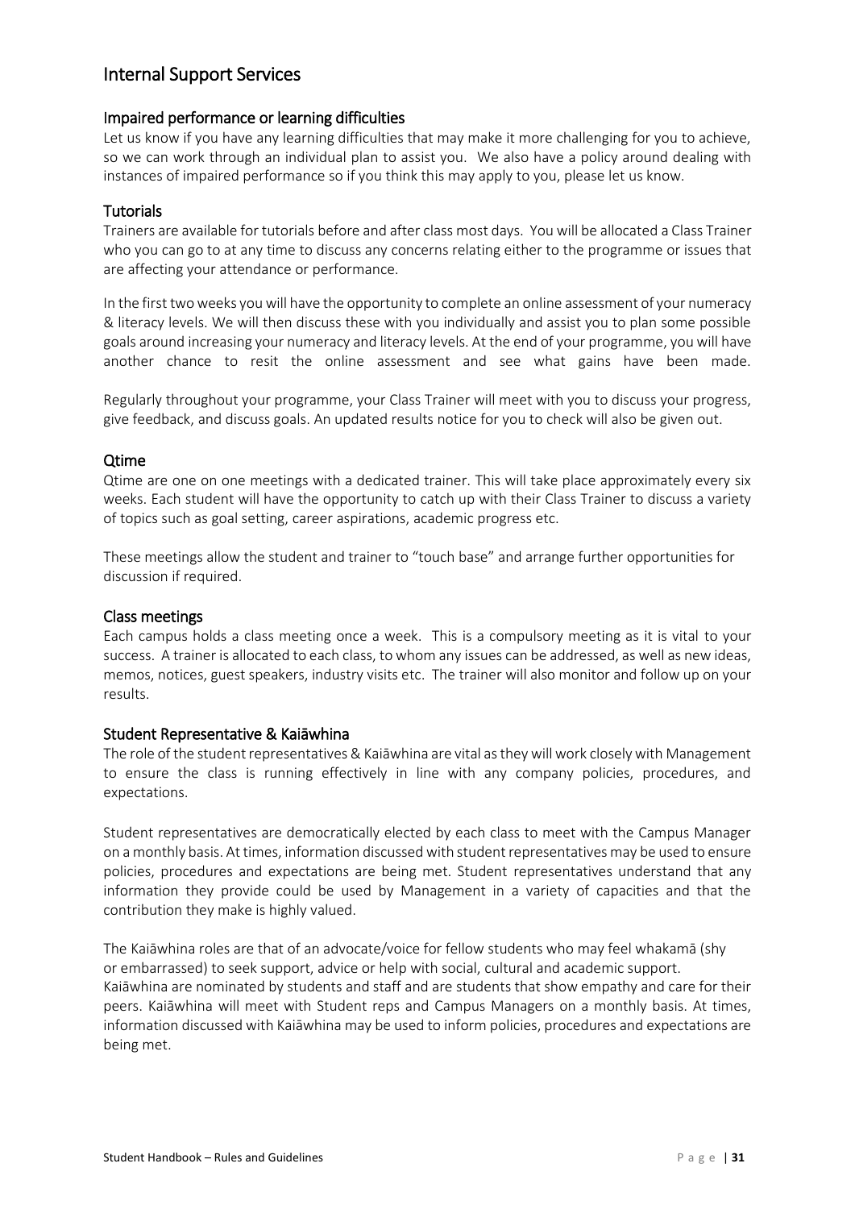## Internal Support Services

### Impaired performance or learning difficulties

Let us know if you have any learning difficulties that may make it more challenging for you to achieve, so we can work through an individual plan to assist you. We also have a policy around dealing with instances of impaired performance so if you think this may apply to you, please let us know.

### Tutorials

Trainers are available for tutorials before and after class most days. You will be allocated a Class Trainer who you can go to at any time to discuss any concerns relating either to the programme or issues that are affecting your attendance or performance.

In the first two weeks you will have the opportunity to complete an online assessment of your numeracy & literacy levels. We will then discuss these with you individually and assist you to plan some possible goals around increasing your numeracy and literacy levels. At the end of your programme, you will have another chance to resit the online assessment and see what gains have been made.

Regularly throughout your programme, your Class Trainer will meet with you to discuss your progress, give feedback, and discuss goals. An updated results notice for you to check will also be given out.

### Qtime

Qtime are one on one meetings with a dedicated trainer. This will take place approximately every six weeks. Each student will have the opportunity to catch up with their Class Trainer to discuss a variety of topics such as goal setting, career aspirations, academic progress etc.

These meetings allow the student and trainer to "touch base" and arrange further opportunities for discussion if required.

### Class meetings

Each campus holds a class meeting once a week. This is a compulsory meeting as it is vital to your success. A trainer is allocated to each class, to whom any issues can be addressed, as well as new ideas, memos, notices, guest speakers, industry visits etc. The trainer will also monitor and follow up on your results.

### Student Representative & Kaiāwhina

The role of the student representatives & Kaiāwhina are vital as they will work closely with Management to ensure the class is running effectively in line with any company policies, procedures, and expectations.

Student representatives are democratically elected by each class to meet with the Campus Manager on a monthly basis. At times, information discussed with student representatives may be used to ensure policies, procedures and expectations are being met. Student representatives understand that any information they provide could be used by Management in a variety of capacities and that the contribution they make is highly valued.

The Kaiāwhina roles are that of an advocate/voice for fellow students who may feel whakamā (shy or embarrassed) to seek support, advice or help with social, cultural and academic support. Kaiāwhina are nominated by students and staff and are students that show empathy and care for their peers. Kaiāwhina will meet with Student reps and Campus Managers on a monthly basis. At times, information discussed with Kaiāwhina may be used to inform policies, procedures and expectations are being met.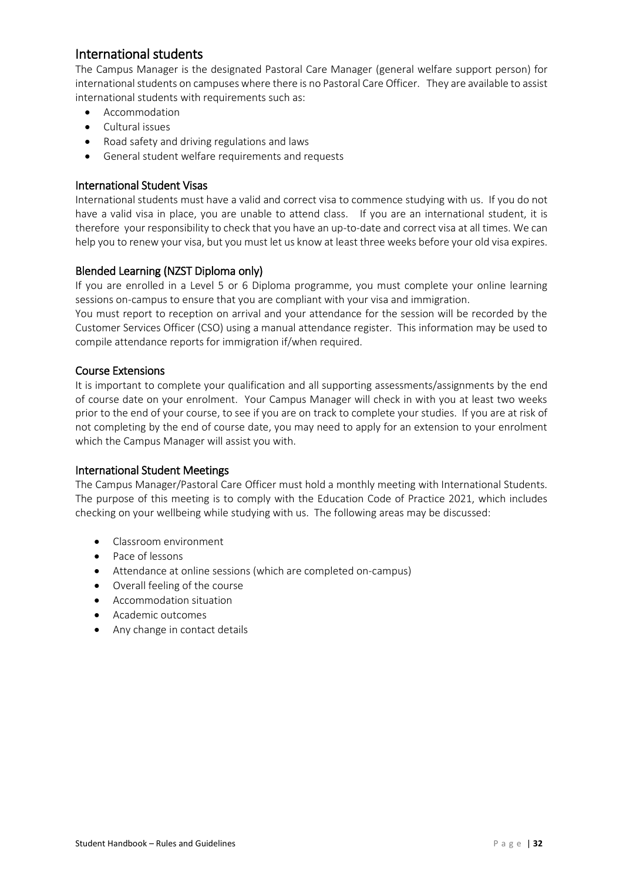## International students

The Campus Manager is the designated Pastoral Care Manager (general welfare support person) for international students on campuses where there is no Pastoral Care Officer. They are available to assist international students with requirements such as:

- Accommodation
- Cultural issues
- Road safety and driving regulations and laws
- General student welfare requirements and requests

### International Student Visas

International students must have a valid and correct visa to commence studying with us. If you do not have a valid visa in place, you are unable to attend class. If you are an international student, it is therefore your responsibility to check that you have an up-to-date and correct visa at all times. We can help you to renew your visa, but you must let us know at least three weeks before your old visa expires.

### Blended Learning (NZST Diploma only)

If you are enrolled in a Level 5 or 6 Diploma programme, you must complete your online learning sessions on-campus to ensure that you are compliant with your visa and immigration.

You must report to reception on arrival and your attendance for the session will be recorded by the Customer Services Officer (CSO) using a manual attendance register. This information may be used to compile attendance reports for immigration if/when required.

### Course Extensions

It is important to complete your qualification and all supporting assessments/assignments by the end of course date on your enrolment. Your Campus Manager will check in with you at least two weeks prior to the end of your course, to see if you are on track to complete your studies. If you are at risk of not completing by the end of course date, you may need to apply for an extension to your enrolment which the Campus Manager will assist you with.

### International Student Meetings

The Campus Manager/Pastoral Care Officer must hold a monthly meeting with International Students. The purpose of this meeting is to comply with the Education Code of Practice 2021, which includes checking on your wellbeing while studying with us. The following areas may be discussed:

- Classroom environment
- Pace of lessons
- Attendance at online sessions (which are completed on-campus)
- Overall feeling of the course
- Accommodation situation
- Academic outcomes
- Any change in contact details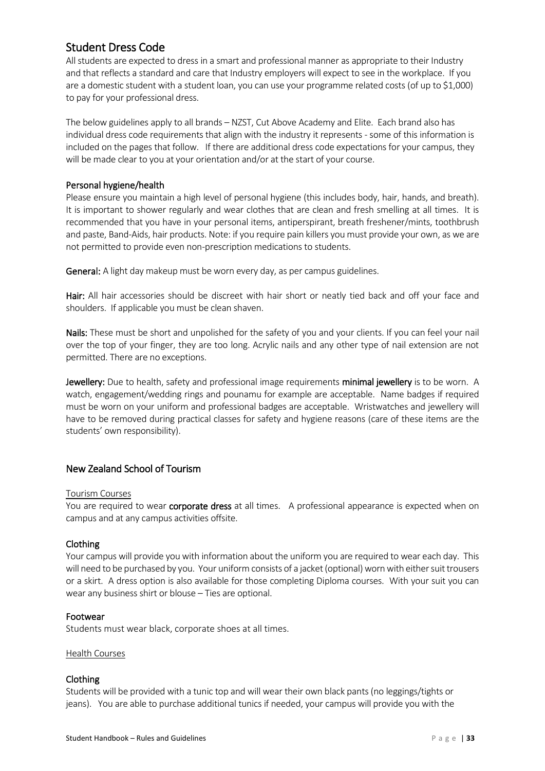## Student Dress Code

All students are expected to dress in a smart and professional manner as appropriate to their Industry and that reflects a standard and care that Industry employers will expect to see in the workplace. If you are a domestic student with a student loan, you can use your programme related costs (of up to $1,000) to pay for your professional dress.

The below guidelines apply to all brands – NZST, Cut Above Academy and Elite. Each brand also has individual dress code requirements that align with the industry it represents - some of this information is included on the pages that follow. If there are additional dress code expectations for your campus, they will be made clear to you at your orientation and/or at the start of your course.

### Personal hygiene/health

Please ensure you maintain a high level of personal hygiene (this includes body, hair, hands, and breath). It is important to shower regularly and wear clothes that are clean and fresh smelling at all times. It is recommended that you have in your personal items, antiperspirant, breath freshener/mints, toothbrush and paste, Band-Aids, hair products. Note: if you require pain killers you must provide your own, as we are not permitted to provide even non-prescription medications to students.

**General:** A light day makeup must be worn every day, as per campus guidelines.

**Hair:** All hair accessories should be discreet with hair short or neatly tied back and off your face and shoulders. If applicable you must be clean shaven.

**Nails:** These must be short and unpolished for the safety of you and your clients. If you can feel your nail over the top of your finger, they are too long. Acrylic nails and any other type of nail extension are not permitted. There are no exceptions.

**Jewellery:** Due to health, safety and professional image requirements **minimal jewellery** is to be worn. A watch, engagement/wedding rings and pounamu for example are acceptable. Name badges if required must be worn on your uniform and professional badges are acceptable. Wristwatches and jewellery will have to be removed during practical classes for safety and hygiene reasons (care of these items are the students' own responsibility).

## New Zealand School of Tourism

Tourism Courses

You are required to wear **corporate dress** at all times. A professional appearance is expected when on campus and at any campus activities offsite.

### Clothing

Your campus will provide you with information about the uniform you are required to wear each day. This will need to be purchased by you. Your uniform consists of a jacket (optional) worn with either suit trousers or a skirt. A dress option is also available for those completing Diploma courses. With your suit you can wear any business shirt or blouse – Ties are optional.

### Footwear

Students must wear black, corporate shoes at all times.

Health Courses

### Clothing

Students will be provided with a tunic top and will wear their own black pants (no leggings/tights or jeans). You are able to purchase additional tunics if needed, your campus will provide you with the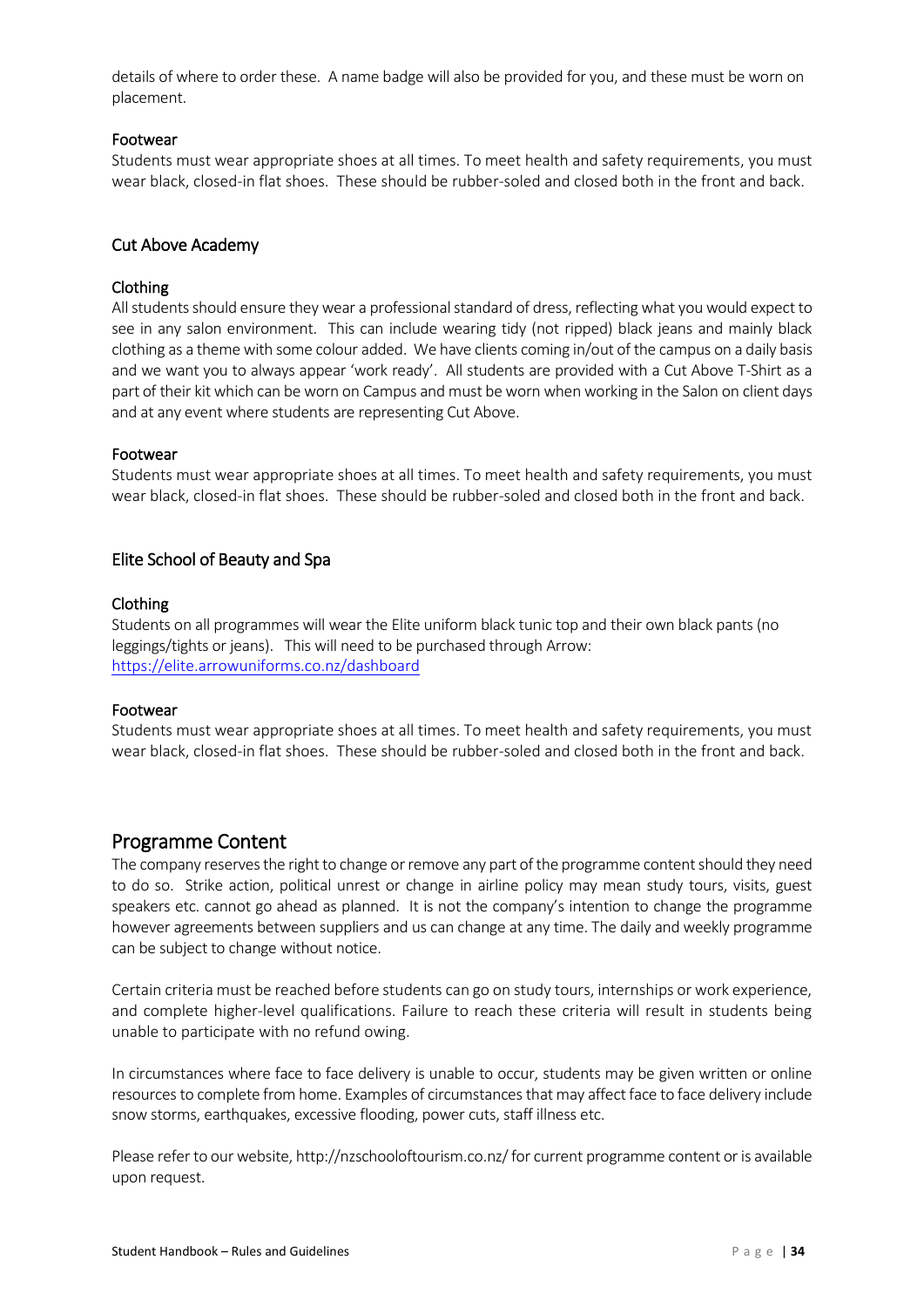details of where to order these. A name badge will also be provided for you, and these must be worn on placement.

#### Footwear

Students must wear appropriate shoes at all times. To meet health and safety requirements, you must wear black, closed-in flat shoes. These should be rubber-soled and closed both in the front and back.

### Cut Above Academy

#### Clothing

All students should ensure they wear a professional standard of dress, reflecting what you would expect to see in any salon environment. This can include wearing tidy (not ripped) black jeans and mainly black clothing as a theme with some colour added. We have clients coming in/out of the campus on a daily basis and we want you to always appear 'work ready'. All students are provided with a Cut Above T-Shirt as a part of their kit which can be worn on Campus and must be worn when working in the Salon on client days and at any event where students are representing Cut Above.

#### Footwear

Students must wear appropriate shoes at all times. To meet health and safety requirements, you must wear black, closed-in flat shoes. These should be rubber-soled and closed both in the front and back.

### Elite School of Beauty and Spa

#### Clothing

Students on all programmes will wear the Elite uniform black tunic top and their own black pants (no leggings/tights or jeans). This will need to be purchased through Arrow: https://elite.arrowuniforms.co.nz/dashboard

#### Footwear

Students must wear appropriate shoes at all times. To meet health and safety requirements, you must wear black, closed-in flat shoes. These should be rubber-soled and closed both in the front and back.

## Programme Content

The company reserves the right to change or remove any part of the programme content should they need to do so. Strike action, political unrest or change in airline policy may mean study tours, visits, guest speakers etc. cannot go ahead as planned. It is not the company's intention to change the programme however agreements between suppliers and us can change at any time. The daily and weekly programme can be subject to change without notice.

Certain criteria must be reached before students can go on study tours, internships or work experience, and complete higher-level qualifications. Failure to reach these criteria will result in students being unable to participate with no refund owing.

In circumstances where face to face delivery is unable to occur, students may be given written or online resources to complete from home. Examples of circumstances that may affect face to face delivery include snow storms, earthquakes, excessive flooding, power cuts, staff illness etc.

Please refer to our website, http://nzschooloftourism.co.nz/ for current programme content or is available upon request.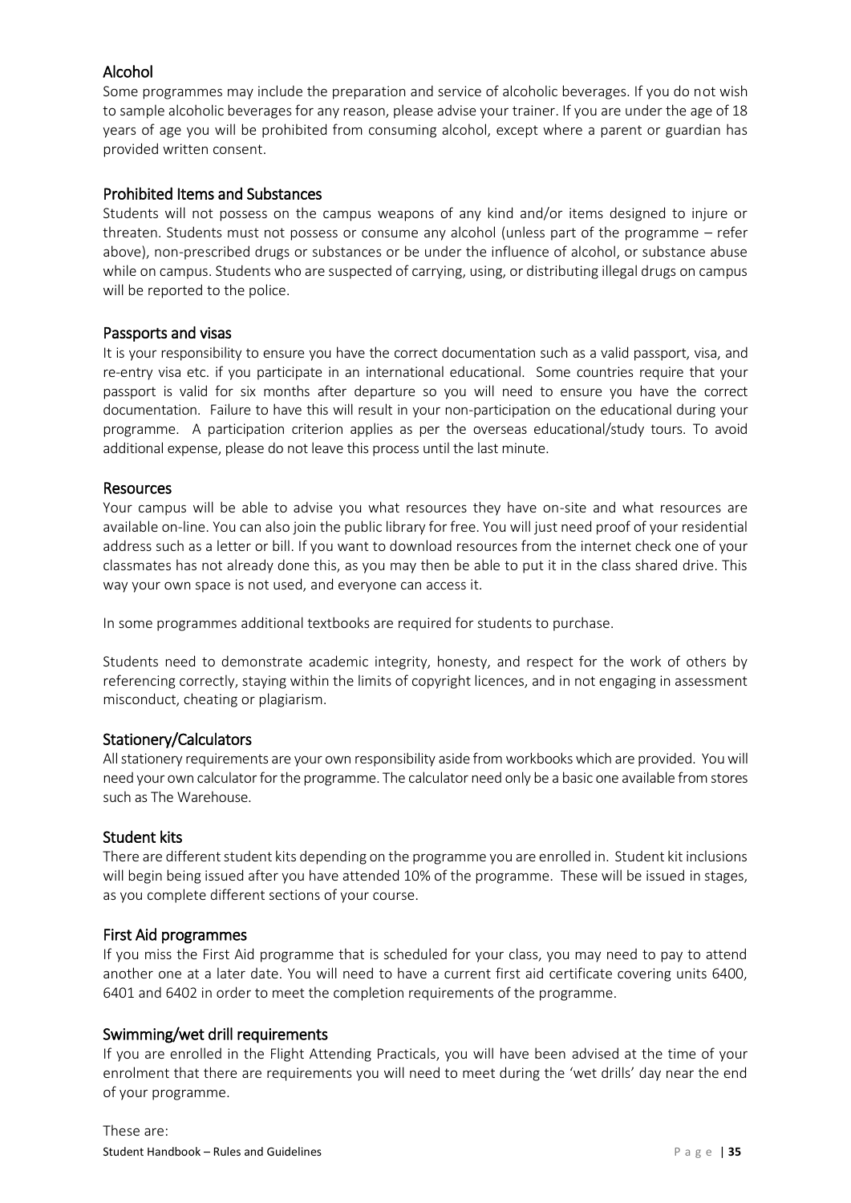## Alcohol

Some programmes may include the preparation and service of alcoholic beverages. If you do not wish to sample alcoholic beverages for any reason, please advise your trainer. If you are under the age of 18 years of age you will be prohibited from consuming alcohol, except where a parent or guardian has provided written consent.

## Prohibited Items and Substances

Students will not possess on the campus weapons of any kind and/or items designed to injure or threaten. Students must not possess or consume any alcohol (unless part of the programme – refer above), non-prescribed drugs or substances or be under the influence of alcohol, or substance abuse while on campus. Students who are suspected of carrying, using, or distributing illegal drugs on campus will be reported to the police.

## Passports and visas

It is your responsibility to ensure you have the correct documentation such as a valid passport, visa, and re-entry visa etc. if you participate in an international educational. Some countries require that your passport is valid for six months after departure so you will need to ensure you have the correct documentation. Failure to have this will result in your non-participation on the educational during your programme. A participation criterion applies as per the overseas educational/study tours. To avoid additional expense, please do not leave this process until the last minute.

## Resources

Your campus will be able to advise you what resources they have on-site and what resources are available on-line. You can also join the public library for free. You will just need proof of your residential address such as a letter or bill. If you want to download resources from the internet check one of your classmates has not already done this, as you may then be able to put it in the class shared drive. This way your own space is not used, and everyone can access it.

In some programmes additional textbooks are required for students to purchase.

Students need to demonstrate academic integrity, honesty, and respect for the work of others by referencing correctly, staying within the limits of copyright licences, and in not engaging in assessment misconduct, cheating or plagiarism.

## Stationery/Calculators

All stationery requirements are your own responsibility aside from workbooks which are provided. You will need your own calculator for the programme. The calculator need only be a basic one available from stores such as The Warehouse.

## Student kits

There are different student kits depending on the programme you are enrolled in. Student kit inclusions will begin being issued after you have attended 10% of the programme. These will be issued in stages, as you complete different sections of your course.

## First Aid programmes

If you miss the First Aid programme that is scheduled for your class, you may need to pay to attend another one at a later date. You will need to have a current first aid certificate covering units 6400, 6401 and 6402 in order to meet the completion requirements of the programme.

## Swimming/wet drill requirements

If you are enrolled in the Flight Attending Practicals, you will have been advised at the time of your enrolment that there are requirements you will need to meet during the 'wet drills' day near the end of your programme.

These are: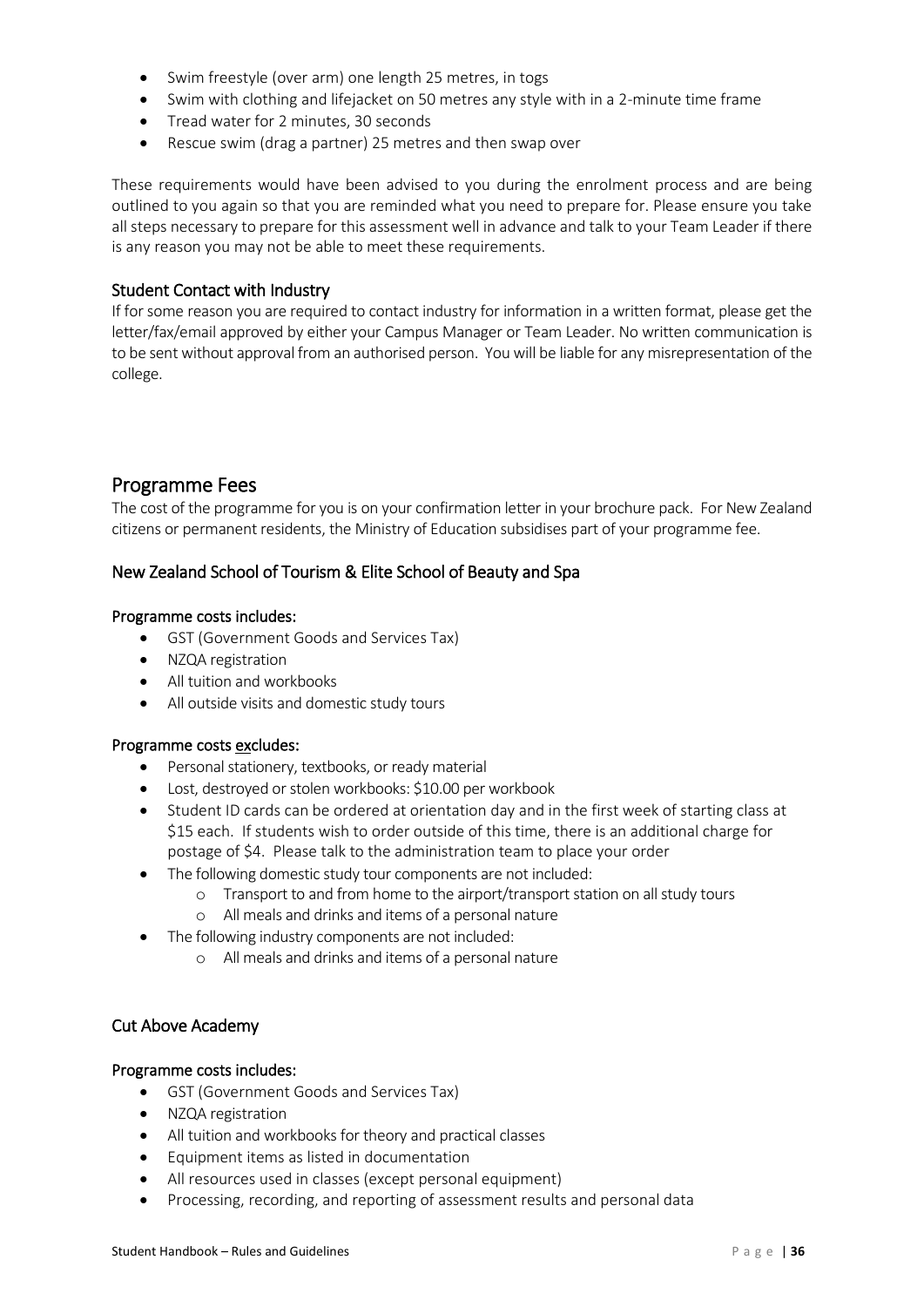- Swim freestyle (over arm) one length 25 metres, in togs
- Swim with clothing and lifejacket on 50 metres any style with in a 2-minute time frame
- Tread water for 2 minutes, 30 seconds
- Rescue swim (drag a partner) 25 metres and then swap over

These requirements would have been advised to you during the enrolment process and are being outlined to you again so that you are reminded what you need to prepare for. Please ensure you take all steps necessary to prepare for this assessment well in advance and talk to your Team Leader if there is any reason you may not be able to meet these requirements.

### Student Contact with Industry

If for some reason you are required to contact industry for information in a written format, please get the letter/fax/email approved by either your Campus Manager or Team Leader. No written communication is to be sent without approval from an authorised person. You will be liable for any misrepresentation of the college.

## Programme Fees

The cost of the programme for you is on your confirmation letter in your brochure pack. For New Zealand citizens or permanent residents, the Ministry of Education subsidises part of your programme fee.

### New Zealand School of Tourism & Elite School of Beauty and Spa

#### Programme costs includes:

- GST (Government Goods and Services Tax)
- NZQA registration
- All tuition and workbooks
- All outside visits and domestic study tours

#### Programme costs excludes:

- Personal stationery, textbooks, or ready material
- Lost, destroyed or stolen workbooks: $10.00 per workbook
- Student ID cards can be ordered at orientation day and in the first week of starting class at $15 each. If students wish to order outside of this time, there is an additional charge for postage of $4. Please talk to the administration team to place your order
- The following domestic study tour components are not included:
  - Transport to and from home to the airport/transport station on all study tours
  - All meals and drinks and items of a personal nature
- The following industry components are not included:
  - All meals and drinks and items of a personal nature

### Cut Above Academy

#### Programme costs includes:

- GST (Government Goods and Services Tax)
- NZQA registration
- All tuition and workbooks for theory and practical classes
- Equipment items as listed in documentation
- All resources used in classes (except personal equipment)
- Processing, recording, and reporting of assessment results and personal data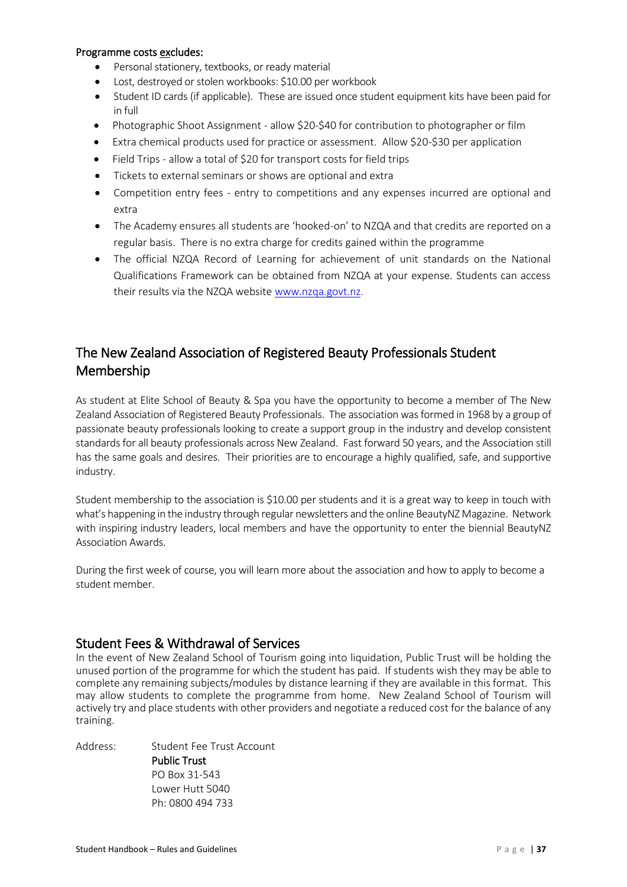**Programme costs excludes:**

- Personal stationery, textbooks, or ready material
- Lost, destroyed or stolen workbooks: $10.00 per workbook
- Student ID cards (if applicable). These are issued once student equipment kits have been paid for in full
- Photographic Shoot Assignment - allow $20-$40 for contribution to photographer or film
- Extra chemical products used for practice or assessment. Allow $20-$30 per application
- Field Trips - allow a total of $20 for transport costs for field trips
- Tickets to external seminars or shows are optional and extra
- Competition entry fees - entry to competitions and any expenses incurred are optional and extra
- The Academy ensures all students are 'hooked-on' to NZQA and that credits are reported on a regular basis. There is no extra charge for credits gained within the programme
- The official NZQA Record of Learning for achievement of unit standards on the National Qualifications Framework can be obtained from NZQA at your expense. Students can access their results via the NZQA website www.nzqa.govt.nz.

## The New Zealand Association of Registered Beauty Professionals Student Membership

As student at Elite School of Beauty & Spa you have the opportunity to become a member of The New Zealand Association of Registered Beauty Professionals. The association was formed in 1968 by a group of passionate beauty professionals looking to create a support group in the industry and develop consistent standards for all beauty professionals across New Zealand. Fast forward 50 years, and the Association still has the same goals and desires. Their priorities are to encourage a highly qualified, safe, and supportive industry.

Student membership to the association is $10.00 per students and it is a great way to keep in touch with what's happening in the industry through regular newsletters and the online BeautyNZ Magazine. Network with inspiring industry leaders, local members and have the opportunity to enter the biennial BeautyNZ Association Awards.

During the first week of course, you will learn more about the association and how to apply to become a student member.

## Student Fees & Withdrawal of Services

In the event of New Zealand School of Tourism going into liquidation, Public Trust will be holding the unused portion of the programme for which the student has paid. If students wish they may be able to complete any remaining subjects/modules by distance learning if they are available in this format. This may allow students to complete the programme from home. New Zealand School of Tourism will actively try and place students with other providers and negotiate a reduced cost for the balance of any training.

Address: Student Fee Trust Account
**Public Trust**
PO Box 31-543
Lower Hutt 5040
Ph: 0800 494 733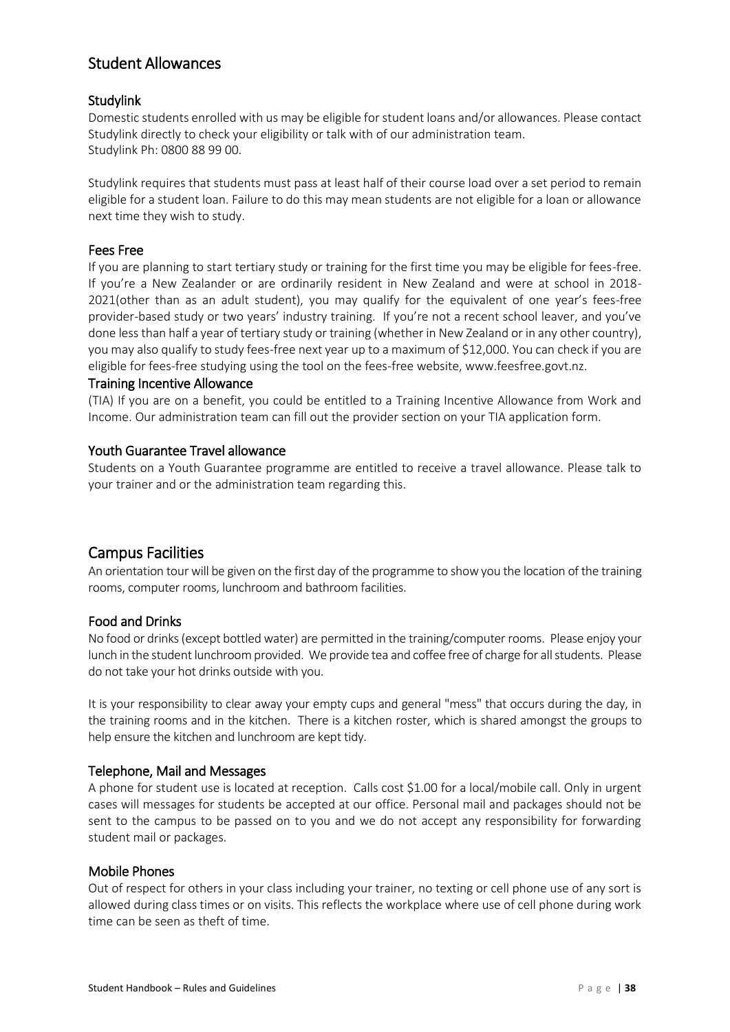## Student Allowances

### Studylink

Domestic students enrolled with us may be eligible for student loans and/or allowances. Please contact Studylink directly to check your eligibility or talk with of our administration team.
Studylink Ph: 0800 88 99 00.

Studylink requires that students must pass at least half of their course load over a set period to remain eligible for a student loan. Failure to do this may mean students are not eligible for a loan or allowance next time they wish to study.

### Fees Free

If you are planning to start tertiary study or training for the first time you may be eligible for fees-free. If you're a New Zealander or are ordinarily resident in New Zealand and were at school in 2018-2021(other than as an adult student), you may qualify for the equivalent of one year's fees-free provider-based study or two years' industry training. If you're not a recent school leaver, and you've done less than half a year of tertiary study or training (whether in New Zealand or in any other country), you may also qualify to study fees-free next year up to a maximum of $12,000. You can check if you are eligible for fees-free studying using the tool on the fees-free website, www.feesfree.govt.nz.

### Training Incentive Allowance

(TIA) If you are on a benefit, you could be entitled to a Training Incentive Allowance from Work and Income. Our administration team can fill out the provider section on your TIA application form.

### Youth Guarantee Travel allowance

Students on a Youth Guarantee programme are entitled to receive a travel allowance. Please talk to your trainer and or the administration team regarding this.

## Campus Facilities

An orientation tour will be given on the first day of the programme to show you the location of the training rooms, computer rooms, lunchroom and bathroom facilities.

### Food and Drinks

No food or drinks (except bottled water) are permitted in the training/computer rooms. Please enjoy your lunch in the student lunchroom provided. We provide tea and coffee free of charge for all students. Please do not take your hot drinks outside with you.

It is your responsibility to clear away your empty cups and general "mess" that occurs during the day, in the training rooms and in the kitchen. There is a kitchen roster, which is shared amongst the groups to help ensure the kitchen and lunchroom are kept tidy.

### Telephone, Mail and Messages

A phone for student use is located at reception. Calls cost $1.00 for a local/mobile call. Only in urgent cases will messages for students be accepted at our office. Personal mail and packages should not be sent to the campus to be passed on to you and we do not accept any responsibility for forwarding student mail or packages.

### Mobile Phones

Out of respect for others in your class including your trainer, no texting or cell phone use of any sort is allowed during class times or on visits. This reflects the workplace where use of cell phone during work time can be seen as theft of time.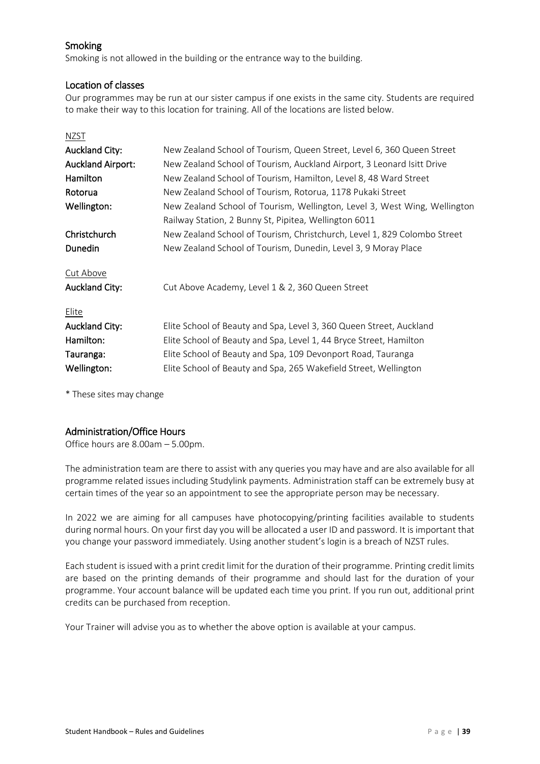## Smoking

Smoking is not allowed in the building or the entrance way to the building.

## Location of classes

Our programmes may be run at our sister campus if one exists in the same city. Students are required to make their way to this location for training. All of the locations are listed below.

<u>NZST</u>

| | |
|---|---|
| **Auckland City:** | New Zealand School of Tourism, Queen Street, Level 6, 360 Queen Street |
| **Auckland Airport:** | New Zealand School of Tourism, Auckland Airport, 3 Leonard Isitt Drive |
| **Hamilton** | New Zealand School of Tourism, Hamilton, Level 8, 48 Ward Street |
| **Rotorua** | New Zealand School of Tourism, Rotorua, 1178 Pukaki Street |
| **Wellington:** | New Zealand School of Tourism, Wellington, Level 3, West Wing, Wellington Railway Station, 2 Bunny St, Pipitea, Wellington 6011 |
| **Christchurch** | New Zealand School of Tourism, Christchurch, Level 1, 829 Colombo Street |
| **Dunedin** | New Zealand School of Tourism, Dunedin, Level 3, 9 Moray Place |

<u>Cut Above</u>

| | |
|---|---|
| **Auckland City:** | Cut Above Academy, Level 1 & 2, 360 Queen Street |

<u>Elite</u>

| | |
|---|---|
| **Auckland City:** | Elite School of Beauty and Spa, Level 3, 360 Queen Street, Auckland |
| **Hamilton:** | Elite School of Beauty and Spa, Level 1, 44 Bryce Street, Hamilton |
| **Tauranga:** | Elite School of Beauty and Spa, 109 Devonport Road, Tauranga |
| **Wellington:** | Elite School of Beauty and Spa, 265 Wakefield Street, Wellington |

* These sites may change

## Administration/Office Hours

Office hours are 8.00am – 5.00pm.

The administration team are there to assist with any queries you may have and are also available for all programme related issues including Studylink payments. Administration staff can be extremely busy at certain times of the year so an appointment to see the appropriate person may be necessary.

In 2022 we are aiming for all campuses have photocopying/printing facilities available to students during normal hours. On your first day you will be allocated a user ID and password. It is important that you change your password immediately. Using another student's login is a breach of NZST rules.

Each student is issued with a print credit limit for the duration of their programme. Printing credit limits are based on the printing demands of their programme and should last for the duration of your programme. Your account balance will be updated each time you print. If you run out, additional print credits can be purchased from reception.

Your Trainer will advise you as to whether the above option is available at your campus.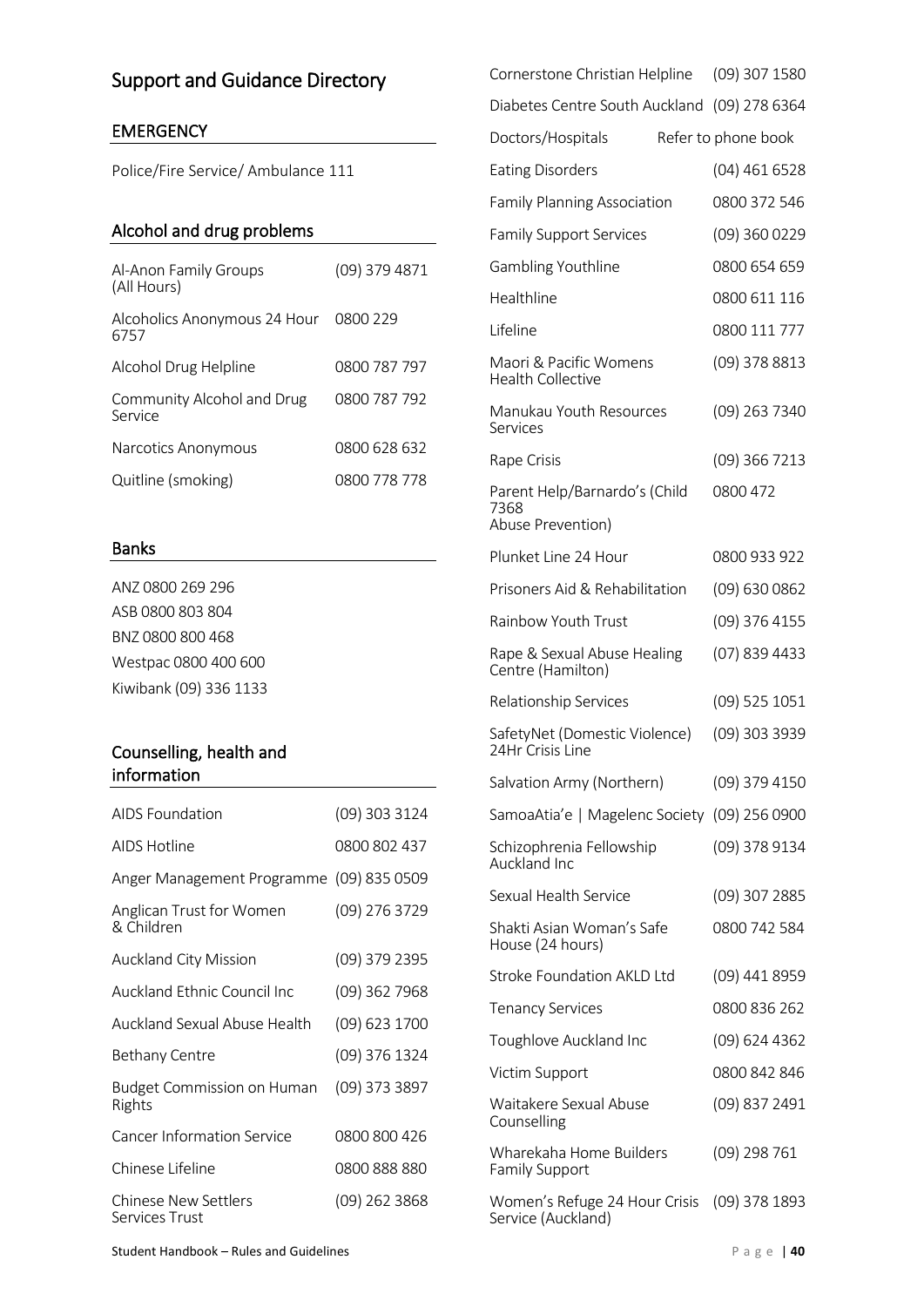## Support and Guidance Directory

### EMERGENCY

Police/Fire Service/ Ambulance 111

### Alcohol and drug problems

| | |
|---|---|
| Al-Anon Family Groups (All Hours) | (09) 379 4871 |
| Alcoholics Anonymous 24 Hour | 0800 229 6757 |
| Alcohol Drug Helpline | 0800 787 797 |
| Community Alcohol and Drug Service | 0800 787 792 |
| Narcotics Anonymous | 0800 628 632 |
| Quitline (smoking) | 0800 778 778 |

### Banks

ANZ 0800 269 296
ASB 0800 803 804
BNZ 0800 800 468
Westpac 0800 400 600
Kiwibank (09) 336 1133

### Counselling, health and information

| | |
|---|---|
| AIDS Foundation | (09) 303 3124 |
| AIDS Hotline | 0800 802 437 |
| Anger Management Programme | (09) 835 0509 |
| Anglican Trust for Women & Children | (09) 276 3729 |
| Auckland City Mission | (09) 379 2395 |
| Auckland Ethnic Council Inc | (09) 362 7968 |
| Auckland Sexual Abuse Health | (09) 623 1700 |
| Bethany Centre | (09) 376 1324 |
| Budget Commission on Human Rights | (09) 373 3897 |
| Cancer Information Service | 0800 800 426 |
| Chinese Lifeline | 0800 888 880 |
| Chinese New Settlers Services Trust | (09) 262 3868 |
| Cornerstone Christian Helpline | (09) 307 1580 |
| Diabetes Centre South Auckland | (09) 278 6364 |
| Doctors/Hospitals | Refer to phone book |
| Eating Disorders | (04) 461 6528 |
| Family Planning Association | 0800 372 546 |
| Family Support Services | (09) 360 0229 |
| Gambling Youthline | 0800 654 659 |
| Healthline | 0800 611 116 |
| Lifeline | 0800 111 777 |
| Maori & Pacific Womens Health Collective | (09) 378 8813 |
| Manukau Youth Resources Services | (09) 263 7340 |
| Rape Crisis | (09) 366 7213 |
| Parent Help/Barnardo's (Child Abuse Prevention) | 0800 472 7368 |
| Plunket Line 24 Hour | 0800 933 922 |
| Prisoners Aid & Rehabilitation | (09) 630 0862 |
| Rainbow Youth Trust | (09) 376 4155 |
| Rape & Sexual Abuse Healing Centre (Hamilton) | (07) 839 4433 |
| Relationship Services | (09) 525 1051 |
| SafetyNet (Domestic Violence) 24Hr Crisis Line | (09) 303 3939 |
| Salvation Army (Northern) | (09) 379 4150 |
| SamoaAtia'e \| Magelenc Society | (09) 256 0900 |
| Schizophrenia Fellowship Auckland Inc | (09) 378 9134 |
| Sexual Health Service | (09) 307 2885 |
| Shakti Asian Woman's Safe House (24 hours) | 0800 742 584 |
| Stroke Foundation AKLD Ltd | (09) 441 8959 |
| Tenancy Services | 0800 836 262 |
| Toughlove Auckland Inc | (09) 624 4362 |
| Victim Support | 0800 842 846 |
| Waitakere Sexual Abuse Counselling | (09) 837 2491 |
| Wharekaha Home Builders Family Support | (09) 298 761 |
| Women's Refuge 24 Hour Crisis Service (Auckland) | (09) 378 1893 |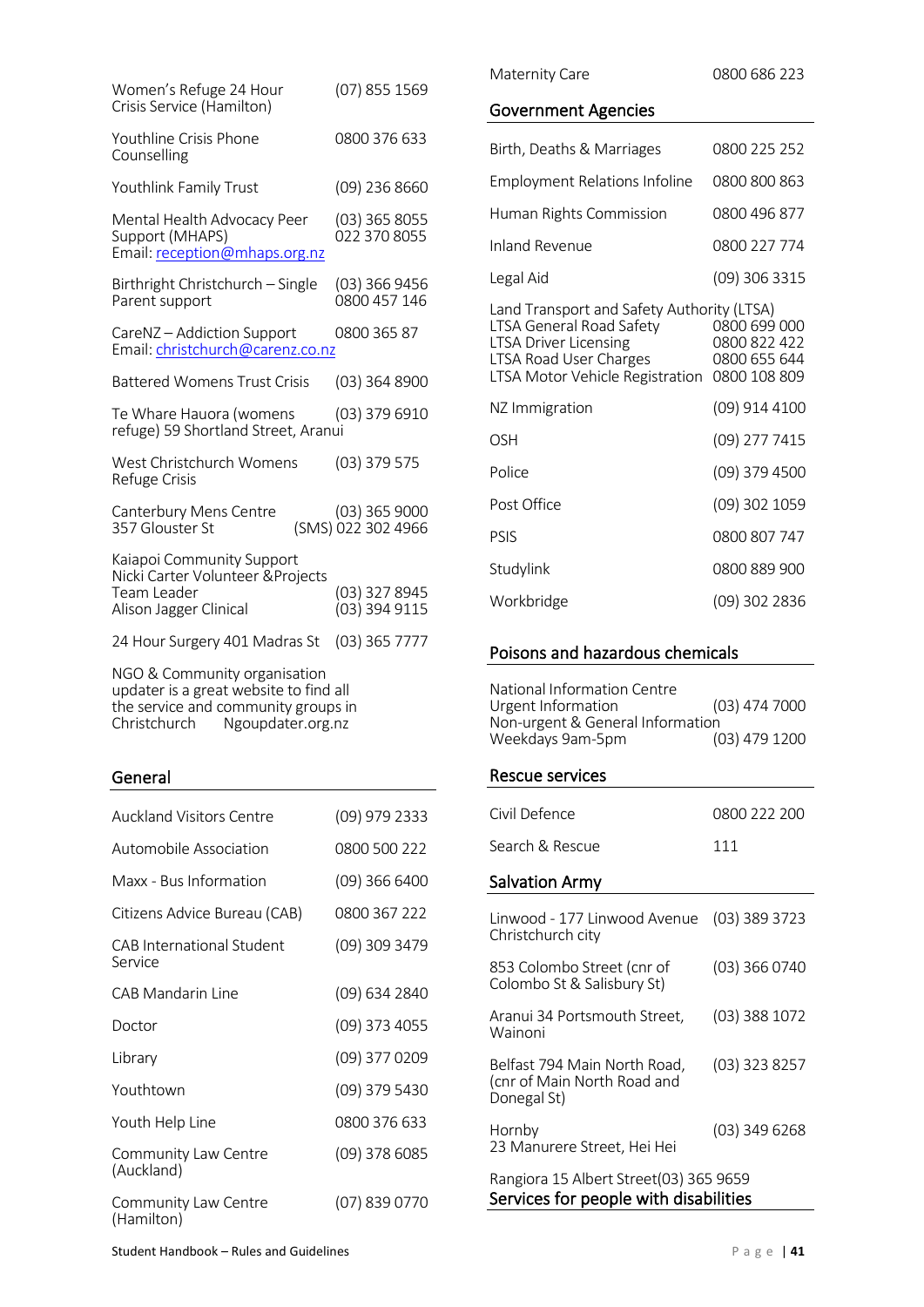| | |
|---|---|
| Women's Refuge 24 Hour Crisis Service (Hamilton) | (07) 855 1569 |
| Youthline Crisis Phone Counselling | 0800 376 633 |
| Youthlink Family Trust | (09) 236 8660 |
| Mental Health Advocacy Peer Support (MHAPS) Email: reception@mhaps.org.nz | (03) 365 8055 022 370 8055 |
| Birthright Christchurch – Single Parent support | (03) 366 9456 0800 457 146 |
| CareNZ – Addiction Support Email: christchurch@carenz.co.nz | 0800 365 87 |
| Battered Womens Trust Crisis | (03) 364 8900 |
| Te Whare Hauora (womens refuge) 59 Shortland Street, Aranui | (03) 379 6910 |
| West Christchurch Womens Refuge Crisis | (03) 379 575 |
| Canterbury Mens Centre 357 Glouster St | (03) 365 9000 (SMS) 022 302 4966 |
| Kaiapoi Community Support Nicki Carter Volunteer &Projects Team Leader Alison Jagger Clinical | (03) 327 8945 (03) 394 9115 |
| 24 Hour Surgery 401 Madras St | (03) 365 7777 |

NGO & Community organisation updater is a great website to find all the service and community groups in Christchurch Ngoupdater.org.nz

## General

| | |
|---|---|
| Auckland Visitors Centre | (09) 979 2333 |
| Automobile Association | 0800 500 222 |
| Maxx - Bus Information | (09) 366 6400 |
| Citizens Advice Bureau (CAB) | 0800 367 222 |
| CAB International Student Service | (09) 309 3479 |
| CAB Mandarin Line | (09) 634 2840 |
| Doctor | (09) 373 4055 |
| Library | (09) 377 0209 |
| Youthtown | (09) 379 5430 |
| Youth Help Line | 0800 376 633 |
| Community Law Centre (Auckland) | (09) 378 6085 |
| Community Law Centre (Hamilton) | (07) 839 0770 |
| Maternity Care | 0800 686 223 |

## Government Agencies

| | |
|---|---|
| Birth, Deaths & Marriages | 0800 225 252 |
| Employment Relations Infoline | 0800 800 863 |
| Human Rights Commission | 0800 496 877 |
| Inland Revenue | 0800 227 774 |
| Legal Aid | (09) 306 3315 |
| Land Transport and Safety Authority (LTSA) | |
| LTSA General Road Safety | 0800 699 000 |
| LTSA Driver Licensing | 0800 822 422 |
| LTSA Road User Charges | 0800 655 644 |
| LTSA Motor Vehicle Registration | 0800 108 809 |
| NZ Immigration | (09) 914 4100 |
| OSH | (09) 277 7415 |
| Police | (09) 379 4500 |
| Post Office | (09) 302 1059 |
| PSIS | 0800 807 747 |
| Studylink | 0800 889 900 |
| Workbridge | (09) 302 2836 |

## Poisons and hazardous chemicals

| | |
|---|---|
| National Information Centre | |
| Urgent Information | (03) 474 7000 |
| Non-urgent & General Information Weekdays 9am-5pm | (03) 479 1200 |

## Rescue services

| | |
|---|---|
| Civil Defence | 0800 222 200 |
| Search & Rescue | 111 |

## Salvation Army

| | |
|---|---|
| Linwood - 177 Linwood Avenue Christchurch city | (03) 389 3723 |
| 853 Colombo Street (cnr of Colombo St & Salisbury St) | (03) 366 0740 |
| Aranui 34 Portsmouth Street, Wainoni | (03) 388 1072 |
| Belfast 794 Main North Road, (cnr of Main North Road and Donegal St) | (03) 323 8257 |
| Hornby 23 Manurere Street, Hei Hei | (03) 349 6268 |
| Rangiora 15 Albert Street | (03) 365 9659 |

## Services for people with disabilities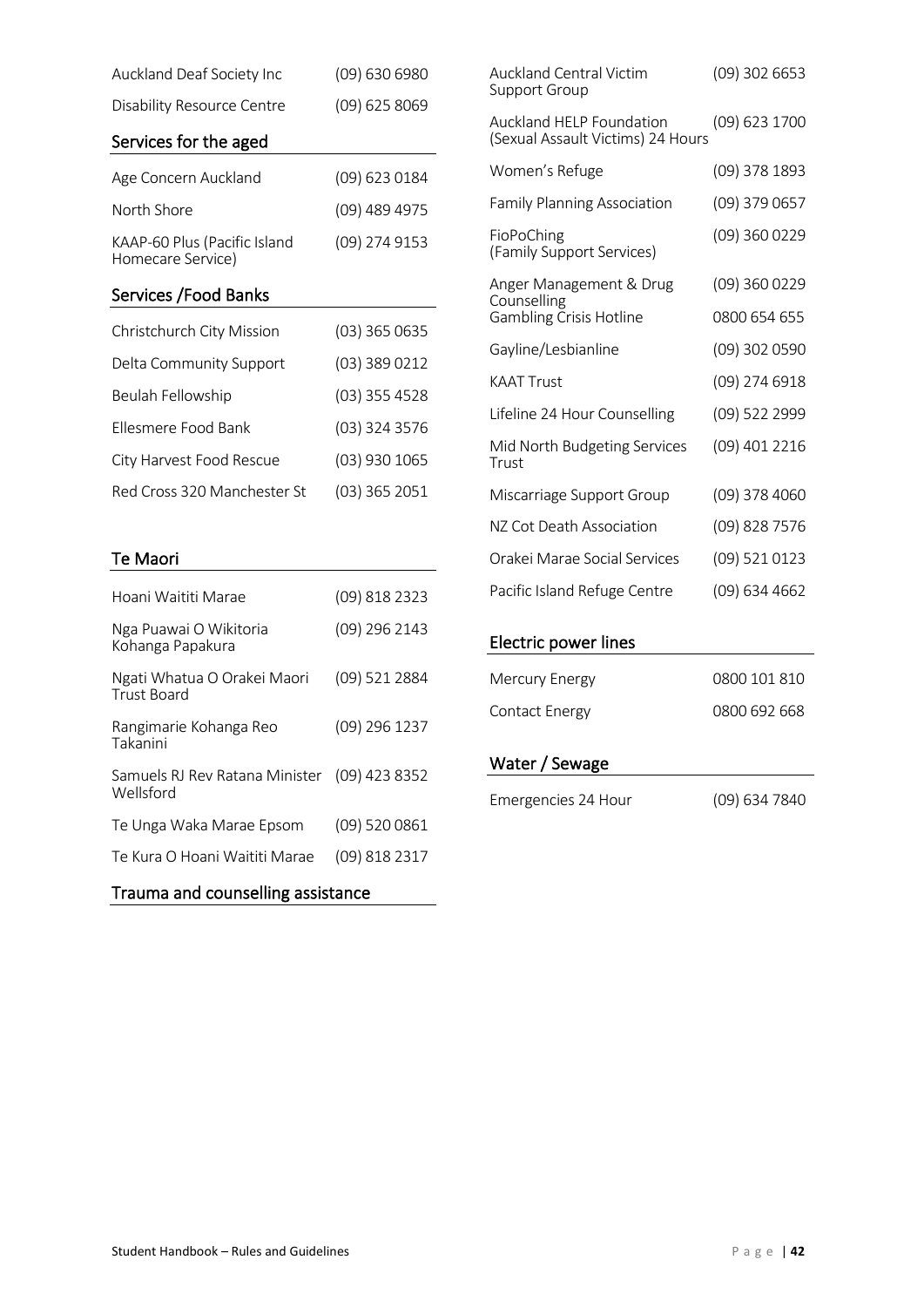| | |
|---|---|
| Auckland Deaf Society Inc | (09) 630 6980 |
| Disability Resource Centre | (09) 625 8069 |

## Services for the aged

| | |
|---|---|
| Age Concern Auckland | (09) 623 0184 |
| North Shore | (09) 489 4975 |
| KAAP-60 Plus (Pacific Island Homecare Service) | (09) 274 9153 |

## Services /Food Banks

| | |
|---|---|
| Christchurch City Mission | (03) 365 0635 |
| Delta Community Support | (03) 389 0212 |
| Beulah Fellowship | (03) 355 4528 |
| Ellesmere Food Bank | (03) 324 3576 |
| City Harvest Food Rescue | (03) 930 1065 |
| Red Cross 320 Manchester St | (03) 365 2051 |

## Te Maori

| | |
|---|---|
| Hoani Waititi Marae | (09) 818 2323 |
| Nga Puawai O Wikitoria Kohanga Papakura | (09) 296 2143 |
| Ngati Whatua O Orakei Maori Trust Board | (09) 521 2884 |
| Rangimarie Kohanga Reo Takanini | (09) 296 1237 |
| Samuels RJ Rev Ratana Minister Wellsford | (09) 423 8352 |
| Te Unga Waka Marae Epsom | (09) 520 0861 |
| Te Kura O Hoani Waititi Marae | (09) 818 2317 |

## Trauma and counselling assistance

| | |
|---|---|
| Auckland Central Victim Support Group | (09) 302 6653 |
| Auckland HELP Foundation (Sexual Assault Victims) 24 Hours | (09) 623 1700 |
| Women's Refuge | (09) 378 1893 |
| Family Planning Association | (09) 379 0657 |
| FioPoChing (Family Support Services) | (09) 360 0229 |
| Anger Management & Drug Counselling | (09) 360 0229 |
| Gambling Crisis Hotline | 0800 654 655 |
| Gayline/Lesbianline | (09) 302 0590 |
| KAAT Trust | (09) 274 6918 |
| Lifeline 24 Hour Counselling | (09) 522 2999 |
| Mid North Budgeting Services Trust | (09) 401 2216 |
| Miscarriage Support Group | (09) 378 4060 |
| NZ Cot Death Association | (09) 828 7576 |
| Orakei Marae Social Services | (09) 521 0123 |
| Pacific Island Refuge Centre | (09) 634 4662 |

## Electric power lines

| | |
|---|---|
| Mercury Energy | 0800 101 810 |
| Contact Energy | 0800 692 668 |

## Water / Sewage

| | |
|---|---|
| Emergencies 24 Hour | (09) 634 7840 |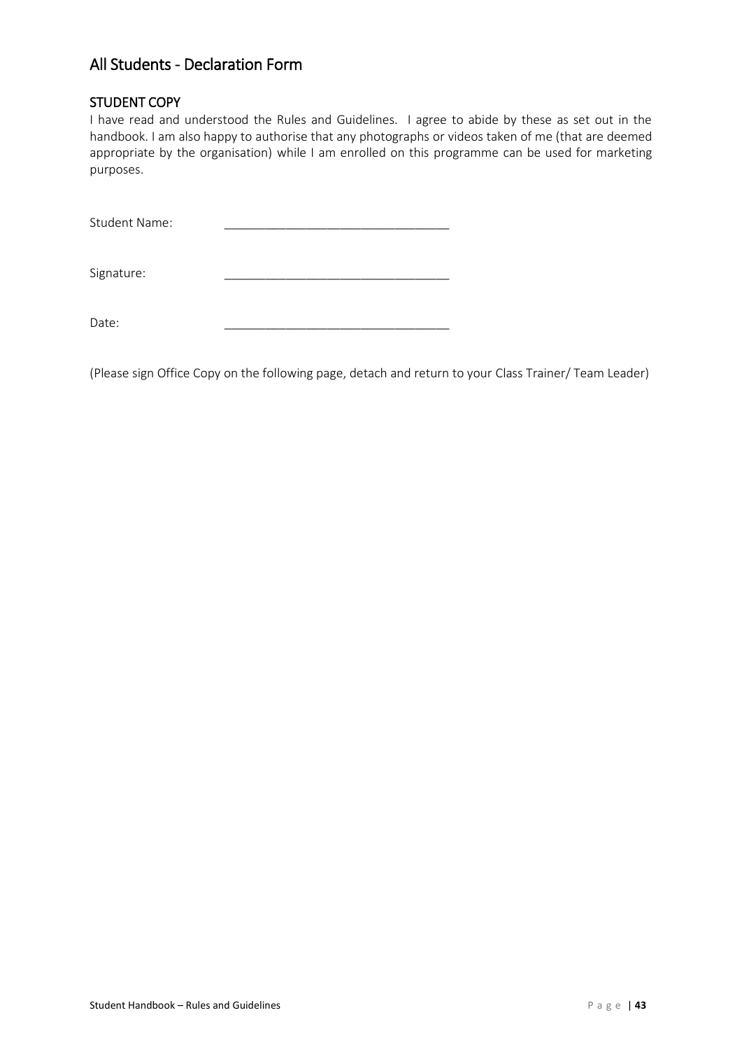## All Students - Declaration Form

### STUDENT COPY

I have read and understood the Rules and Guidelines. I agree to abide by these as set out in the handbook. I am also happy to authorise that any photographs or videos taken of me (that are deemed appropriate by the organisation) while I am enrolled on this programme can be used for marketing purposes.

Student Name: ________________________________

Signature: ________________________________

Date: ________________________________

(Please sign Office Copy on the following page, detach and return to your Class Trainer/ Team Leader)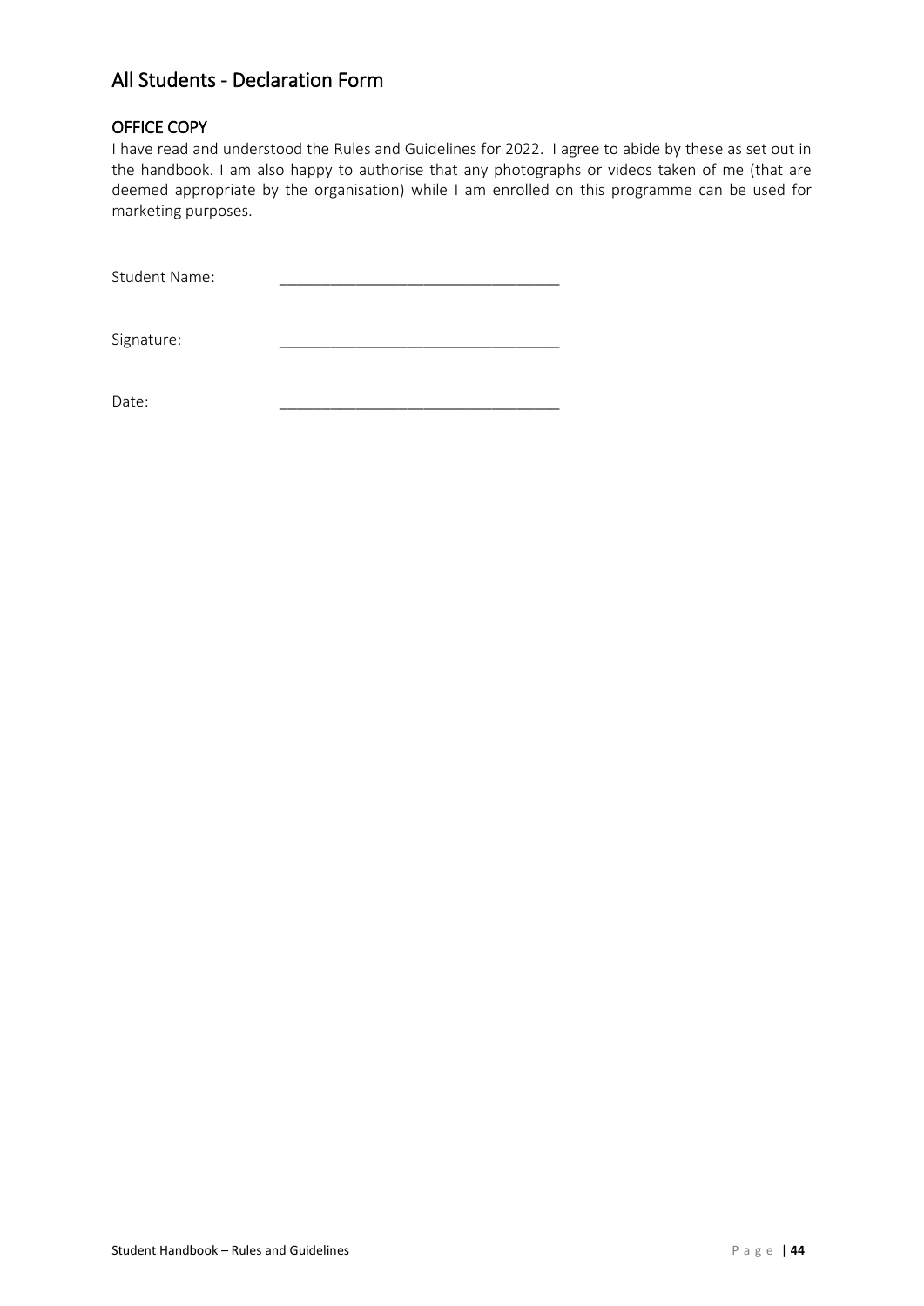## All Students - Declaration Form

### OFFICE COPY

I have read and understood the Rules and Guidelines for 2022. I agree to abide by these as set out in the handbook. I am also happy to authorise that any photographs or videos taken of me (that are deemed appropriate by the organisation) while I am enrolled on this programme can be used for marketing purposes.

Student Name: ________________________________

Signature: ________________________________

Date: ________________________________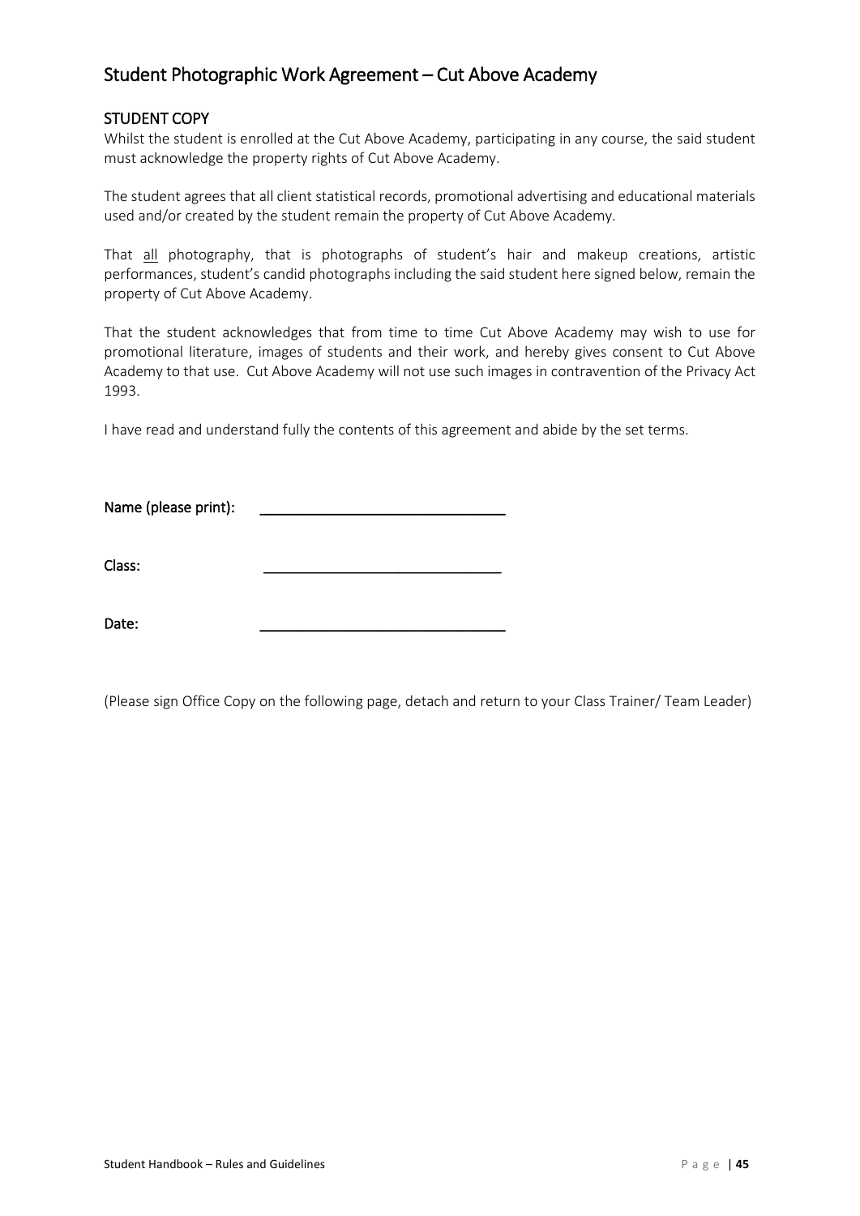## Student Photographic Work Agreement – Cut Above Academy

### STUDENT COPY

Whilst the student is enrolled at the Cut Above Academy, participating in any course, the said student must acknowledge the property rights of Cut Above Academy.

The student agrees that all client statistical records, promotional advertising and educational materials used and/or created by the student remain the property of Cut Above Academy.

That all photography, that is photographs of student's hair and makeup creations, artistic performances, student's candid photographs including the said student here signed below, remain the property of Cut Above Academy.

That the student acknowledges that from time to time Cut Above Academy may wish to use for promotional literature, images of students and their work, and hereby gives consent to Cut Above Academy to that use. Cut Above Academy will not use such images in contravention of the Privacy Act 1993.

I have read and understand fully the contents of this agreement and abide by the set terms.

**Name (please print):** ______________________________

**Class:** ______________________________

**Date:** ______________________________

(Please sign Office Copy on the following page, detach and return to your Class Trainer/ Team Leader)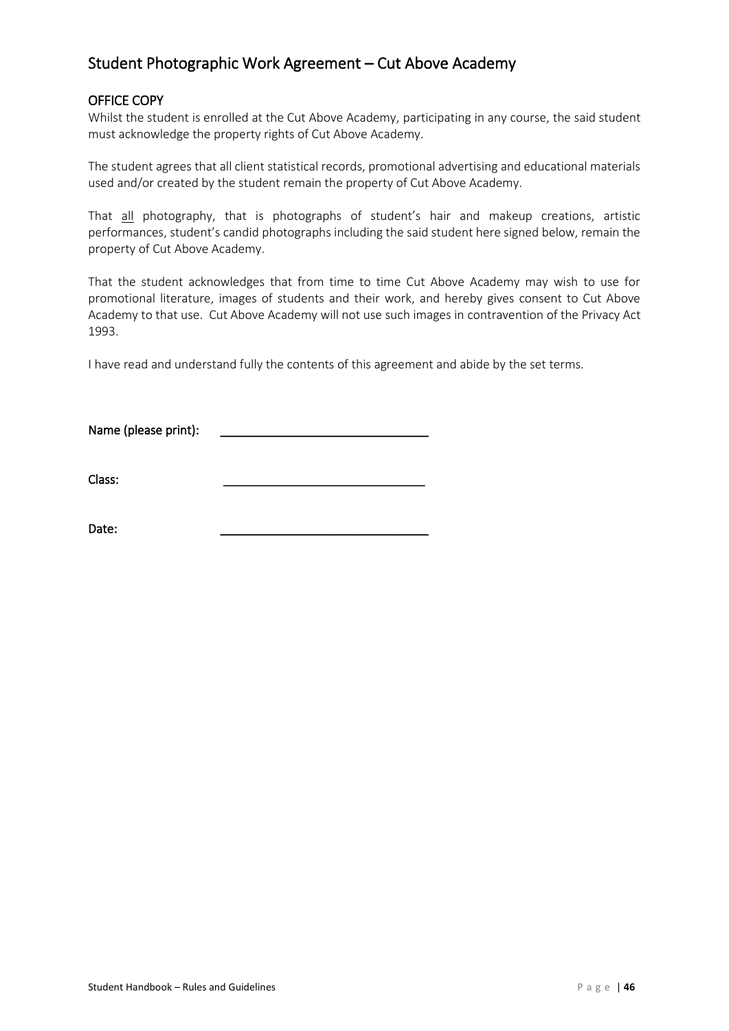## Student Photographic Work Agreement – Cut Above Academy

### OFFICE COPY

Whilst the student is enrolled at the Cut Above Academy, participating in any course, the said student must acknowledge the property rights of Cut Above Academy.

The student agrees that all client statistical records, promotional advertising and educational materials used and/or created by the student remain the property of Cut Above Academy.

That <u>all</u> photography, that is photographs of student's hair and makeup creations, artistic performances, student's candid photographs including the said student here signed below, remain the property of Cut Above Academy.

That the student acknowledges that from time to time Cut Above Academy may wish to use for promotional literature, images of students and their work, and hereby gives consent to Cut Above Academy to that use. Cut Above Academy will not use such images in contravention of the Privacy Act 1993.

I have read and understand fully the contents of this agreement and abide by the set terms.

**Name (please print):** ______________________________

**Class:** ______________________________

**Date:** ______________________________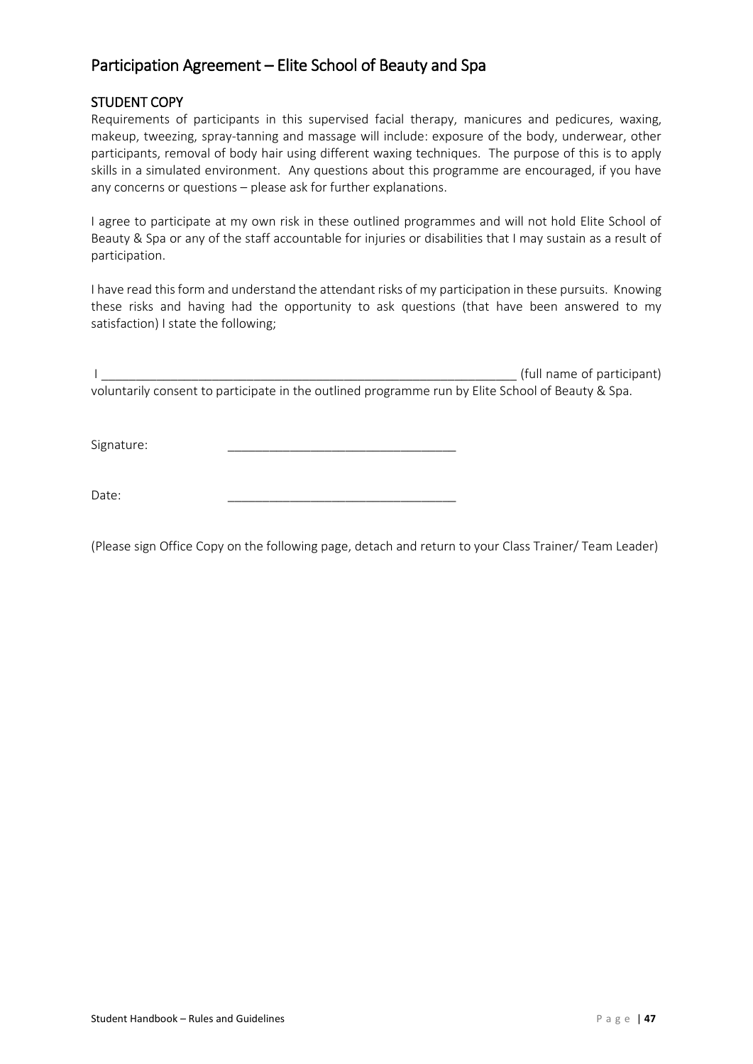## Participation Agreement – Elite School of Beauty and Spa

### STUDENT COPY

Requirements of participants in this supervised facial therapy, manicures and pedicures, waxing, makeup, tweezing, spray-tanning and massage will include: exposure of the body, underwear, other participants, removal of body hair using different waxing techniques. The purpose of this is to apply skills in a simulated environment. Any questions about this programme are encouraged, if you have any concerns or questions – please ask for further explanations.

I agree to participate at my own risk in these outlined programmes and will not hold Elite School of Beauty & Spa or any of the staff accountable for injuries or disabilities that I may sustain as a result of participation.

I have read this form and understand the attendant risks of my participation in these pursuits. Knowing these risks and having had the opportunity to ask questions (that have been answered to my satisfaction) I state the following;

I _____________________________________________________________ (full name of participant) voluntarily consent to participate in the outlined programme run by Elite School of Beauty & Spa.

Signature: _________________________________

Date: _________________________________

(Please sign Office Copy on the following page, detach and return to your Class Trainer/ Team Leader)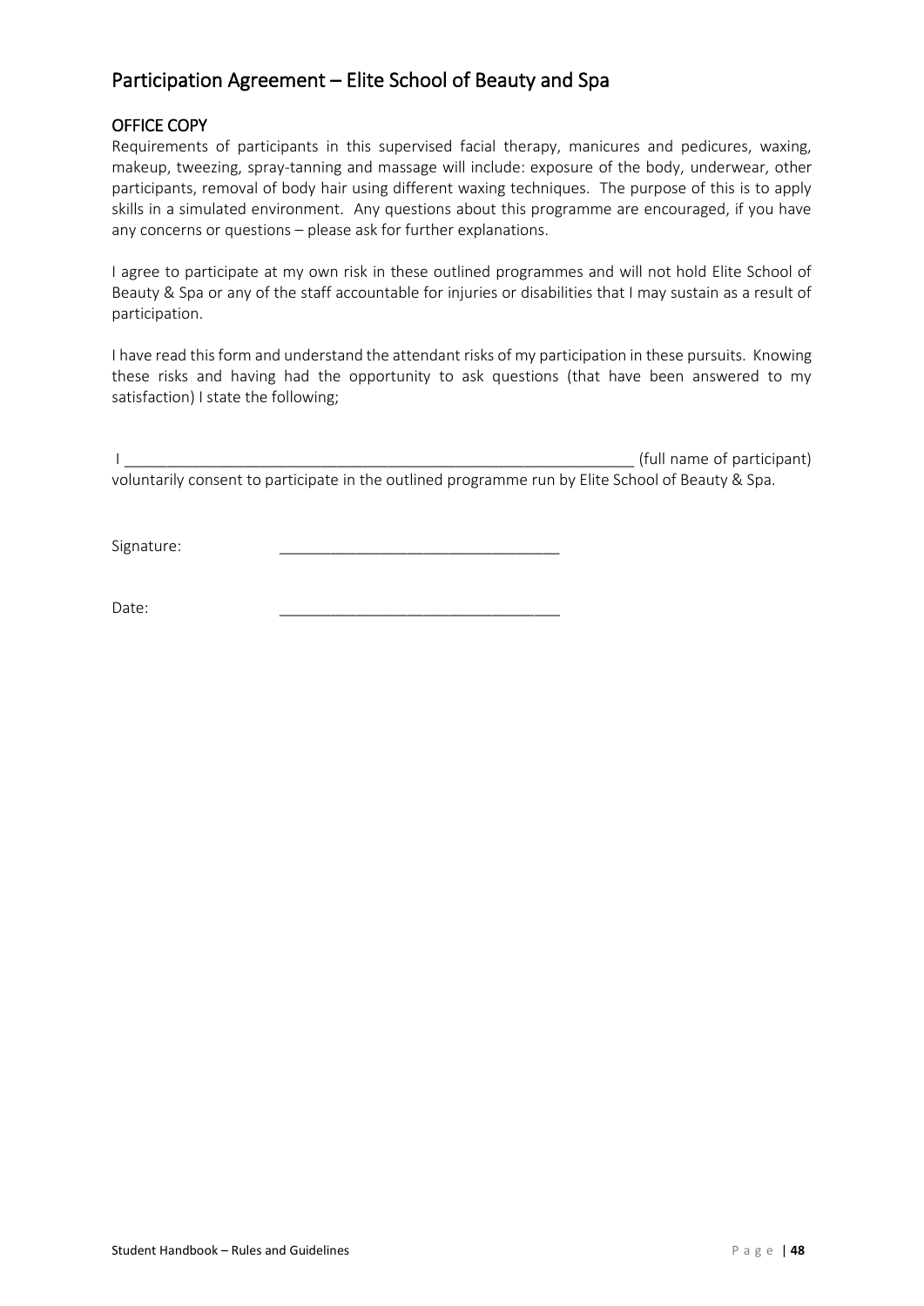## Participation Agreement – Elite School of Beauty and Spa

### OFFICE COPY

Requirements of participants in this supervised facial therapy, manicures and pedicures, waxing, makeup, tweezing, spray-tanning and massage will include: exposure of the body, underwear, other participants, removal of body hair using different waxing techniques. The purpose of this is to apply skills in a simulated environment. Any questions about this programme are encouraged, if you have any concerns or questions – please ask for further explanations.

I agree to participate at my own risk in these outlined programmes and will not hold Elite School of Beauty & Spa or any of the staff accountable for injuries or disabilities that I may sustain as a result of participation.

I have read this form and understand the attendant risks of my participation in these pursuits. Knowing these risks and having had the opportunity to ask questions (that have been answered to my satisfaction) I state the following;

I _______________________________________________________________ (full name of participant) voluntarily consent to participate in the outlined programme run by Elite School of Beauty & Spa.

Signature: _________________________________

Date: _________________________________